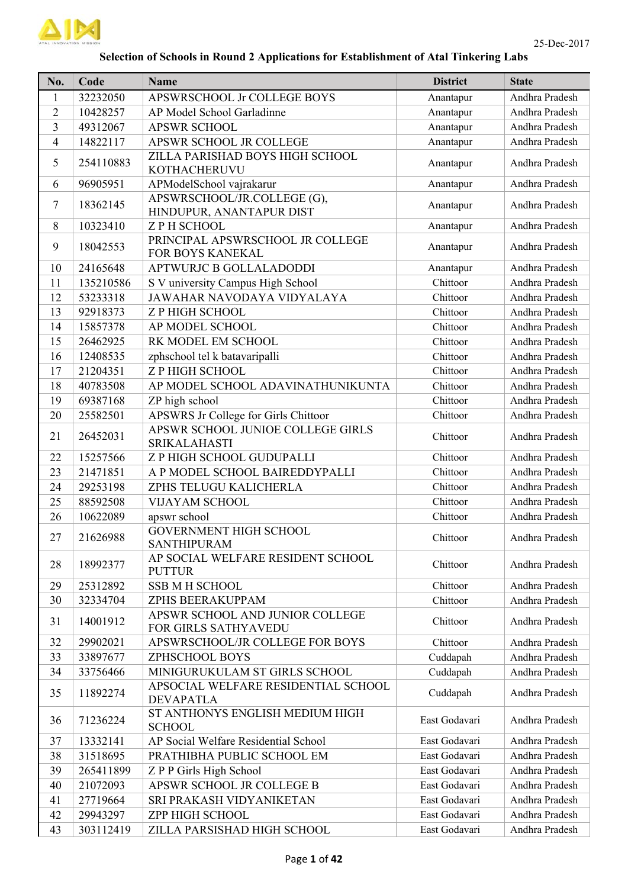25-Dec-2017

### Selection of Schools in Round 2 Applications for Establishment of Atal Tinkering Labs

| No. | Code | Name | District | State |
|---|---|---|---|---|
| 1 | 32232050 | APSWRSCHOOL Jr COLLEGE BOYS | Anantapur | Andhra Pradesh |
| 2 | 10428257 | AP Model School Garladinne | Anantapur | Andhra Pradesh |
| 3 | 49312067 | APSWR SCHOOL | Anantapur | Andhra Pradesh |
| 4 | 14822117 | APSWR SCHOOL JR COLLEGE | Anantapur | Andhra Pradesh |
| 5 | 254110883 | ZILLA PARISHAD BOYS HIGH SCHOOL KOTHACHERUVU | Anantapur | Andhra Pradesh |
| 6 | 96905951 | APModelSchool vajrakarur | Anantapur | Andhra Pradesh |
| 7 | 18362145 | APSWRSCHOOL/JR.COLLEGE (G), HINDUPUR, ANANTAPUR DIST | Anantapur | Andhra Pradesh |
| 8 | 10323410 | Z P H SCHOOL | Anantapur | Andhra Pradesh |
| 9 | 18042553 | PRINCIPAL APSWRSCHOOL JR COLLEGE FOR BOYS KANEKAL | Anantapur | Andhra Pradesh |
| 10 | 24165648 | APTWURJC B GOLLALADODDI | Anantapur | Andhra Pradesh |
| 11 | 135210586 | S V university Campus High School | Chittoor | Andhra Pradesh |
| 12 | 53233318 | JAWAHAR NAVODAYA VIDYALAYA | Chittoor | Andhra Pradesh |
| 13 | 92918373 | Z P HIGH SCHOOL | Chittoor | Andhra Pradesh |
| 14 | 15857378 | AP MODEL SCHOOL | Chittoor | Andhra Pradesh |
| 15 | 26462925 | RK MODEL EM SCHOOL | Chittoor | Andhra Pradesh |
| 16 | 12408535 | zphschool tel k batavaripalli | Chittoor | Andhra Pradesh |
| 17 | 21204351 | Z P HIGH SCHOOL | Chittoor | Andhra Pradesh |
| 18 | 40783508 | AP MODEL SCHOOL ADAVINATHUNIKUNTA | Chittoor | Andhra Pradesh |
| 19 | 69387168 | ZP high school | Chittoor | Andhra Pradesh |
| 20 | 25582501 | APSWRS Jr College for Girls Chittoor | Chittoor | Andhra Pradesh |
| 21 | 26452031 | APSWR SCHOOL JUNIOE COLLEGE GIRLS SRIKALAHASTI | Chittoor | Andhra Pradesh |
| 22 | 15257566 | Z P HIGH SCHOOL GUDUPALLI | Chittoor | Andhra Pradesh |
| 23 | 21471851 | A P MODEL SCHOOL BAIREDDYPALLI | Chittoor | Andhra Pradesh |
| 24 | 29253198 | ZPHS TELUGU KALICHERLA | Chittoor | Andhra Pradesh |
| 25 | 88592508 | VIJAYAM SCHOOL | Chittoor | Andhra Pradesh |
| 26 | 10622089 | apswr school | Chittoor | Andhra Pradesh |
| 27 | 21626988 | GOVERNMENT HIGH SCHOOL SANTHIPURAM | Chittoor | Andhra Pradesh |
| 28 | 18992377 | AP SOCIAL WELFARE RESIDENT SCHOOL PUTTUR | Chittoor | Andhra Pradesh |
| 29 | 25312892 | SSB M H SCHOOL | Chittoor | Andhra Pradesh |
| 30 | 32334704 | ZPHS BEERAKUPPAM | Chittoor | Andhra Pradesh |
| 31 | 14001912 | APSWR SCHOOL AND JUNIOR COLLEGE FOR GIRLS SATHYAVEDU | Chittoor | Andhra Pradesh |
| 32 | 29902021 | APSWRSCHOOL/JR COLLEGE FOR BOYS | Chittoor | Andhra Pradesh |
| 33 | 33897677 | ZPHSCHOOL BOYS | Cuddapah | Andhra Pradesh |
| 34 | 33756466 | MINIGURUKULAM ST GIRLS SCHOOL | Cuddapah | Andhra Pradesh |
| 35 | 11892274 | APSOCIAL WELFARE RESIDENTIAL SCHOOL DEVAPATLA | Cuddapah | Andhra Pradesh |
| 36 | 71236224 | ST ANTHONYS ENGLISH MEDIUM HIGH SCHOOL | East Godavari | Andhra Pradesh |
| 37 | 13332141 | AP Social Welfare Residential School | East Godavari | Andhra Pradesh |
| 38 | 31518695 | PRATHIBHA PUBLIC SCHOOL EM | East Godavari | Andhra Pradesh |
| 39 | 265411899 | Z P P Girls High School | East Godavari | Andhra Pradesh |
| 40 | 21072093 | APSWR SCHOOL JR COLLEGE B | East Godavari | Andhra Pradesh |
| 41 | 27719664 | SRI PRAKASH VIDYANIKETAN | East Godavari | Andhra Pradesh |
| 42 | 29943297 | ZPP HIGH SCHOOL | East Godavari | Andhra Pradesh |
| 43 | 303112419 | ZILLA PARSISHAD HIGH SCHOOL | East Godavari | Andhra Pradesh |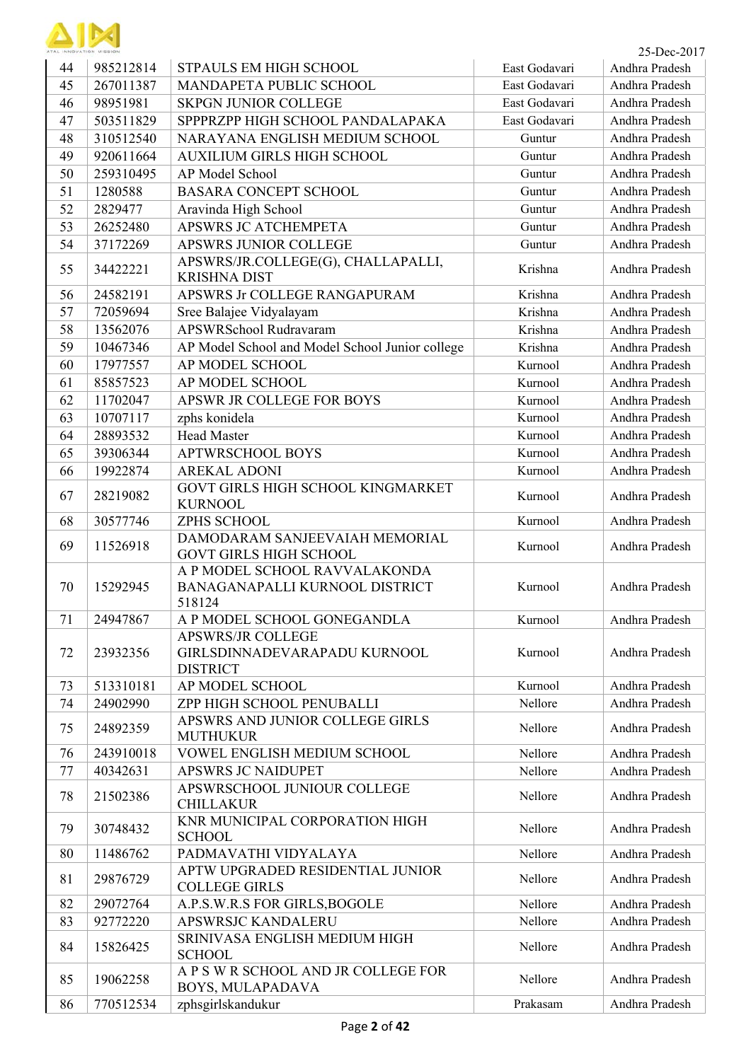| | | | | |
|---|---|---|---|---|
| 44 | 985212814 | STPAULS EM HIGH SCHOOL | East Godavari | Andhra Pradesh |
| 45 | 267011387 | MANDAPETA PUBLIC SCHOOL | East Godavari | Andhra Pradesh |
| 46 | 98951981 | SKPGN JUNIOR COLLEGE | East Godavari | Andhra Pradesh |
| 47 | 503511829 | SPPPRZPP HIGH SCHOOL PANDALAPAKA | East Godavari | Andhra Pradesh |
| 48 | 310512540 | NARAYANA ENGLISH MEDIUM SCHOOL | Guntur | Andhra Pradesh |
| 49 | 920611664 | AUXILIUM GIRLS HIGH SCHOOL | Guntur | Andhra Pradesh |
| 50 | 259310495 | AP Model School | Guntur | Andhra Pradesh |
| 51 | 1280588 | BASARA CONCEPT SCHOOL | Guntur | Andhra Pradesh |
| 52 | 2829477 | Aravinda High School | Guntur | Andhra Pradesh |
| 53 | 26252480 | APSWRS JC ATCHEMPETA | Guntur | Andhra Pradesh |
| 54 | 37172269 | APSWRS JUNIOR COLLEGE | Guntur | Andhra Pradesh |
| 55 | 34422221 | APSWRS/JR.COLLEGE(G), CHALLAPALLI, KRISHNA DIST | Krishna | Andhra Pradesh |
| 56 | 24582191 | APSWRS Jr COLLEGE RANGAPURAM | Krishna | Andhra Pradesh |
| 57 | 72059694 | Sree Balajee Vidyalayam | Krishna | Andhra Pradesh |
| 58 | 13562076 | APSWRSchool Rudravaram | Krishna | Andhra Pradesh |
| 59 | 10467346 | AP Model School and Model School Junior college | Krishna | Andhra Pradesh |
| 60 | 17977557 | AP MODEL SCHOOL | Kurnool | Andhra Pradesh |
| 61 | 85857523 | AP MODEL SCHOOL | Kurnool | Andhra Pradesh |
| 62 | 11702047 | APSWR JR COLLEGE FOR BOYS | Kurnool | Andhra Pradesh |
| 63 | 10707117 | zphs konidela | Kurnool | Andhra Pradesh |
| 64 | 28893532 | Head Master | Kurnool | Andhra Pradesh |
| 65 | 39306344 | APTWRSCHOOL BOYS | Kurnool | Andhra Pradesh |
| 66 | 19922874 | AREKAL ADONI | Kurnool | Andhra Pradesh |
| 67 | 28219082 | GOVT GIRLS HIGH SCHOOL KINGMARKET KURNOOL | Kurnool | Andhra Pradesh |
| 68 | 30577746 | ZPHS SCHOOL | Kurnool | Andhra Pradesh |
| 69 | 11526918 | DAMODARAM SANJEEVAIAH MEMORIAL GOVT GIRLS HIGH SCHOOL | Kurnool | Andhra Pradesh |
| 70 | 15292945 | A P MODEL SCHOOL RAVVALAKONDA BANAGANAPALLI KURNOOL DISTRICT 518124 | Kurnool | Andhra Pradesh |
| 71 | 24947867 | A P MODEL SCHOOL GONEGANDLA | Kurnool | Andhra Pradesh |
| 72 | 23932356 | APSWRS/JR COLLEGE GIRLSDINNADEVARAPADU KURNOOL DISTRICT | Kurnool | Andhra Pradesh |
| 73 | 513310181 | AP MODEL SCHOOL | Kurnool | Andhra Pradesh |
| 74 | 24902990 | ZPP HIGH SCHOOL PENUBALLI | Nellore | Andhra Pradesh |
| 75 | 24892359 | APSWRS AND JUNIOR COLLEGE GIRLS MUTHUKUR | Nellore | Andhra Pradesh |
| 76 | 243910018 | VOWEL ENGLISH MEDIUM SCHOOL | Nellore | Andhra Pradesh |
| 77 | 40342631 | APSWRS JC NAIDUPET | Nellore | Andhra Pradesh |
| 78 | 21502386 | APSWRSCHOOL JUNIOUR COLLEGE CHILLAKUR | Nellore | Andhra Pradesh |
| 79 | 30748432 | KNR MUNICIPAL CORPORATION HIGH SCHOOL | Nellore | Andhra Pradesh |
| 80 | 11486762 | PADMAVATHI VIDYALAYA | Nellore | Andhra Pradesh |
| 81 | 29876729 | APTW UPGRADED RESIDENTIAL JUNIOR COLLEGE GIRLS | Nellore | Andhra Pradesh |
| 82 | 29072764 | A.P.S.W.R.S FOR GIRLS,BOGOLE | Nellore | Andhra Pradesh |
| 83 | 92772220 | APSWRSJC KANDALERU | Nellore | Andhra Pradesh |
| 84 | 15826425 | SRINIVASA ENGLISH MEDIUM HIGH SCHOOL | Nellore | Andhra Pradesh |
| 85 | 19062258 | A P S W R SCHOOL AND JR COLLEGE FOR BOYS, MULAPADAVA | Nellore | Andhra Pradesh |
| 86 | 770512534 | zphsgirlskandukur | Prakasam | Andhra Pradesh |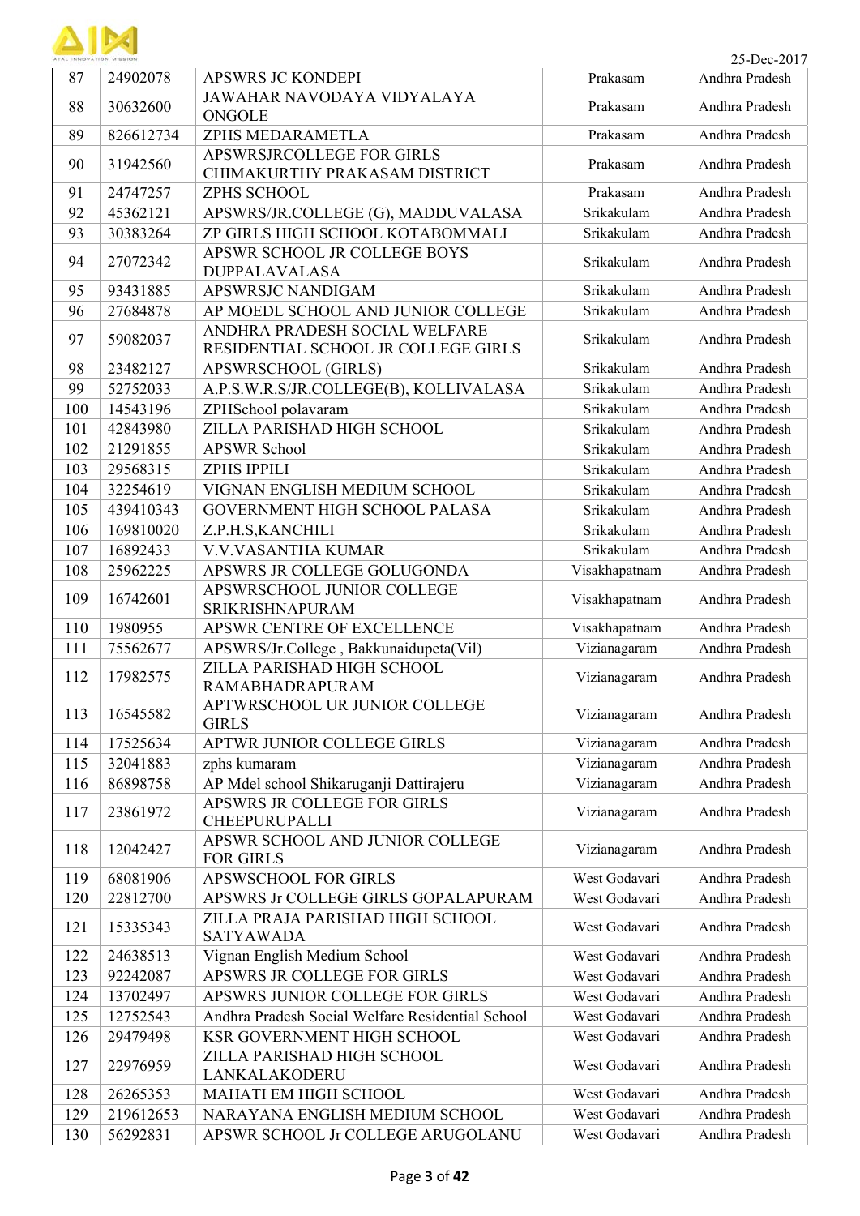25-Dec-2017

| 87 | 24902078 | APSWRS JC KONDEPI | Prakasam | Andhra Pradesh |
|---|---|---|---|---|
| 88 | 30632600 | JAWAHAR NAVODAYA VIDYALAYA ONGOLE | Prakasam | Andhra Pradesh |
| 89 | 826612734 | ZPHS MEDARAMETLA | Prakasam | Andhra Pradesh |
| 90 | 31942560 | APSWRSJRCOLLEGE FOR GIRLS CHIMAKURTHY PRAKASAM DISTRICT | Prakasam | Andhra Pradesh |
| 91 | 24747257 | ZPHS SCHOOL | Prakasam | Andhra Pradesh |
| 92 | 45362121 | APSWRS/JR.COLLEGE (G), MADDUVALASA | Srikakulam | Andhra Pradesh |
| 93 | 30383264 | ZP GIRLS HIGH SCHOOL KOTABOMMALI | Srikakulam | Andhra Pradesh |
| 94 | 27072342 | APSWR SCHOOL JR COLLEGE BOYS DUPPALAVALASA | Srikakulam | Andhra Pradesh |
| 95 | 93431885 | APSWRSJC NANDIGAM | Srikakulam | Andhra Pradesh |
| 96 | 27684878 | AP MOEDL SCHOOL AND JUNIOR COLLEGE | Srikakulam | Andhra Pradesh |
| 97 | 59082037 | ANDHRA PRADESH SOCIAL WELFARE RESIDENTIAL SCHOOL JR COLLEGE GIRLS | Srikakulam | Andhra Pradesh |
| 98 | 23482127 | APSWRSCHOOL (GIRLS) | Srikakulam | Andhra Pradesh |
| 99 | 52752033 | A.P.S.W.R.S/JR.COLLEGE(B), KOLLIVALASA | Srikakulam | Andhra Pradesh |
| 100 | 14543196 | ZPHSchool polavaram | Srikakulam | Andhra Pradesh |
| 101 | 42843980 | ZILLA PARISHAD HIGH SCHOOL | Srikakulam | Andhra Pradesh |
| 102 | 21291855 | APSWR School | Srikakulam | Andhra Pradesh |
| 103 | 29568315 | ZPHS IPPILI | Srikakulam | Andhra Pradesh |
| 104 | 32254619 | VIGNAN ENGLISH MEDIUM SCHOOL | Srikakulam | Andhra Pradesh |
| 105 | 439410343 | GOVERNMENT HIGH SCHOOL PALASA | Srikakulam | Andhra Pradesh |
| 106 | 169810020 | Z.P.H.S,KANCHILI | Srikakulam | Andhra Pradesh |
| 107 | 16892433 | V.V.VASANTHA KUMAR | Srikakulam | Andhra Pradesh |
| 108 | 25962225 | APSWRS JR COLLEGE GOLUGONDA | Visakhapatnam | Andhra Pradesh |
| 109 | 16742601 | APSWRSCHOOL JUNIOR COLLEGE SRIKRISHNAPURAM | Visakhapatnam | Andhra Pradesh |
| 110 | 1980955 | APSWR CENTRE OF EXCELLENCE | Visakhapatnam | Andhra Pradesh |
| 111 | 75562677 | APSWRS/Jr.College , Bakkunaidupeta(Vil) | Vizianagaram | Andhra Pradesh |
| 112 | 17982575 | ZILLA PARISHAD HIGH SCHOOL RAMABHADRAPURAM | Vizianagaram | Andhra Pradesh |
| 113 | 16545582 | APTWRSCHOOL UR JUNIOR COLLEGE GIRLS | Vizianagaram | Andhra Pradesh |
| 114 | 17525634 | APTWR JUNIOR COLLEGE GIRLS | Vizianagaram | Andhra Pradesh |
| 115 | 32041883 | zphs kumaram | Vizianagaram | Andhra Pradesh |
| 116 | 86898758 | AP Mdel school Shikaruganji Dattirajeru | Vizianagaram | Andhra Pradesh |
| 117 | 23861972 | APSWRS JR COLLEGE FOR GIRLS CHEEPURUPALLI | Vizianagaram | Andhra Pradesh |
| 118 | 12042427 | APSWR SCHOOL AND JUNIOR COLLEGE FOR GIRLS | Vizianagaram | Andhra Pradesh |
| 119 | 68081906 | APSWSCHOOL FOR GIRLS | West Godavari | Andhra Pradesh |
| 120 | 22812700 | APSWRS Jr COLLEGE GIRLS GOPALAPURAM | West Godavari | Andhra Pradesh |
| 121 | 15335343 | ZILLA PRAJA PARISHAD HIGH SCHOOL SATYAWADA | West Godavari | Andhra Pradesh |
| 122 | 24638513 | Vignan English Medium School | West Godavari | Andhra Pradesh |
| 123 | 92242087 | APSWRS JR COLLEGE FOR GIRLS | West Godavari | Andhra Pradesh |
| 124 | 13702497 | APSWRS JUNIOR COLLEGE FOR GIRLS | West Godavari | Andhra Pradesh |
| 125 | 12752543 | Andhra Pradesh Social Welfare Residential School | West Godavari | Andhra Pradesh |
| 126 | 29479498 | KSR GOVERNMENT HIGH SCHOOL | West Godavari | Andhra Pradesh |
| 127 | 22976959 | ZILLA PARISHAD HIGH SCHOOL LANKALAKODERU | West Godavari | Andhra Pradesh |
| 128 | 26265353 | MAHATI EM HIGH SCHOOL | West Godavari | Andhra Pradesh |
| 129 | 219612653 | NARAYANA ENGLISH MEDIUM SCHOOL | West Godavari | Andhra Pradesh |
| 130 | 56292831 | APSWR SCHOOL Jr COLLEGE ARUGOLANU | West Godavari | Andhra Pradesh |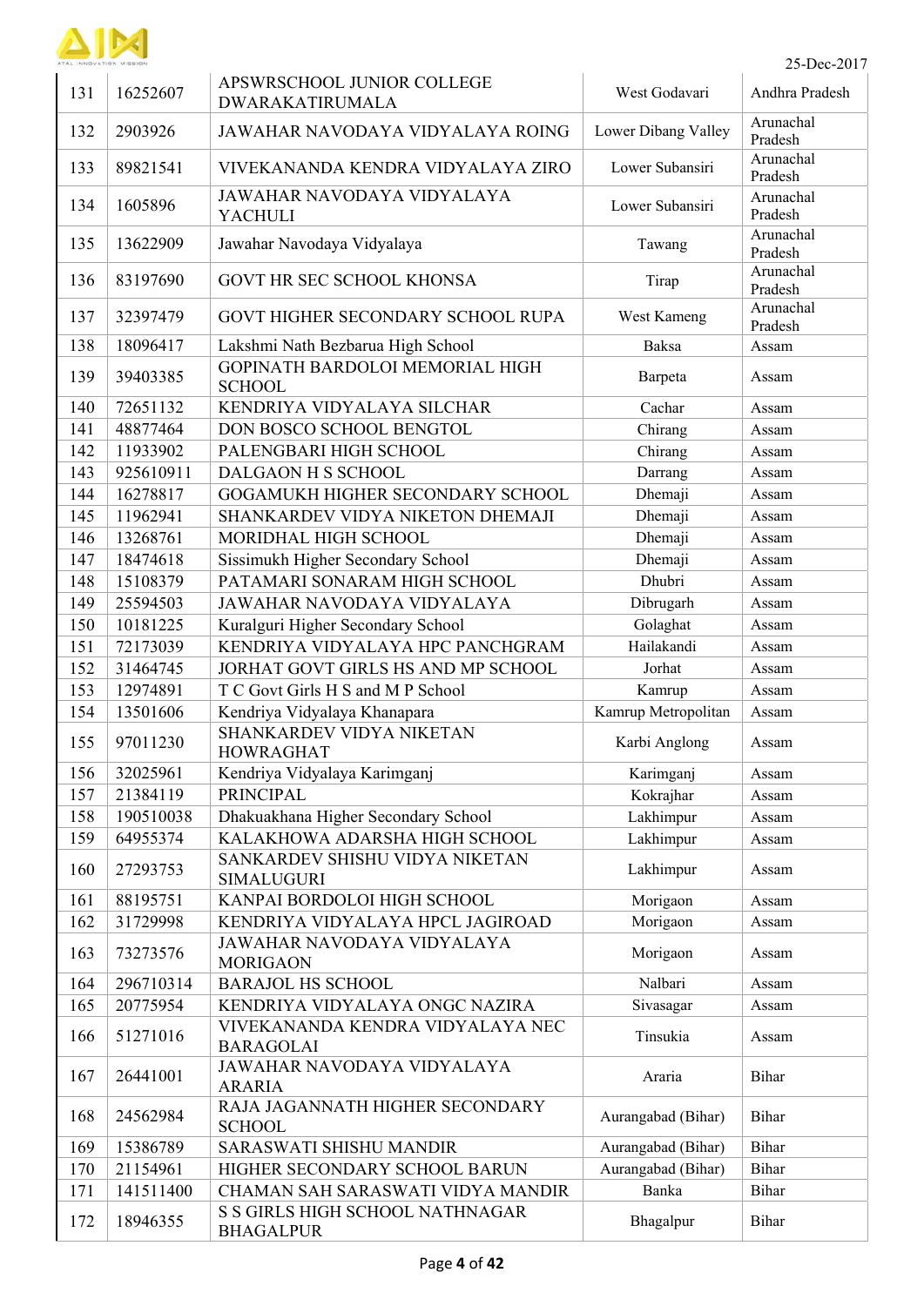25-Dec-2017

| 131 | 16252607 | APSWRSCHOOL JUNIOR COLLEGE DWARAKATIRUMALA | West Godavari | Andhra Pradesh |
|---|---|---|---|---|
| 132 | 2903926 | JAWAHAR NAVODAYA VIDYALAYA ROING | Lower Dibang Valley | Arunachal Pradesh |
| 133 | 89821541 | VIVEKANANDA KENDRA VIDYALAYA ZIRO | Lower Subansiri | Arunachal Pradesh |
| 134 | 1605896 | JAWAHAR NAVODAYA VIDYALAYA YACHULI | Lower Subansiri | Arunachal Pradesh |
| 135 | 13622909 | Jawahar Navodaya Vidyalaya | Tawang | Arunachal Pradesh |
| 136 | 83197690 | GOVT HR SEC SCHOOL KHONSA | Tirap | Arunachal Pradesh |
| 137 | 32397479 | GOVT HIGHER SECONDARY SCHOOL RUPA | West Kameng | Arunachal Pradesh |
| 138 | 18096417 | Lakshmi Nath Bezbarua High School | Baksa | Assam |
| 139 | 39403385 | GOPINATH BARDOLOI MEMORIAL HIGH SCHOOL | Barpeta | Assam |
| 140 | 72651132 | KENDRIYA VIDYALAYA SILCHAR | Cachar | Assam |
| 141 | 48877464 | DON BOSCO SCHOOL BENGTOL | Chirang | Assam |
| 142 | 11933902 | PALENGBARI HIGH SCHOOL | Chirang | Assam |
| 143 | 925610911 | DALGAON H S SCHOOL | Darrang | Assam |
| 144 | 16278817 | GOGAMUKH HIGHER SECONDARY SCHOOL | Dhemaji | Assam |
| 145 | 11962941 | SHANKARDEV VIDYA NIKETON DHEMAJI | Dhemaji | Assam |
| 146 | 13268761 | MORIDHAL HIGH SCHOOL | Dhemaji | Assam |
| 147 | 18474618 | Sissimukh Higher Secondary School | Dhemaji | Assam |
| 148 | 15108379 | PATAMARI SONARAM HIGH SCHOOL | Dhubri | Assam |
| 149 | 25594503 | JAWAHAR NAVODAYA VIDYALAYA | Dibrugarh | Assam |
| 150 | 10181225 | Kuralguri Higher Secondary School | Golaghat | Assam |
| 151 | 72173039 | KENDRIYA VIDYALAYA HPC PANCHGRAM | Hailakandi | Assam |
| 152 | 31464745 | JORHAT GOVT GIRLS HS AND MP SCHOOL | Jorhat | Assam |
| 153 | 12974891 | T C Govt Girls H S and M P School | Kamrup | Assam |
| 154 | 13501606 | Kendriya Vidyalaya Khanapara | Kamrup Metropolitan | Assam |
| 155 | 97011230 | SHANKARDEV VIDYA NIKETAN HOWRAGHAT | Karbi Anglong | Assam |
| 156 | 32025961 | Kendriya Vidyalaya Karimganj | Karimganj | Assam |
| 157 | 21384119 | PRINCIPAL | Kokrajhar | Assam |
| 158 | 190510038 | Dhakuakhana Higher Secondary School | Lakhimpur | Assam |
| 159 | 64955374 | KALAKHOWA ADARSHA HIGH SCHOOL | Lakhimpur | Assam |
| 160 | 27293753 | SANKARDEV SHISHU VIDYA NIKETAN SIMALUGURI | Lakhimpur | Assam |
| 161 | 88195751 | KANPAI BORDOLOI HIGH SCHOOL | Morigaon | Assam |
| 162 | 31729998 | KENDRIYA VIDYALAYA HPCL JAGIROAD | Morigaon | Assam |
| 163 | 73273576 | JAWAHAR NAVODAYA VIDYALAYA MORIGAON | Morigaon | Assam |
| 164 | 296710314 | BARAJOL HS SCHOOL | Nalbari | Assam |
| 165 | 20775954 | KENDRIYA VIDYALAYA ONGC NAZIRA | Sivasagar | Assam |
| 166 | 51271016 | VIVEKANANDA KENDRA VIDYALAYA NEC BARAGOLAI | Tinsukia | Assam |
| 167 | 26441001 | JAWAHAR NAVODAYA VIDYALAYA ARARIA | Araria | Bihar |
| 168 | 24562984 | RAJA JAGANNATH HIGHER SECONDARY SCHOOL | Aurangabad (Bihar) | Bihar |
| 169 | 15386789 | SARASWATI SHISHU MANDIR | Aurangabad (Bihar) | Bihar |
| 170 | 21154961 | HIGHER SECONDARY SCHOOL BARUN | Aurangabad (Bihar) | Bihar |
| 171 | 141511400 | CHAMAN SAH SARASWATI VIDYA MANDIR | Banka | Bihar |
| 172 | 18946355 | S S GIRLS HIGH SCHOOL NATHNAGAR BHAGALPUR | Bhagalpur | Bihar |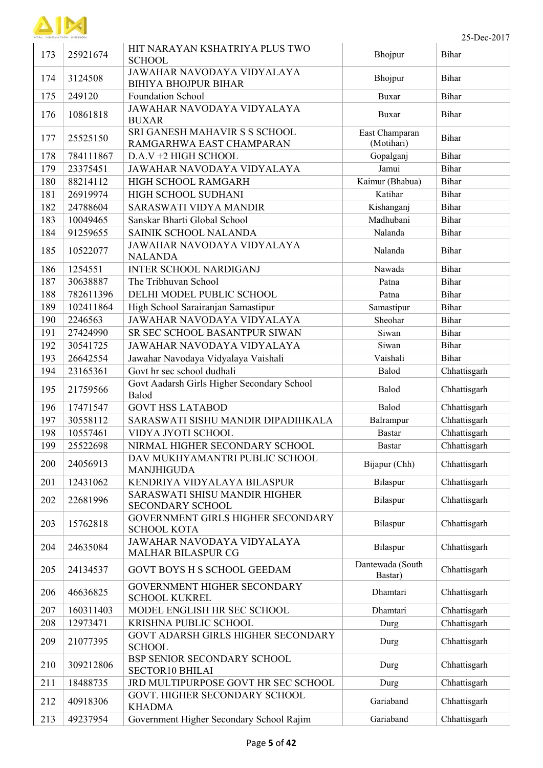| 173 | 25921674 | HIT NARAYAN KSHATRIYA PLUS TWO SCHOOL | Bhojpur | Bihar |
|---|---|---|---|---|
| 174 | 3124508 | JAWAHAR NAVODAYA VIDYALAYA BIHIYA BHOJPUR BIHAR | Bhojpur | Bihar |
| 175 | 249120 | Foundation School | Buxar | Bihar |
| 176 | 10861818 | JAWAHAR NAVODAYA VIDYALAYA BUXAR | Buxar | Bihar |
| 177 | 25525150 | SRI GANESH MAHAVIR S S SCHOOL RAMGARHWA EAST CHAMPARAN | East Champaran (Motihari) | Bihar |
| 178 | 784111867 | D.A.V +2 HIGH SCHOOL | Gopalganj | Bihar |
| 179 | 23375451 | JAWAHAR NAVODAYA VIDYALAYA | Jamui | Bihar |
| 180 | 88214112 | HIGH SCHOOL RAMGARH | Kaimur (Bhabua) | Bihar |
| 181 | 26919974 | HIGH SCHOOL SUDHANI | Katihar | Bihar |
| 182 | 24788604 | SARASWATI VIDYA MANDIR | Kishanganj | Bihar |
| 183 | 10049465 | Sanskar Bharti Global School | Madhubani | Bihar |
| 184 | 91259655 | SAINIK SCHOOL NALANDA | Nalanda | Bihar |
| 185 | 10522077 | JAWAHAR NAVODAYA VIDYALAYA NALANDA | Nalanda | Bihar |
| 186 | 1254551 | INTER SCHOOL NARDIGANJ | Nawada | Bihar |
| 187 | 30638887 | The Tribhuvan School | Patna | Bihar |
| 188 | 782611396 | DELHI MODEL PUBLIC SCHOOL | Patna | Bihar |
| 189 | 102411864 | High School Sarairanjan Samastipur | Samastipur | Bihar |
| 190 | 2246563 | JAWAHAR NAVODAYA VIDYALAYA | Sheohar | Bihar |
| 191 | 27424990 | SR SEC SCHOOL BASANTPUR SIWAN | Siwan | Bihar |
| 192 | 30541725 | JAWAHAR NAVODAYA VIDYALAYA | Siwan | Bihar |
| 193 | 26642554 | Jawahar Navodaya Vidyalaya Vaishali | Vaishali | Bihar |
| 194 | 23165361 | Govt hr sec school dudhali | Balod | Chhattisgarh |
| 195 | 21759566 | Govt Aadarsh Girls Higher Secondary School Balod | Balod | Chhattisgarh |
| 196 | 17471547 | GOVT HSS LATABOD | Balod | Chhattisgarh |
| 197 | 30558112 | SARASWATI SISHU MANDIR DIPADIHKALA | Balrampur | Chhattisgarh |
| 198 | 10557461 | VIDYA JYOTI SCHOOL | Bastar | Chhattisgarh |
| 199 | 25522698 | NIRMAL HIGHER SECONDARY SCHOOL | Bastar | Chhattisgarh |
| 200 | 24056913 | DAV MUKHYAMANTRI PUBLIC SCHOOL MANJHIGUDA | Bijapur (Chh) | Chhattisgarh |
| 201 | 12431062 | KENDRIYA VIDYALAYA BILASPUR | Bilaspur | Chhattisgarh |
| 202 | 22681996 | SARASWATI SHISU MANDIR HIGHER SECONDARY SCHOOL | Bilaspur | Chhattisgarh |
| 203 | 15762818 | GOVERNMENT GIRLS HIGHER SECONDARY SCHOOL KOTA | Bilaspur | Chhattisgarh |
| 204 | 24635084 | JAWAHAR NAVODAYA VIDYALAYA MALHAR BILASPUR CG | Bilaspur | Chhattisgarh |
| 205 | 24134537 | GOVT BOYS H S SCHOOL GEEDAM | Dantewada (South Bastar) | Chhattisgarh |
| 206 | 46636825 | GOVERNMENT HIGHER SECONDARY SCHOOL KUKREL | Dhamtari | Chhattisgarh |
| 207 | 160311403 | MODEL ENGLISH HR SEC SCHOOL | Dhamtari | Chhattisgarh |
| 208 | 12973471 | KRISHNA PUBLIC SCHOOL | Durg | Chhattisgarh |
| 209 | 21077395 | GOVT ADARSH GIRLS HIGHER SECONDARY SCHOOL | Durg | Chhattisgarh |
| 210 | 309212806 | BSP SENIOR SECONDARY SCHOOL SECTOR10 BHILAI | Durg | Chhattisgarh |
| 211 | 18488735 | JRD MULTIPURPOSE GOVT HR SEC SCHOOL | Durg | Chhattisgarh |
| 212 | 40918306 | GOVT. HIGHER SECONDARY SCHOOL KHADMA | Gariaband | Chhattisgarh |
| 213 | 49237954 | Government Higher Secondary School Rajim | Gariaband | Chhattisgarh |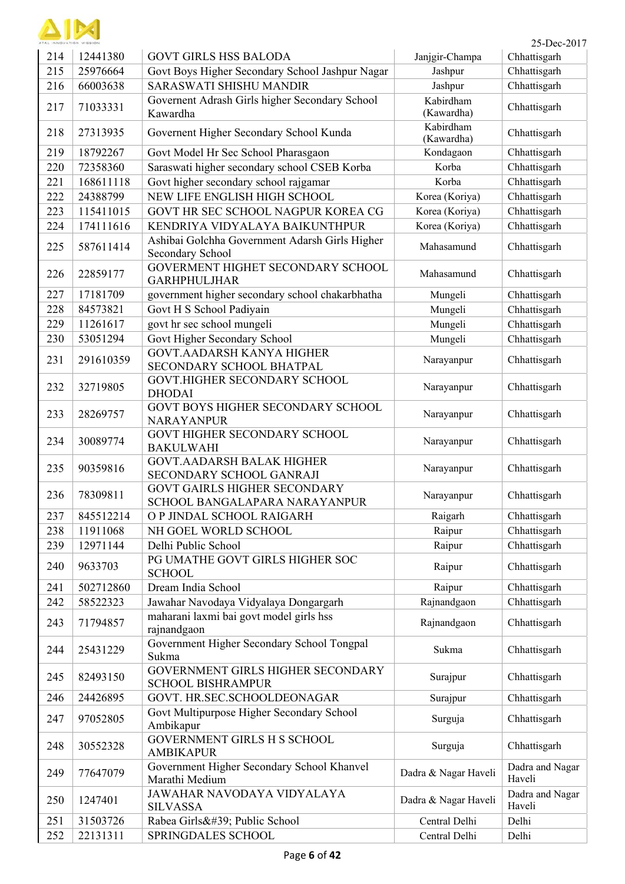25-Dec-2017

| | | | | |
|---|---|---|---|---|
| 214 | 12441380 | GOVT GIRLS HSS BALODA | Janjgir-Champa | Chhattisgarh |
| 215 | 25976664 | Govt Boys Higher Secondary School Jashpur Nagar | Jashpur | Chhattisgarh |
| 216 | 66003638 | SARASWATI SHISHU MANDIR | Jashpur | Chhattisgarh |
| 217 | 71033331 | Governent Adrash Girls higher Secondary School Kawardha | Kabirdham (Kawardha) | Chhattisgarh |
| 218 | 27313935 | Governent Higher Secondary School Kunda | Kabirdham (Kawardha) | Chhattisgarh |
| 219 | 18792267 | Govt Model Hr Sec School Pharasgaon | Kondagaon | Chhattisgarh |
| 220 | 72358360 | Saraswati higher secondary school CSEB Korba | Korba | Chhattisgarh |
| 221 | 168611118 | Govt higher secondary school rajgamar | Korba | Chhattisgarh |
| 222 | 24388799 | NEW LIFE ENGLISH HIGH SCHOOL | Korea (Koriya) | Chhattisgarh |
| 223 | 115411015 | GOVT HR SEC SCHOOL NAGPUR KOREA CG | Korea (Koriya) | Chhattisgarh |
| 224 | 174111616 | KENDRIYA VIDYALAYA BAIKUNTHPUR | Korea (Koriya) | Chhattisgarh |
| 225 | 587611414 | Ashibai Golchha Government Adarsh Girls Higher Secondary School | Mahasamund | Chhattisgarh |
| 226 | 22859177 | GOVERMENT HIGHET SECONDARY SCHOOL GARHPHULJHAR | Mahasamund | Chhattisgarh |
| 227 | 17181709 | government higher secondary school chakarbhatha | Mungeli | Chhattisgarh |
| 228 | 84573821 | Govt H S School Padiyain | Mungeli | Chhattisgarh |
| 229 | 11261617 | govt hr sec school mungeli | Mungeli | Chhattisgarh |
| 230 | 53051294 | Govt Higher Secondary School | Mungeli | Chhattisgarh |
| 231 | 291610359 | GOVT.AADARSH KANYA HIGHER SECONDARY SCHOOL BHATPAL | Narayanpur | Chhattisgarh |
| 232 | 32719805 | GOVT.HIGHER SECONDARY SCHOOL DHODAI | Narayanpur | Chhattisgarh |
| 233 | 28269757 | GOVT BOYS HIGHER SECONDARY SCHOOL NARAYANPUR | Narayanpur | Chhattisgarh |
| 234 | 30089774 | GOVT HIGHER SECONDARY SCHOOL BAKULWAHI | Narayanpur | Chhattisgarh |
| 235 | 90359816 | GOVT.AADARSH BALAK HIGHER SECONDARY SCHOOL GANRAJI | Narayanpur | Chhattisgarh |
| 236 | 78309811 | GOVT GAIRLS HIGHER SECONDARY SCHOOL BANGALAPARA NARAYANPUR | Narayanpur | Chhattisgarh |
| 237 | 845512214 | O P JINDAL SCHOOL RAIGARH | Raigarh | Chhattisgarh |
| 238 | 11911068 | NH GOEL WORLD SCHOOL | Raipur | Chhattisgarh |
| 239 | 12971144 | Delhi Public School | Raipur | Chhattisgarh |
| 240 | 9633703 | PG UMATHE GOVT GIRLS HIGHER SOC SCHOOL | Raipur | Chhattisgarh |
| 241 | 502712860 | Dream India School | Raipur | Chhattisgarh |
| 242 | 58522323 | Jawahar Navodaya Vidyalaya Dongargarh | Rajnandgaon | Chhattisgarh |
| 243 | 71794857 | maharani laxmi bai govt model girls hss rajnandgaon | Rajnandgaon | Chhattisgarh |
| 244 | 25431229 | Government Higher Secondary School Tongpal Sukma | Sukma | Chhattisgarh |
| 245 | 82493150 | GOVERNMENT GIRLS HIGHER SECONDARY SCHOOL BISHRAMPUR | Surajpur | Chhattisgarh |
| 246 | 24426895 | GOVT. HR.SEC.SCHOOLDEONAGAR | Surajpur | Chhattisgarh |
| 247 | 97052805 | Govt Multipurpose Higher Secondary School Ambikapur | Surguja | Chhattisgarh |
| 248 | 30552328 | GOVERNMENT GIRLS H S SCHOOL AMBIKAPUR | Surguja | Chhattisgarh |
| 249 | 77647079 | Government Higher Secondary School Khanvel Marathi Medium | Dadra & Nagar Haveli | Dadra and Nagar Haveli |
| 250 | 1247401 | JAWAHAR NAVODAYA VIDYALAYA SILVASSA | Dadra & Nagar Haveli | Dadra and Nagar Haveli |
| 251 | 31503726 | Rabea Girls&#39; Public School | Central Delhi | Delhi |
| 252 | 22131311 | SPRINGDALES SCHOOL | Central Delhi | Delhi |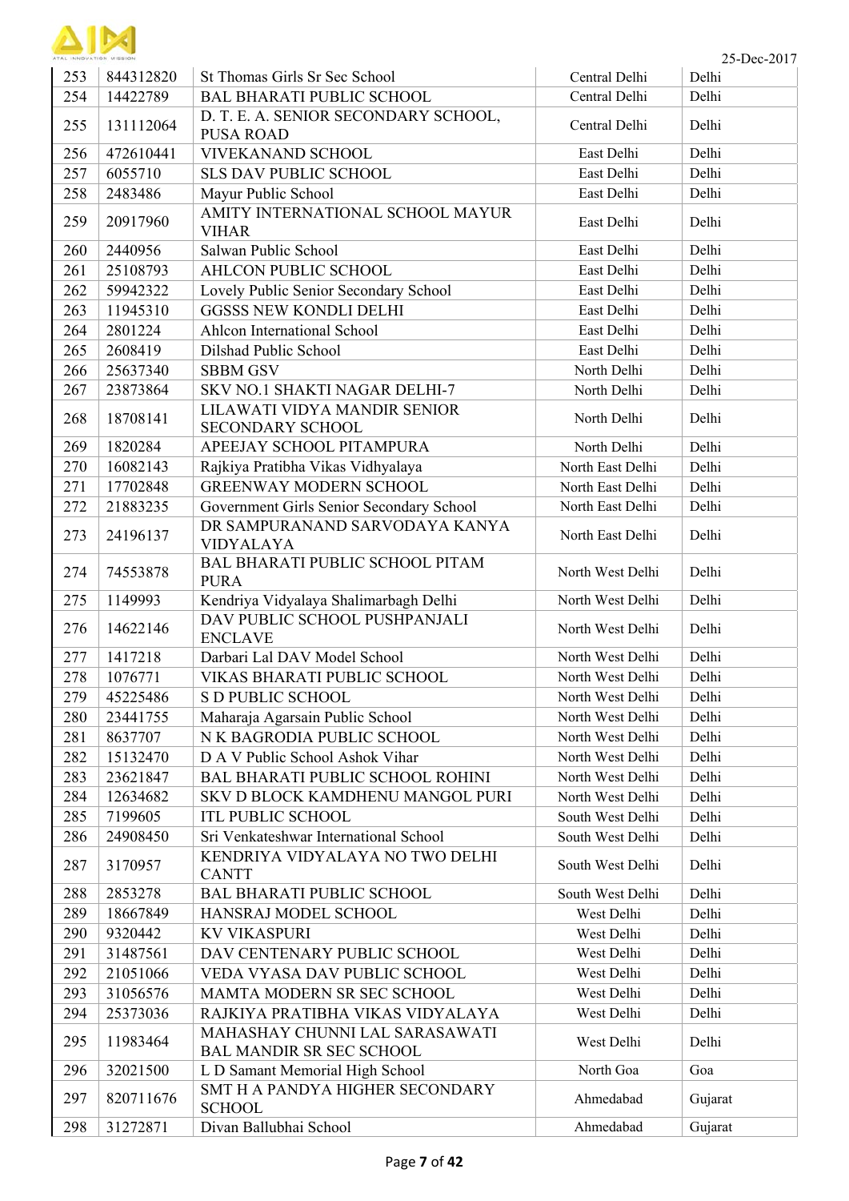25-Dec-2017

| 253 | 844312820 | St Thomas Girls Sr Sec School | Central Delhi | Delhi |
|---|---|---|---|---|
| 254 | 14422789 | BAL BHARATI PUBLIC SCHOOL | Central Delhi | Delhi |
| 255 | 131112064 | D. T. E. A. SENIOR SECONDARY SCHOOL, PUSA ROAD | Central Delhi | Delhi |
| 256 | 472610441 | VIVEKANAND SCHOOL | East Delhi | Delhi |
| 257 | 6055710 | SLS DAV PUBLIC SCHOOL | East Delhi | Delhi |
| 258 | 2483486 | Mayur Public School | East Delhi | Delhi |
| 259 | 20917960 | AMITY INTERNATIONAL SCHOOL MAYUR VIHAR | East Delhi | Delhi |
| 260 | 2440956 | Salwan Public School | East Delhi | Delhi |
| 261 | 25108793 | AHLCON PUBLIC SCHOOL | East Delhi | Delhi |
| 262 | 59942322 | Lovely Public Senior Secondary School | East Delhi | Delhi |
| 263 | 11945310 | GGSSS NEW KONDLI DELHI | East Delhi | Delhi |
| 264 | 2801224 | Ahlcon International School | East Delhi | Delhi |
| 265 | 2608419 | Dilshad Public School | East Delhi | Delhi |
| 266 | 25637340 | SBBM GSV | North Delhi | Delhi |
| 267 | 23873864 | SKV NO.1 SHAKTI NAGAR DELHI-7 | North Delhi | Delhi |
| 268 | 18708141 | LILAWATI VIDYA MANDIR SENIOR SECONDARY SCHOOL | North Delhi | Delhi |
| 269 | 1820284 | APEEJAY SCHOOL PITAMPURA | North Delhi | Delhi |
| 270 | 16082143 | Rajkiya Pratibha Vikas Vidhyalaya | North East Delhi | Delhi |
| 271 | 17702848 | GREENWAY MODERN SCHOOL | North East Delhi | Delhi |
| 272 | 21883235 | Government Girls Senior Secondary School | North East Delhi | Delhi |
| 273 | 24196137 | DR SAMPURANAND SARVODAYA KANYA VIDYALAYA | North East Delhi | Delhi |
| 274 | 74553878 | BAL BHARATI PUBLIC SCHOOL PITAM PURA | North West Delhi | Delhi |
| 275 | 1149993 | Kendriya Vidyalaya Shalimarbagh Delhi | North West Delhi | Delhi |
| 276 | 14622146 | DAV PUBLIC SCHOOL PUSHPANJALI ENCLAVE | North West Delhi | Delhi |
| 277 | 1417218 | Darbari Lal DAV Model School | North West Delhi | Delhi |
| 278 | 1076771 | VIKAS BHARATI PUBLIC SCHOOL | North West Delhi | Delhi |
| 279 | 45225486 | S D PUBLIC SCHOOL | North West Delhi | Delhi |
| 280 | 23441755 | Maharaja Agarsain Public School | North West Delhi | Delhi |
| 281 | 8637707 | N K BAGRODIA PUBLIC SCHOOL | North West Delhi | Delhi |
| 282 | 15132470 | D A V Public School Ashok Vihar | North West Delhi | Delhi |
| 283 | 23621847 | BAL BHARATI PUBLIC SCHOOL ROHINI | North West Delhi | Delhi |
| 284 | 12634682 | SKV D BLOCK KAMDHENU MANGOL PURI | North West Delhi | Delhi |
| 285 | 7199605 | ITL PUBLIC SCHOOL | South West Delhi | Delhi |
| 286 | 24908450 | Sri Venkateshwar International School | South West Delhi | Delhi |
| 287 | 3170957 | KENDRIYA VIDYALAYA NO TWO DELHI CANTT | South West Delhi | Delhi |
| 288 | 2853278 | BAL BHARATI PUBLIC SCHOOL | South West Delhi | Delhi |
| 289 | 18667849 | HANSRAJ MODEL SCHOOL | West Delhi | Delhi |
| 290 | 9320442 | KV VIKASPURI | West Delhi | Delhi |
| 291 | 31487561 | DAV CENTENARY PUBLIC SCHOOL | West Delhi | Delhi |
| 292 | 21051066 | VEDA VYASA DAV PUBLIC SCHOOL | West Delhi | Delhi |
| 293 | 31056576 | MAMTA MODERN SR SEC SCHOOL | West Delhi | Delhi |
| 294 | 25373036 | RAJKIYA PRATIBHA VIKAS VIDYALAYA | West Delhi | Delhi |
| 295 | 11983464 | MAHASHAY CHUNNI LAL SARASAWATI BAL MANDIR SR SEC SCHOOL | West Delhi | Delhi |
| 296 | 32021500 | L D Samant Memorial High School | North Goa | Goa |
| 297 | 820711676 | SMT H A PANDYA HIGHER SECONDARY SCHOOL | Ahmedabad | Gujarat |
| 298 | 31272871 | Divan Ballubhai School | Ahmedabad | Gujarat |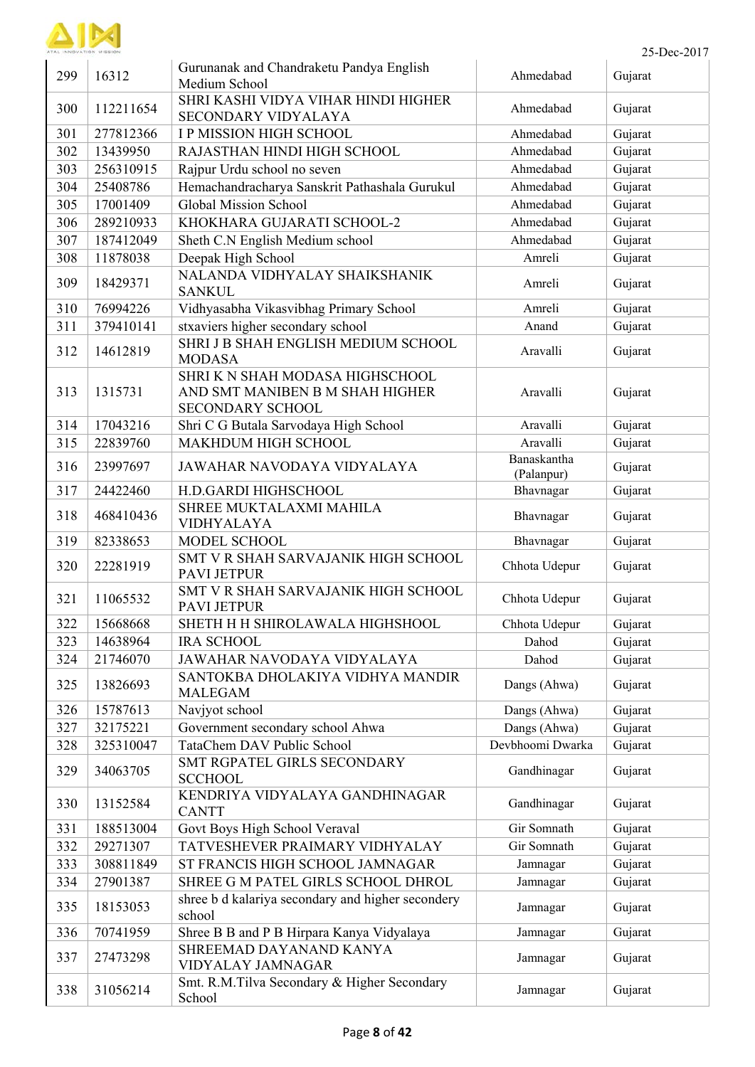| 299 | 16312 | Gurunanak and Chandraketu Pandya English Medium School | Ahmedabad | Gujarat |
|---|---|---|---|---|
| 300 | 112211654 | SHRI KASHI VIDYA VIHAR HINDI HIGHER SECONDARY VIDYALAYA | Ahmedabad | Gujarat |
| 301 | 277812366 | I P MISSION HIGH SCHOOL | Ahmedabad | Gujarat |
| 302 | 13439950 | RAJASTHAN HINDI HIGH SCHOOL | Ahmedabad | Gujarat |
| 303 | 256310915 | Rajpur Urdu school no seven | Ahmedabad | Gujarat |
| 304 | 25408786 | Hemachandracharya Sanskrit Pathashala Gurukul | Ahmedabad | Gujarat |
| 305 | 17001409 | Global Mission School | Ahmedabad | Gujarat |
| 306 | 289210933 | KHOKHARA GUJARATI SCHOOL-2 | Ahmedabad | Gujarat |
| 307 | 187412049 | Sheth C.N English Medium school | Ahmedabad | Gujarat |
| 308 | 11878038 | Deepak High School | Amreli | Gujarat |
| 309 | 18429371 | NALANDA VIDHYALAY SHAIKSHANIK SANKUL | Amreli | Gujarat |
| 310 | 76994226 | Vidhyasabha Vikasvibhag Primary School | Amreli | Gujarat |
| 311 | 379410141 | stxaviers higher secondary school | Anand | Gujarat |
| 312 | 14612819 | SHRI J B SHAH ENGLISH MEDIUM SCHOOL MODASA | Aravalli | Gujarat |
| 313 | 1315731 | SHRI K N SHAH MODASA HIGHSCHOOL AND SMT MANIBEN B M SHAH HIGHER SECONDARY SCHOOL | Aravalli | Gujarat |
| 314 | 17043216 | Shri C G Butala Sarvodaya High School | Aravalli | Gujarat |
| 315 | 22839760 | MAKHDUM HIGH SCHOOL | Aravalli | Gujarat |
| 316 | 23997697 | JAWAHAR NAVODAYA VIDYALAYA | Banaskantha (Palanpur) | Gujarat |
| 317 | 24422460 | H.D.GARDI HIGHSCHOOL | Bhavnagar | Gujarat |
| 318 | 468410436 | SHREE MUKTALAXMI MAHILA VIDHYALAYA | Bhavnagar | Gujarat |
| 319 | 82338653 | MODEL SCHOOL | Bhavnagar | Gujarat |
| 320 | 22281919 | SMT V R SHAH SARVAJANIK HIGH SCHOOL PAVI JETPUR | Chhota Udepur | Gujarat |
| 321 | 11065532 | SMT V R SHAH SARVAJANIK HIGH SCHOOL PAVI JETPUR | Chhota Udepur | Gujarat |
| 322 | 15668668 | SHETH H H SHIROLAWALA HIGHSHOOL | Chhota Udepur | Gujarat |
| 323 | 14638964 | IRA SCHOOL | Dahod | Gujarat |
| 324 | 21746070 | JAWAHAR NAVODAYA VIDYALAYA | Dahod | Gujarat |
| 325 | 13826693 | SANTOKBA DHOLAKIYA VIDHYA MANDIR MALEGAM | Dangs (Ahwa) | Gujarat |
| 326 | 15787613 | Navjyot school | Dangs (Ahwa) | Gujarat |
| 327 | 32175221 | Government secondary school Ahwa | Dangs (Ahwa) | Gujarat |
| 328 | 325310047 | TataChem DAV Public School | Devbhoomi Dwarka | Gujarat |
| 329 | 34063705 | SMT RGPATEL GIRLS SECONDARY SCCHOOL | Gandhinagar | Gujarat |
| 330 | 13152584 | KENDRIYA VIDYALAYA GANDHINAGAR CANTT | Gandhinagar | Gujarat |
| 331 | 188513004 | Govt Boys High School Veraval | Gir Somnath | Gujarat |
| 332 | 29271307 | TATVESHEVER PRAIMARY VIDHYALAY | Gir Somnath | Gujarat |
| 333 | 308811849 | ST FRANCIS HIGH SCHOOL JAMNAGAR | Jamnagar | Gujarat |
| 334 | 27901387 | SHREE G M PATEL GIRLS SCHOOL DHROL | Jamnagar | Gujarat |
| 335 | 18153053 | shree b d kalariya secondary and higher secondery school | Jamnagar | Gujarat |
| 336 | 70741959 | Shree B B and P B Hirpara Kanya Vidyalaya | Jamnagar | Gujarat |
| 337 | 27473298 | SHREEMAD DAYANAND KANYA VIDYALAY JAMNAGAR | Jamnagar | Gujarat |
| 338 | 31056214 | Smt. R.M.Tilva Secondary & Higher Secondary School | Jamnagar | Gujarat |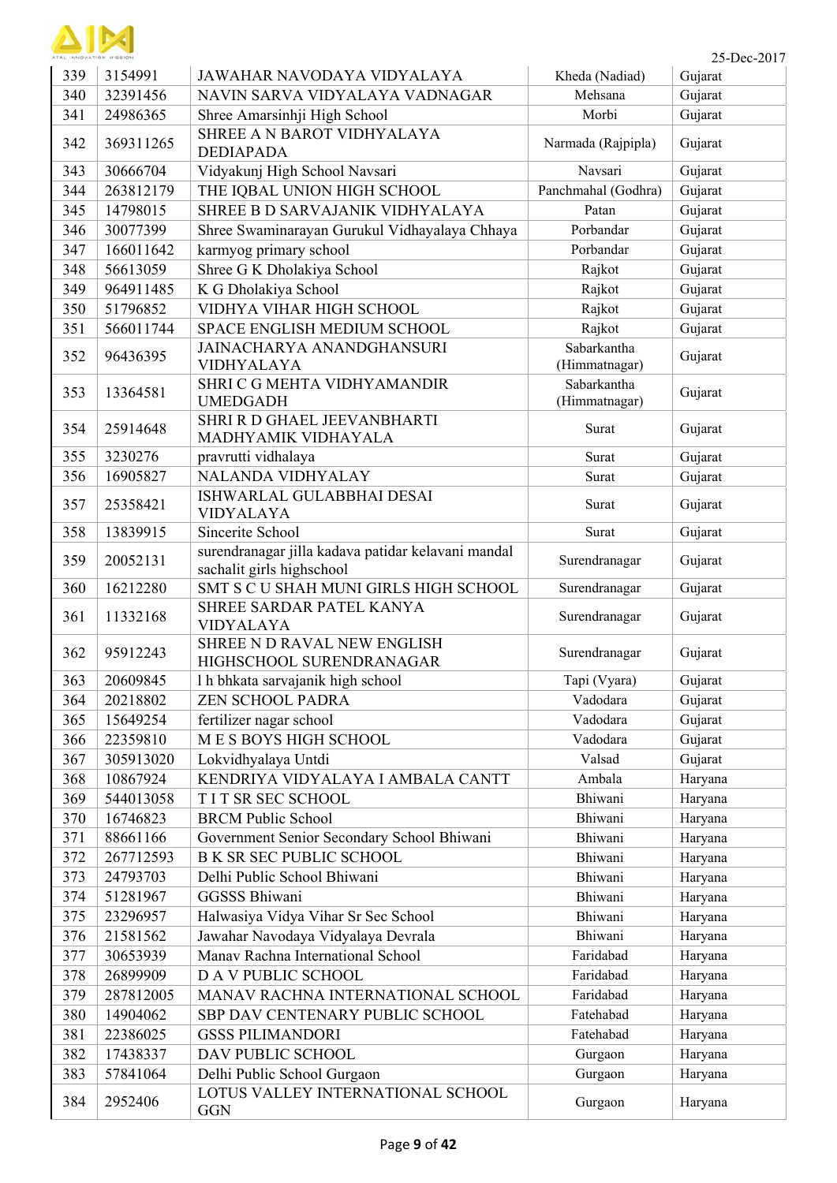| 339 | 3154991 | JAWAHAR NAVODAYA VIDYALAYA | Kheda (Nadiad) | Gujarat |
|---|---|---|---|---|
| 340 | 32391456 | NAVIN SARVA VIDYALAYA VADNAGAR | Mehsana | Gujarat |
| 341 | 24986365 | Shree Amarsinhji High School | Morbi | Gujarat |
| 342 | 369311265 | SHREE A N BAROT VIDHYALAYA DEDIAPADA | Narmada (Rajpipla) | Gujarat |
| 343 | 30666704 | Vidyakunj High School Navsari | Navsari | Gujarat |
| 344 | 263812179 | THE IQBAL UNION HIGH SCHOOL | Panchmahal (Godhra) | Gujarat |
| 345 | 14798015 | SHREE B D SARVAJANIK VIDHYALAYA | Patan | Gujarat |
| 346 | 30077399 | Shree Swaminarayan Gurukul Vidhayalaya Chhaya | Porbandar | Gujarat |
| 347 | 166011642 | karmyog primary school | Porbandar | Gujarat |
| 348 | 56613059 | Shree G K Dholakiya School | Rajkot | Gujarat |
| 349 | 964911485 | K G Dholakiya School | Rajkot | Gujarat |
| 350 | 51796852 | VIDHYA VIHAR HIGH SCHOOL | Rajkot | Gujarat |
| 351 | 566011744 | SPACE ENGLISH MEDIUM SCHOOL | Rajkot | Gujarat |
| 352 | 96436395 | JAINACHARYA ANANDGHANSURI VIDHYALAYA | Sabarkantha (Himmatnagar) | Gujarat |
| 353 | 13364581 | SHRI C G MEHTA VIDHYAMANDIR UMEDGADH | Sabarkantha (Himmatnagar) | Gujarat |
| 354 | 25914648 | SHRI R D GHAEL JEEVANBHARTI MADHYAMIK VIDHAYALA | Surat | Gujarat |
| 355 | 3230276 | pravrutti vidhalaya | Surat | Gujarat |
| 356 | 16905827 | NALANDA VIDHYALAY | Surat | Gujarat |
| 357 | 25358421 | ISHWARLAL GULABBHAI DESAI VIDYALAYA | Surat | Gujarat |
| 358 | 13839915 | Sincerite School | Surat | Gujarat |
| 359 | 20052131 | surendranagar jilla kadava patidar kelavani mandal sachalit girls highschool | Surendranagar | Gujarat |
| 360 | 16212280 | SMT S C U SHAH MUNI GIRLS HIGH SCHOOL | Surendranagar | Gujarat |
| 361 | 11332168 | SHREE SARDAR PATEL KANYA VIDYALAYA | Surendranagar | Gujarat |
| 362 | 95912243 | SHREE N D RAVAL NEW ENGLISH HIGHSCHOOL SURENDRANAGAR | Surendranagar | Gujarat |
| 363 | 20609845 | l h bhkata sarvajanik high school | Tapi (Vyara) | Gujarat |
| 364 | 20218802 | ZEN SCHOOL PADRA | Vadodara | Gujarat |
| 365 | 15649254 | fertilizer nagar school | Vadodara | Gujarat |
| 366 | 22359810 | M E S BOYS HIGH SCHOOL | Vadodara | Gujarat |
| 367 | 305913020 | Lokvidhyalaya Untdi | Valsad | Gujarat |
| 368 | 10867924 | KENDRIYA VIDYALAYA I AMBALA CANTT | Ambala | Haryana |
| 369 | 544013058 | T I T SR SEC SCHOOL | Bhiwani | Haryana |
| 370 | 16746823 | BRCM Public School | Bhiwani | Haryana |
| 371 | 88661166 | Government Senior Secondary School Bhiwani | Bhiwani | Haryana |
| 372 | 267712593 | B K SR SEC PUBLIC SCHOOL | Bhiwani | Haryana |
| 373 | 24793703 | Delhi Public School Bhiwani | Bhiwani | Haryana |
| 374 | 51281967 | GGSSS Bhiwani | Bhiwani | Haryana |
| 375 | 23296957 | Halwasiya Vidya Vihar Sr Sec School | Bhiwani | Haryana |
| 376 | 21581562 | Jawahar Navodaya Vidyalaya Devrala | Bhiwani | Haryana |
| 377 | 30653939 | Manav Rachna International School | Faridabad | Haryana |
| 378 | 26899909 | D A V PUBLIC SCHOOL | Faridabad | Haryana |
| 379 | 287812005 | MANAV RACHNA INTERNATIONAL SCHOOL | Faridabad | Haryana |
| 380 | 14904062 | SBP DAV CENTENARY PUBLIC SCHOOL | Fatehabad | Haryana |
| 381 | 22386025 | GSSS PILIMANDORI | Fatehabad | Haryana |
| 382 | 17438337 | DAV PUBLIC SCHOOL | Gurgaon | Haryana |
| 383 | 57841064 | Delhi Public School Gurgaon | Gurgaon | Haryana |
| 384 | 2952406 | LOTUS VALLEY INTERNATIONAL SCHOOL GGN | Gurgaon | Haryana |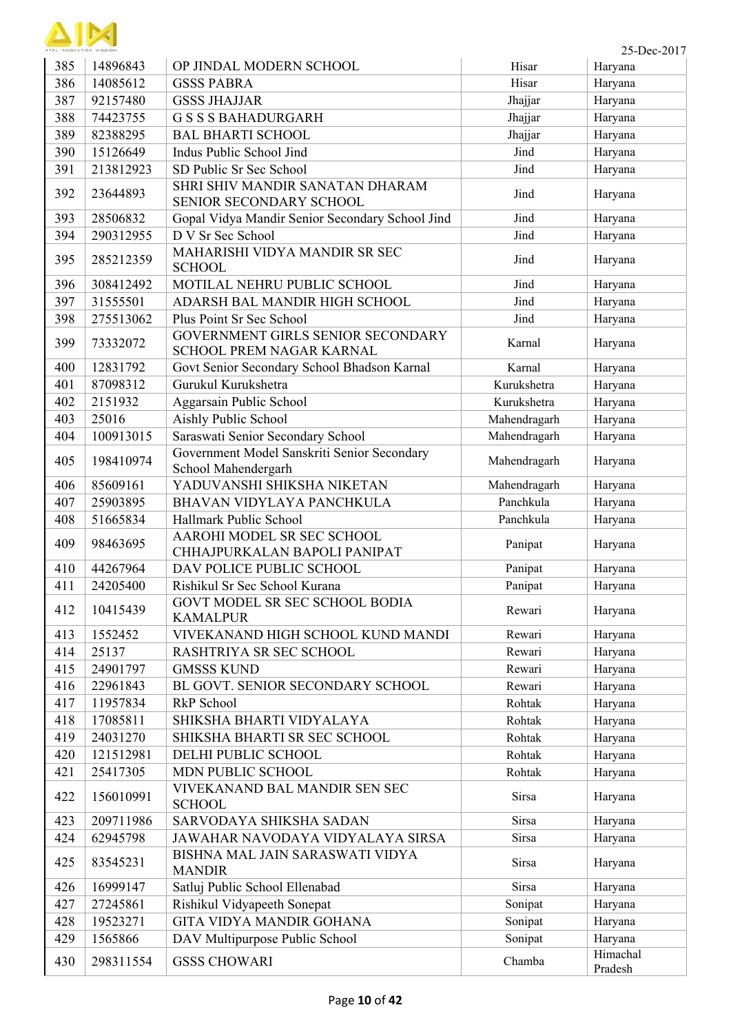25-Dec-2017

| | | | | |
|---|---|---|---|---|
| 385 | 14896843 | OP JINDAL MODERN SCHOOL | Hisar | Haryana |
| 386 | 14085612 | GSSS PABRA | Hisar | Haryana |
| 387 | 92157480 | GSSS JHAJJAR | Jhajjar | Haryana |
| 388 | 74423755 | G S S S BAHADURGARH | Jhajjar | Haryana |
| 389 | 82388295 | BAL BHARTI SCHOOL | Jhajjar | Haryana |
| 390 | 15126649 | Indus Public School Jind | Jind | Haryana |
| 391 | 213812923 | SD Public Sr Sec School | Jind | Haryana |
| 392 | 23644893 | SHRI SHIV MANDIR SANATAN DHARAM SENIOR SECONDARY SCHOOL | Jind | Haryana |
| 393 | 28506832 | Gopal Vidya Mandir Senior Secondary School Jind | Jind | Haryana |
| 394 | 290312955 | D V Sr Sec School | Jind | Haryana |
| 395 | 285212359 | MAHARISHI VIDYA MANDIR SR SEC SCHOOL | Jind | Haryana |
| 396 | 308412492 | MOTILAL NEHRU PUBLIC SCHOOL | Jind | Haryana |
| 397 | 31555501 | ADARSH BAL MANDIR HIGH SCHOOL | Jind | Haryana |
| 398 | 275513062 | Plus Point Sr Sec School | Jind | Haryana |
| 399 | 73332072 | GOVERNMENT GIRLS SENIOR SECONDARY SCHOOL PREM NAGAR KARNAL | Karnal | Haryana |
| 400 | 12831792 | Govt Senior Secondary School Bhadson Karnal | Karnal | Haryana |
| 401 | 87098312 | Gurukul Kurukshetra | Kurukshetra | Haryana |
| 402 | 2151932 | Aggarsain Public School | Kurukshetra | Haryana |
| 403 | 25016 | Aishly Public School | Mahendragarh | Haryana |
| 404 | 100913015 | Saraswati Senior Secondary School | Mahendragarh | Haryana |
| 405 | 198410974 | Government Model Sanskriti Senior Secondary School Mahendergarh | Mahendragarh | Haryana |
| 406 | 85609161 | YADUVANSHI SHIKSHA NIKETAN | Mahendragarh | Haryana |
| 407 | 25903895 | BHAVAN VIDYLAYA PANCHKULA | Panchkula | Haryana |
| 408 | 51665834 | Hallmark Public School | Panchkula | Haryana |
| 409 | 98463695 | AAROHI MODEL SR SEC SCHOOL CHHAJPURKALAN BAPOLI PANIPAT | Panipat | Haryana |
| 410 | 44267964 | DAV POLICE PUBLIC SCHOOL | Panipat | Haryana |
| 411 | 24205400 | Rishikul Sr Sec School Kurana | Panipat | Haryana |
| 412 | 10415439 | GOVT MODEL SR SEC SCHOOL BODIA KAMALPUR | Rewari | Haryana |
| 413 | 1552452 | VIVEKANAND HIGH SCHOOL KUND MANDI | Rewari | Haryana |
| 414 | 25137 | RASHTRIYA SR SEC SCHOOL | Rewari | Haryana |
| 415 | 24901797 | GMSSS KUND | Rewari | Haryana |
| 416 | 22961843 | BL GOVT. SENIOR SECONDARY SCHOOL | Rewari | Haryana |
| 417 | 11957834 | RkP School | Rohtak | Haryana |
| 418 | 17085811 | SHIKSHA BHARTI VIDYALAYA | Rohtak | Haryana |
| 419 | 24031270 | SHIKSHA BHARTI SR SEC SCHOOL | Rohtak | Haryana |
| 420 | 121512981 | DELHI PUBLIC SCHOOL | Rohtak | Haryana |
| 421 | 25417305 | MDN PUBLIC SCHOOL | Rohtak | Haryana |
| 422 | 156010991 | VIVEKANAND BAL MANDIR SEN SEC SCHOOL | Sirsa | Haryana |
| 423 | 209711986 | SARVODAYA SHIKSHA SADAN | Sirsa | Haryana |
| 424 | 62945798 | JAWAHAR NAVODAYA VIDYALAYA SIRSA | Sirsa | Haryana |
| 425 | 83545231 | BISHNA MAL JAIN SARASWATI VIDYA MANDIR | Sirsa | Haryana |
| 426 | 16999147 | Satluj Public School Ellenabad | Sirsa | Haryana |
| 427 | 27245861 | Rishikul Vidyapeeth Sonepat | Sonipat | Haryana |
| 428 | 19523271 | GITA VIDYA MANDIR GOHANA | Sonipat | Haryana |
| 429 | 1565866 | DAV Multipurpose Public School | Sonipat | Haryana |
| 430 | 298311554 | GSSS CHOWARI | Chamba | Himachal Pradesh |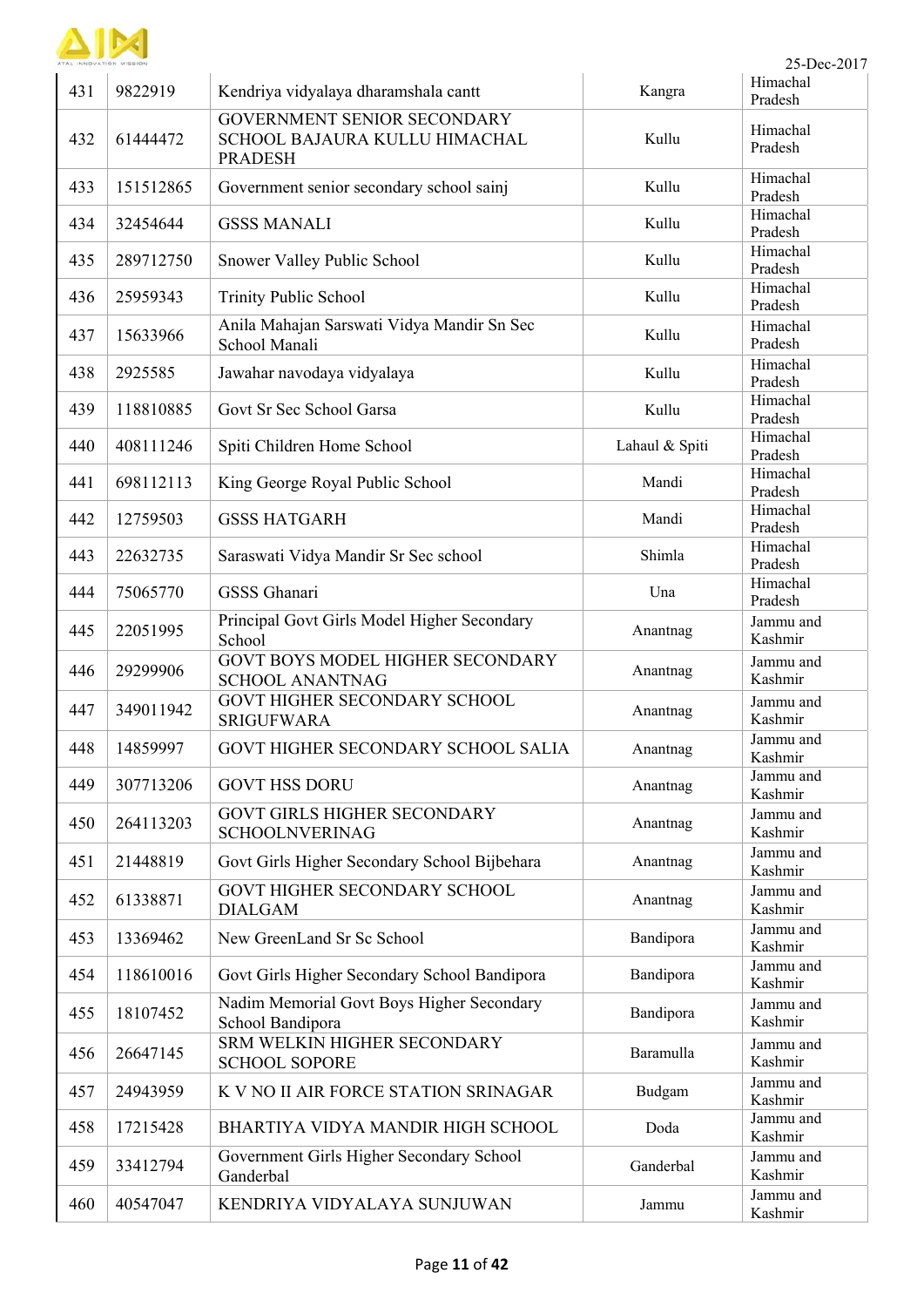25-Dec-2017

| 431 | 9822919 | Kendriya vidyalaya dharamshala cantt | Kangra | Himachal Pradesh |
|---|---|---|---|---|
| 432 | 61444472 | GOVERNMENT SENIOR SECONDARY SCHOOL BAJAURA KULLU HIMACHAL PRADESH | Kullu | Himachal Pradesh |
| 433 | 151512865 | Government senior secondary school sainj | Kullu | Himachal Pradesh |
| 434 | 32454644 | GSSS MANALI | Kullu | Himachal Pradesh |
| 435 | 289712750 | Snower Valley Public School | Kullu | Himachal Pradesh |
| 436 | 25959343 | Trinity Public School | Kullu | Himachal Pradesh |
| 437 | 15633966 | Anila Mahajan Sarswati Vidya Mandir Sn Sec School Manali | Kullu | Himachal Pradesh |
| 438 | 2925585 | Jawahar navodaya vidyalaya | Kullu | Himachal Pradesh |
| 439 | 118810885 | Govt Sr Sec School Garsa | Kullu | Himachal Pradesh |
| 440 | 408111246 | Spiti Children Home School | Lahaul & Spiti | Himachal Pradesh |
| 441 | 698112113 | King George Royal Public School | Mandi | Himachal Pradesh |
| 442 | 12759503 | GSSS HATGARH | Mandi | Himachal Pradesh |
| 443 | 22632735 | Saraswati Vidya Mandir Sr Sec school | Shimla | Himachal Pradesh |
| 444 | 75065770 | GSSS Ghanari | Una | Himachal Pradesh |
| 445 | 22051995 | Principal Govt Girls Model Higher Secondary School | Anantnag | Jammu and Kashmir |
| 446 | 29299906 | GOVT BOYS MODEL HIGHER SECONDARY SCHOOL ANANTNAG | Anantnag | Jammu and Kashmir |
| 447 | 349011942 | GOVT HIGHER SECONDARY SCHOOL SRIGUFWARA | Anantnag | Jammu and Kashmir |
| 448 | 14859997 | GOVT HIGHER SECONDARY SCHOOL SALIA | Anantnag | Jammu and Kashmir |
| 449 | 307713206 | GOVT HSS DORU | Anantnag | Jammu and Kashmir |
| 450 | 264113203 | GOVT GIRLS HIGHER SECONDARY SCHOOLNVERINAG | Anantnag | Jammu and Kashmir |
| 451 | 21448819 | Govt Girls Higher Secondary School Bijbehara | Anantnag | Jammu and Kashmir |
| 452 | 61338871 | GOVT HIGHER SECONDARY SCHOOL DIALGAM | Anantnag | Jammu and Kashmir |
| 453 | 13369462 | New GreenLand Sr Sc School | Bandipora | Jammu and Kashmir |
| 454 | 118610016 | Govt Girls Higher Secondary School Bandipora | Bandipora | Jammu and Kashmir |
| 455 | 18107452 | Nadim Memorial Govt Boys Higher Secondary School Bandipora | Bandipora | Jammu and Kashmir |
| 456 | 26647145 | SRM WELKIN HIGHER SECONDARY SCHOOL SOPORE | Baramulla | Jammu and Kashmir |
| 457 | 24943959 | K V NO II AIR FORCE STATION SRINAGAR | Budgam | Jammu and Kashmir |
| 458 | 17215428 | BHARTIYA VIDYA MANDIR HIGH SCHOOL | Doda | Jammu and Kashmir |
| 459 | 33412794 | Government Girls Higher Secondary School Ganderbal | Ganderbal | Jammu and Kashmir |
| 460 | 40547047 | KENDRIYA VIDYALAYA SUNJUWAN | Jammu | Jammu and Kashmir |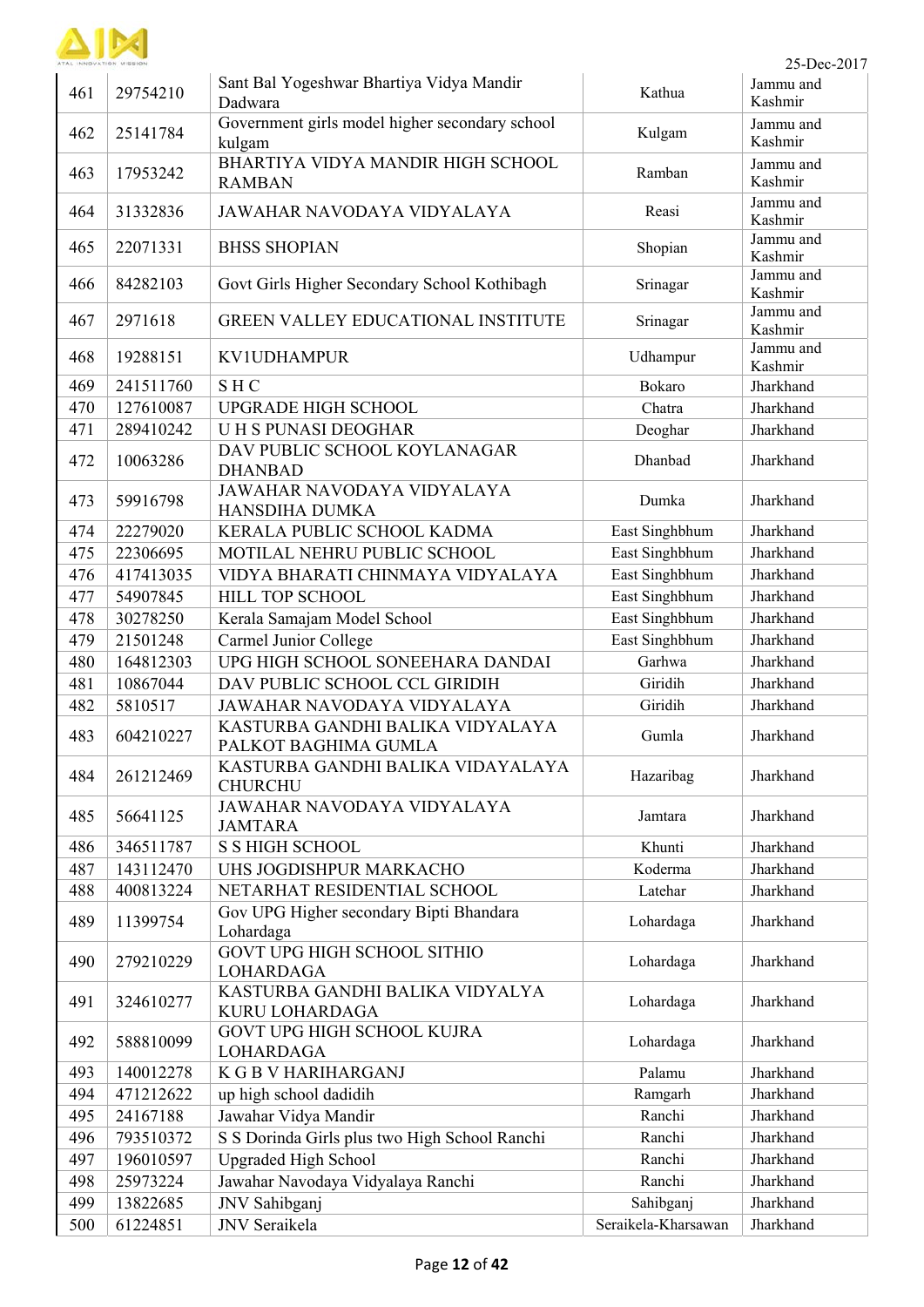| 461 | 29754210 | Sant Bal Yogeshwar Bhartiya Vidya Mandir Dadwara | Kathua | Jammu and Kashmir |
|---|---|---|---|---|
| 462 | 25141784 | Government girls model higher secondary school kulgam | Kulgam | Jammu and Kashmir |
| 463 | 17953242 | BHARTIYA VIDYA MANDIR HIGH SCHOOL RAMBAN | Ramban | Jammu and Kashmir |
| 464 | 31332836 | JAWAHAR NAVODAYA VIDYALAYA | Reasi | Jammu and Kashmir |
| 465 | 22071331 | BHSS SHOPIAN | Shopian | Jammu and Kashmir |
| 466 | 84282103 | Govt Girls Higher Secondary School Kothibagh | Srinagar | Jammu and Kashmir |
| 467 | 2971618 | GREEN VALLEY EDUCATIONAL INSTITUTE | Srinagar | Jammu and Kashmir |
| 468 | 19288151 | KV1UDHAMPUR | Udhampur | Jammu and Kashmir |
| 469 | 241511760 | S H C | Bokaro | Jharkhand |
| 470 | 127610087 | UPGRADE HIGH SCHOOL | Chatra | Jharkhand |
| 471 | 289410242 | U H S PUNASI DEOGHAR | Deoghar | Jharkhand |
| 472 | 10063286 | DAV PUBLIC SCHOOL KOYLANAGAR DHANBAD | Dhanbad | Jharkhand |
| 473 | 59916798 | JAWAHAR NAVODAYA VIDYALAYA HANSDIHA DUMKA | Dumka | Jharkhand |
| 474 | 22279020 | KERALA PUBLIC SCHOOL KADMA | East Singhbhum | Jharkhand |
| 475 | 22306695 | MOTILAL NEHRU PUBLIC SCHOOL | East Singhbhum | Jharkhand |
| 476 | 417413035 | VIDYA BHARATI CHINMAYA VIDYALAYA | East Singhbhum | Jharkhand |
| 477 | 54907845 | HILL TOP SCHOOL | East Singhbhum | Jharkhand |
| 478 | 30278250 | Kerala Samajam Model School | East Singhbhum | Jharkhand |
| 479 | 21501248 | Carmel Junior College | East Singhbhum | Jharkhand |
| 480 | 164812303 | UPG HIGH SCHOOL SONEEHARA DANDAI | Garhwa | Jharkhand |
| 481 | 10867044 | DAV PUBLIC SCHOOL CCL GIRIDIH | Giridih | Jharkhand |
| 482 | 5810517 | JAWAHAR NAVODAYA VIDYALAYA | Giridih | Jharkhand |
| 483 | 604210227 | KASTURBA GANDHI BALIKA VIDYALAYA PALKOT BAGHIMA GUMLA | Gumla | Jharkhand |
| 484 | 261212469 | KASTURBA GANDHI BALIKA VIDAYALAYA CHURCHU | Hazaribag | Jharkhand |
| 485 | 56641125 | JAWAHAR NAVODAYA VIDYALAYA JAMTARA | Jamtara | Jharkhand |
| 486 | 346511787 | S S HIGH SCHOOL | Khunti | Jharkhand |
| 487 | 143112470 | UHS JOGDISHPUR MARKACHO | Koderma | Jharkhand |
| 488 | 400813224 | NETARHAT RESIDENTIAL SCHOOL | Latehar | Jharkhand |
| 489 | 11399754 | Gov UPG Higher secondary Bipti Bhandara Lohardaga | Lohardaga | Jharkhand |
| 490 | 279210229 | GOVT UPG HIGH SCHOOL SITHIO LOHARDAGA | Lohardaga | Jharkhand |
| 491 | 324610277 | KASTURBA GANDHI BALIKA VIDYALYA KURU LOHARDAGA | Lohardaga | Jharkhand |
| 492 | 588810099 | GOVT UPG HIGH SCHOOL KUJRA LOHARDAGA | Lohardaga | Jharkhand |
| 493 | 140012278 | K G B V HARIHARGANJ | Palamu | Jharkhand |
| 494 | 471212622 | up high school dadidih | Ramgarh | Jharkhand |
| 495 | 24167188 | Jawahar Vidya Mandir | Ranchi | Jharkhand |
| 496 | 793510372 | S S Dorinda Girls plus two High School Ranchi | Ranchi | Jharkhand |
| 497 | 196010597 | Upgraded High School | Ranchi | Jharkhand |
| 498 | 25973224 | Jawahar Navodaya Vidyalaya Ranchi | Ranchi | Jharkhand |
| 499 | 13822685 | JNV Sahibganj | Sahibganj | Jharkhand |
| 500 | 61224851 | JNV Seraikela | Seraikela-Kharsawan | Jharkhand |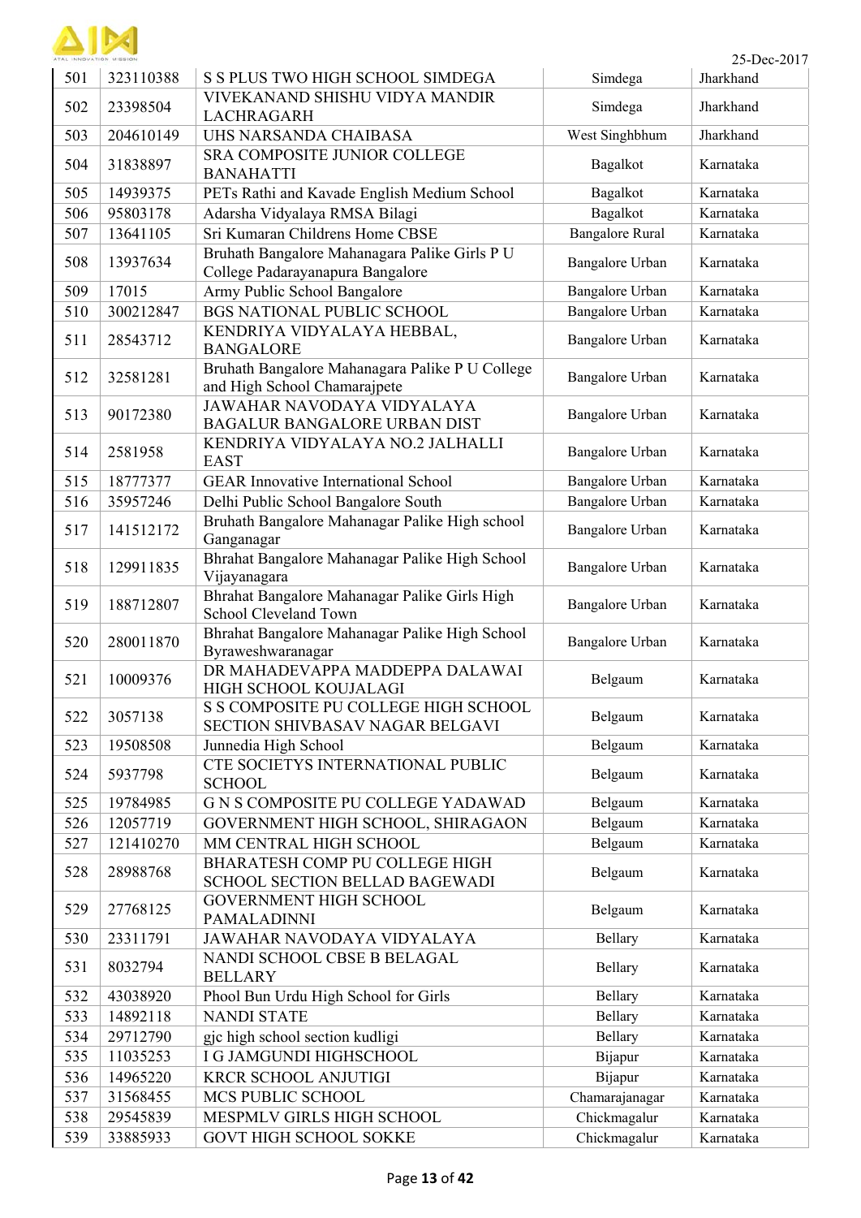25-Dec-2017

| 501 | 323110388 | S S PLUS TWO HIGH SCHOOL SIMDEGA | Simdega | Jharkhand |
|---|---|---|---|---|
| 502 | 23398504 | VIVEKANAND SHISHU VIDYA MANDIR LACHRAGARH | Simdega | Jharkhand |
| 503 | 204610149 | UHS NARSANDA CHAIBASA | West Singhbhum | Jharkhand |
| 504 | 31838897 | SRA COMPOSITE JUNIOR COLLEGE BANAHATTI | Bagalkot | Karnataka |
| 505 | 14939375 | PETs Rathi and Kavade English Medium School | Bagalkot | Karnataka |
| 506 | 95803178 | Adarsha Vidyalaya RMSA Bilagi | Bagalkot | Karnataka |
| 507 | 13641105 | Sri Kumaran Childrens Home CBSE | Bangalore Rural | Karnataka |
| 508 | 13937634 | Bruhath Bangalore Mahanagara Palike Girls P U College Padarayanapura Bangalore | Bangalore Urban | Karnataka |
| 509 | 17015 | Army Public School Bangalore | Bangalore Urban | Karnataka |
| 510 | 300212847 | BGS NATIONAL PUBLIC SCHOOL | Bangalore Urban | Karnataka |
| 511 | 28543712 | KENDRIYA VIDYALAYA HEBBAL, BANGALORE | Bangalore Urban | Karnataka |
| 512 | 32581281 | Bruhath Bangalore Mahanagara Palike P U College and High School Chamarajpete | Bangalore Urban | Karnataka |
| 513 | 90172380 | JAWAHAR NAVODAYA VIDYALAYA BAGALUR BANGALORE URBAN DIST | Bangalore Urban | Karnataka |
| 514 | 2581958 | KENDRIYA VIDYALAYA NO.2 JALHALLI EAST | Bangalore Urban | Karnataka |
| 515 | 18777377 | GEAR Innovative International School | Bangalore Urban | Karnataka |
| 516 | 35957246 | Delhi Public School Bangalore South | Bangalore Urban | Karnataka |
| 517 | 141512172 | Bruhath Bangalore Mahanagar Palike High school Ganganagar | Bangalore Urban | Karnataka |
| 518 | 129911835 | Bhrahat Bangalore Mahanagar Palike High School Vijayanagara | Bangalore Urban | Karnataka |
| 519 | 188712807 | Bhrahat Bangalore Mahanagar Palike Girls High School Cleveland Town | Bangalore Urban | Karnataka |
| 520 | 280011870 | Bhrahat Bangalore Mahanagar Palike High School Byraweshwaranagar | Bangalore Urban | Karnataka |
| 521 | 10009376 | DR MAHADEVAPPA MADDEPPA DALAWAI HIGH SCHOOL KOUJALAGI | Belgaum | Karnataka |
| 522 | 3057138 | S S COMPOSITE PU COLLEGE HIGH SCHOOL SECTION SHIVBASAV NAGAR BELGAVI | Belgaum | Karnataka |
| 523 | 19508508 | Junnedia High School | Belgaum | Karnataka |
| 524 | 5937798 | CTE SOCIETYS INTERNATIONAL PUBLIC SCHOOL | Belgaum | Karnataka |
| 525 | 19784985 | G N S COMPOSITE PU COLLEGE YADAWAD | Belgaum | Karnataka |
| 526 | 12057719 | GOVERNMENT HIGH SCHOOL, SHIRAGAON | Belgaum | Karnataka |
| 527 | 121410270 | MM CENTRAL HIGH SCHOOL | Belgaum | Karnataka |
| 528 | 28988768 | BHARATESH COMP PU COLLEGE HIGH SCHOOL SECTION BELLAD BAGEWADI | Belgaum | Karnataka |
| 529 | 27768125 | GOVERNMENT HIGH SCHOOL PAMALADINNI | Belgaum | Karnataka |
| 530 | 23311791 | JAWAHAR NAVODAYA VIDYALAYA | Bellary | Karnataka |
| 531 | 8032794 | NANDI SCHOOL CBSE B BELAGAL BELLARY | Bellary | Karnataka |
| 532 | 43038920 | Phool Bun Urdu High School for Girls | Bellary | Karnataka |
| 533 | 14892118 | NANDI STATE | Bellary | Karnataka |
| 534 | 29712790 | gjc high school section kudligi | Bellary | Karnataka |
| 535 | 11035253 | I G JAMGUNDI HIGHSCHOOL | Bijapur | Karnataka |
| 536 | 14965220 | KRCR SCHOOL ANJUTIGI | Bijapur | Karnataka |
| 537 | 31568455 | MCS PUBLIC SCHOOL | Chamarajanagar | Karnataka |
| 538 | 29545839 | MESPMLV GIRLS HIGH SCHOOL | Chickmagalur | Karnataka |
| 539 | 33885933 | GOVT HIGH SCHOOL SOKKE | Chickmagalur | Karnataka |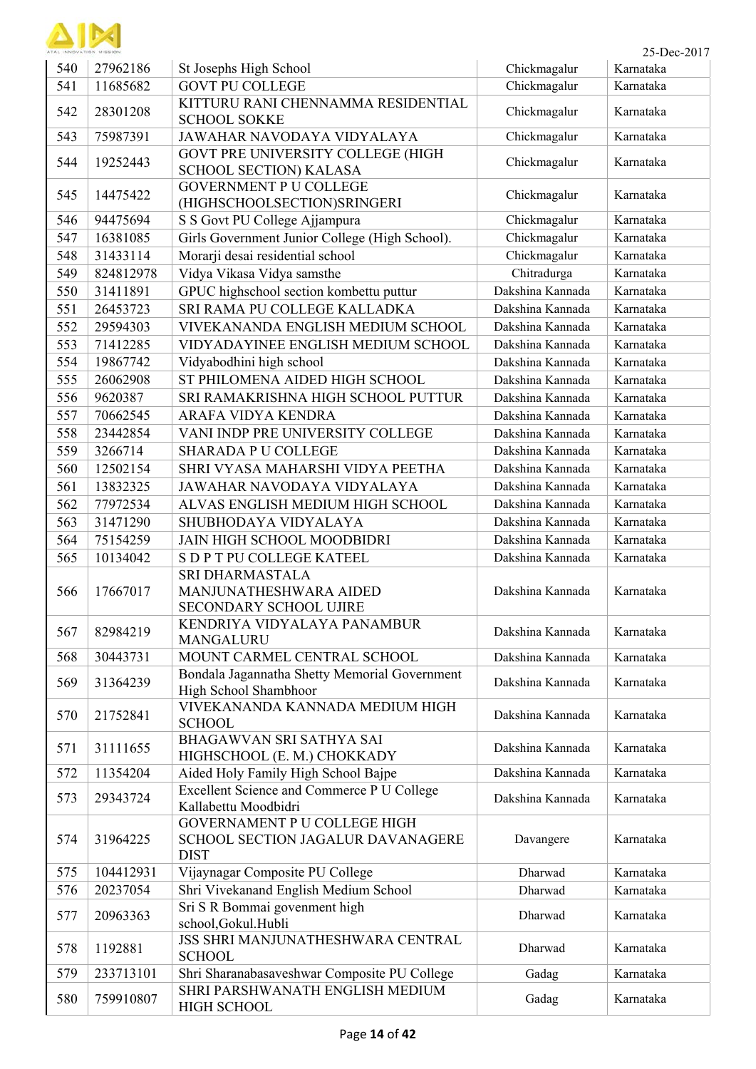| 540 | 27962186 | St Josephs High School | Chickmagalur | Karnataka |
|---|---|---|---|---|
| 541 | 11685682 | GOVT PU COLLEGE | Chickmagalur | Karnataka |
| 542 | 28301208 | KITTURU RANI CHENNAMMA RESIDENTIAL SCHOOL SOKKE | Chickmagalur | Karnataka |
| 543 | 75987391 | JAWAHAR NAVODAYA VIDYALAYA | Chickmagalur | Karnataka |
| 544 | 19252443 | GOVT PRE UNIVERSITY COLLEGE (HIGH SCHOOL SECTION) KALASA | Chickmagalur | Karnataka |
| 545 | 14475422 | GOVERNMENT P U COLLEGE (HIGHSCHOOLSECTION)SRINGERI | Chickmagalur | Karnataka |
| 546 | 94475694 | S S Govt PU College Ajjampura | Chickmagalur | Karnataka |
| 547 | 16381085 | Girls Government Junior College (High School). | Chickmagalur | Karnataka |
| 548 | 31433114 | Morarji desai residential school | Chickmagalur | Karnataka |
| 549 | 824812978 | Vidya Vikasa Vidya samsthe | Chitradurga | Karnataka |
| 550 | 31411891 | GPUC highschool section kombettu puttur | Dakshina Kannada | Karnataka |
| 551 | 26453723 | SRI RAMA PU COLLEGE KALLADKA | Dakshina Kannada | Karnataka |
| 552 | 29594303 | VIVEKANANDA ENGLISH MEDIUM SCHOOL | Dakshina Kannada | Karnataka |
| 553 | 71412285 | VIDYADAYINEE ENGLISH MEDIUM SCHOOL | Dakshina Kannada | Karnataka |
| 554 | 19867742 | Vidyabodhini high school | Dakshina Kannada | Karnataka |
| 555 | 26062908 | ST PHILOMENA AIDED HIGH SCHOOL | Dakshina Kannada | Karnataka |
| 556 | 9620387 | SRI RAMAKRISHNA HIGH SCHOOL PUTTUR | Dakshina Kannada | Karnataka |
| 557 | 70662545 | ARAFA VIDYA KENDRA | Dakshina Kannada | Karnataka |
| 558 | 23442854 | VANI INDP PRE UNIVERSITY COLLEGE | Dakshina Kannada | Karnataka |
| 559 | 3266714 | SHARADA P U COLLEGE | Dakshina Kannada | Karnataka |
| 560 | 12502154 | SHRI VYASA MAHARSHI VIDYA PEETHA | Dakshina Kannada | Karnataka |
| 561 | 13832325 | JAWAHAR NAVODAYA VIDYALAYA | Dakshina Kannada | Karnataka |
| 562 | 77972534 | ALVAS ENGLISH MEDIUM HIGH SCHOOL | Dakshina Kannada | Karnataka |
| 563 | 31471290 | SHUBHODAYA VIDYALAYA | Dakshina Kannada | Karnataka |
| 564 | 75154259 | JAIN HIGH SCHOOL MOODBIDRI | Dakshina Kannada | Karnataka |
| 565 | 10134042 | S D P T PU COLLEGE KATEEL | Dakshina Kannada | Karnataka |
| 566 | 17667017 | SRI DHARMASTALA MANJUNATHESHWARA AIDED SECONDARY SCHOOL UJIRE | Dakshina Kannada | Karnataka |
| 567 | 82984219 | KENDRIYA VIDYALAYA PANAMBUR MANGALURU | Dakshina Kannada | Karnataka |
| 568 | 30443731 | MOUNT CARMEL CENTRAL SCHOOL | Dakshina Kannada | Karnataka |
| 569 | 31364239 | Bondala Jagannatha Shetty Memorial Government High School Shambhoor | Dakshina Kannada | Karnataka |
| 570 | 21752841 | VIVEKANANDA KANNADA MEDIUM HIGH SCHOOL | Dakshina Kannada | Karnataka |
| 571 | 31111655 | BHAGAWVAN SRI SATHYA SAI HIGHSCHOOL (E. M.) CHOKKADY | Dakshina Kannada | Karnataka |
| 572 | 11354204 | Aided Holy Family High School Bajpe | Dakshina Kannada | Karnataka |
| 573 | 29343724 | Excellent Science and Commerce P U College Kallabettu Moodbidri | Dakshina Kannada | Karnataka |
| 574 | 31964225 | GOVERNAMENT P U COLLEGE HIGH SCHOOL SECTION JAGALUR DAVANAGERE DIST | Davangere | Karnataka |
| 575 | 104412931 | Vijaynagar Composite PU College | Dharwad | Karnataka |
| 576 | 20237054 | Shri Vivekanand English Medium School | Dharwad | Karnataka |
| 577 | 20963363 | Sri S R Bommai govenment high school,Gokul.Hubli | Dharwad | Karnataka |
| 578 | 1192881 | JSS SHRI MANJUNATHESHWARA CENTRAL SCHOOL | Dharwad | Karnataka |
| 579 | 233713101 | Shri Sharanabasaveshwar Composite PU College | Gadag | Karnataka |
| 580 | 759910807 | SHRI PARSHWANATH ENGLISH MEDIUM HIGH SCHOOL | Gadag | Karnataka |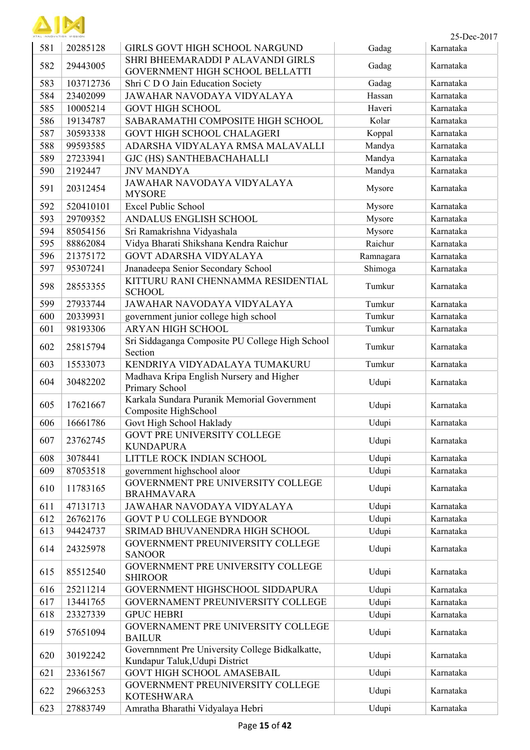25-Dec-2017

| 581 | 20285128 | GIRLS GOVT HIGH SCHOOL NARGUND | Gadag | Karnataka |
|---|---|---|---|---|
| 582 | 29443005 | SHRI BHEEMARADDI P ALAVANDI GIRLS GOVERNMENT HIGH SCHOOL BELLATTI | Gadag | Karnataka |
| 583 | 103712736 | Shri C D O Jain Education Society | Gadag | Karnataka |
| 584 | 23402099 | JAWAHAR NAVODAYA VIDYALAYA | Hassan | Karnataka |
| 585 | 10005214 | GOVT HIGH SCHOOL | Haveri | Karnataka |
| 586 | 19134787 | SABARAMATHI COMPOSITE HIGH SCHOOL | Kolar | Karnataka |
| 587 | 30593338 | GOVT HIGH SCHOOL CHALAGERI | Koppal | Karnataka |
| 588 | 99593585 | ADARSHA VIDYALAYA RMSA MALAVALLI | Mandya | Karnataka |
| 589 | 27233941 | GJC (HS) SANTHEBACHAHALLI | Mandya | Karnataka |
| 590 | 2192447 | JNV MANDYA | Mandya | Karnataka |
| 591 | 20312454 | JAWAHAR NAVODAYA VIDYALAYA MYSORE | Mysore | Karnataka |
| 592 | 520410101 | Excel Public School | Mysore | Karnataka |
| 593 | 29709352 | ANDALUS ENGLISH SCHOOL | Mysore | Karnataka |
| 594 | 85054156 | Sri Ramakrishna Vidyashala | Mysore | Karnataka |
| 595 | 88862084 | Vidya Bharati Shikshana Kendra Raichur | Raichur | Karnataka |
| 596 | 21375172 | GOVT ADARSHA VIDYALAYA | Ramnagara | Karnataka |
| 597 | 95307241 | Jnanadeepa Senior Secondary School | Shimoga | Karnataka |
| 598 | 28553355 | KITTURU RANI CHENNAMMA RESIDENTIAL SCHOOL | Tumkur | Karnataka |
| 599 | 27933744 | JAWAHAR NAVODAYA VIDYALAYA | Tumkur | Karnataka |
| 600 | 20339931 | government junior college high school | Tumkur | Karnataka |
| 601 | 98193306 | ARYAN HIGH SCHOOL | Tumkur | Karnataka |
| 602 | 25815794 | Sri Siddaganga Composite PU College High School Section | Tumkur | Karnataka |
| 603 | 15533073 | KENDRIYA VIDYADALAYA TUMAKURU | Tumkur | Karnataka |
| 604 | 30482202 | Madhava Kripa English Nursery and Higher Primary School | Udupi | Karnataka |
| 605 | 17621667 | Karkala Sundara Puranik Memorial Government Composite HighSchool | Udupi | Karnataka |
| 606 | 16661786 | Govt High School Haklady | Udupi | Karnataka |
| 607 | 23762745 | GOVT PRE UNIVERSITY COLLEGE KUNDAPURA | Udupi | Karnataka |
| 608 | 3078441 | LITTLE ROCK INDIAN SCHOOL | Udupi | Karnataka |
| 609 | 87053518 | government highschool aloor | Udupi | Karnataka |
| 610 | 11783165 | GOVERNMENT PRE UNIVERSITY COLLEGE BRAHMAVARA | Udupi | Karnataka |
| 611 | 47131713 | JAWAHAR NAVODAYA VIDYALAYA | Udupi | Karnataka |
| 612 | 26762176 | GOVT P U COLLEGE BYNDOOR | Udupi | Karnataka |
| 613 | 94424737 | SRIMAD BHUVANENDRA HIGH SCHOOL | Udupi | Karnataka |
| 614 | 24325978 | GOVERNMENT PREUNIVERSITY COLLEGE SANOOR | Udupi | Karnataka |
| 615 | 85512540 | GOVERNMENT PRE UNIVERSITY COLLEGE SHIROOR | Udupi | Karnataka |
| 616 | 25211214 | GOVERNMENT HIGHSCHOOL SIDDAPURA | Udupi | Karnataka |
| 617 | 13441765 | GOVERNAMENT PREUNIVERSITY COLLEGE | Udupi | Karnataka |
| 618 | 23327339 | GPUC HEBRI | Udupi | Karnataka |
| 619 | 57651094 | GOVERNAMENT PRE UNIVERSITY COLLEGE BAILUR | Udupi | Karnataka |
| 620 | 30192242 | Governnment Pre University College Bidkalkatte, Kundapur Taluk,Udupi District | Udupi | Karnataka |
| 621 | 23361567 | GOVT HIGH SCHOOL AMASEBAIL | Udupi | Karnataka |
| 622 | 29663253 | GOVERNMENT PREUNIVERSITY COLLEGE KOTESHWARA | Udupi | Karnataka |
| 623 | 27883749 | Amratha Bharathi Vidyalaya Hebri | Udupi | Karnataka |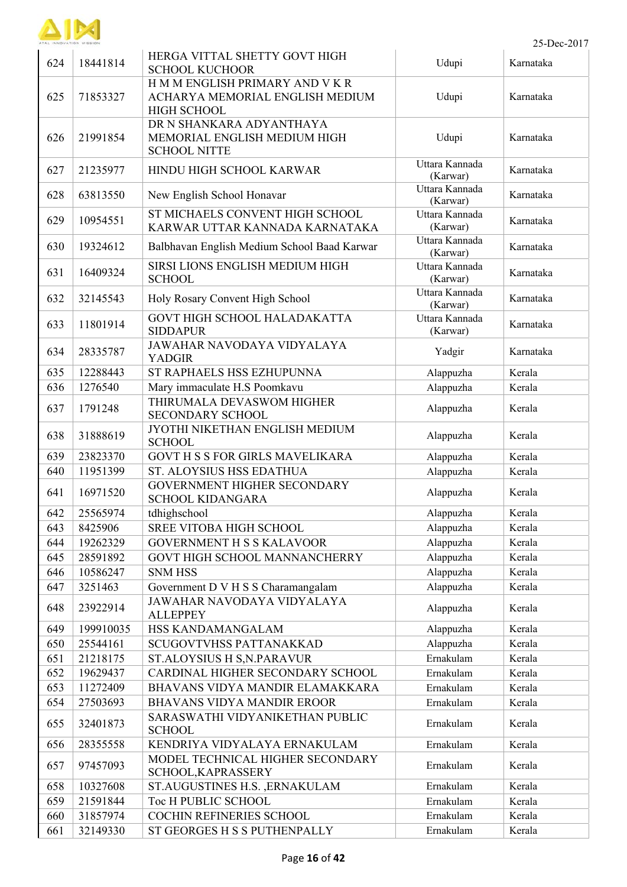| 624 | 18441814 | HERGA VITTAL SHETTY GOVT HIGH SCHOOL KUCHOOR | Udupi | Karnataka |
|---|---|---|---|---|
| 625 | 71853327 | H M M ENGLISH PRIMARY AND V K R ACHARYA MEMORIAL ENGLISH MEDIUM HIGH SCHOOL | Udupi | Karnataka |
| 626 | 21991854 | DR N SHANKARA ADYANTHAYA MEMORIAL ENGLISH MEDIUM HIGH SCHOOL NITTE | Udupi | Karnataka |
| 627 | 21235977 | HINDU HIGH SCHOOL KARWAR | Uttara Kannada (Karwar) | Karnataka |
| 628 | 63813550 | New English School Honavar | Uttara Kannada (Karwar) | Karnataka |
| 629 | 10954551 | ST MICHAELS CONVENT HIGH SCHOOL KARWAR UTTAR KANNADA KARNATAKA | Uttara Kannada (Karwar) | Karnataka |
| 630 | 19324612 | Balbhavan English Medium School Baad Karwar | Uttara Kannada (Karwar) | Karnataka |
| 631 | 16409324 | SIRSI LIONS ENGLISH MEDIUM HIGH SCHOOL | Uttara Kannada (Karwar) | Karnataka |
| 632 | 32145543 | Holy Rosary Convent High School | Uttara Kannada (Karwar) | Karnataka |
| 633 | 11801914 | GOVT HIGH SCHOOL HALADAKATTA SIDDAPUR | Uttara Kannada (Karwar) | Karnataka |
| 634 | 28335787 | JAWAHAR NAVODAYA VIDYALAYA YADGIR | Yadgir | Karnataka |
| 635 | 12288443 | ST RAPHAELS HSS EZHUPUNNA | Alappuzha | Kerala |
| 636 | 1276540 | Mary immaculate H.S Poomkavu | Alappuzha | Kerala |
| 637 | 1791248 | THIRUMALA DEVASWOM HIGHER SECONDARY SCHOOL | Alappuzha | Kerala |
| 638 | 31888619 | JYOTHI NIKETHAN ENGLISH MEDIUM SCHOOL | Alappuzha | Kerala |
| 639 | 23823370 | GOVT H S S FOR GIRLS MAVELIKARA | Alappuzha | Kerala |
| 640 | 11951399 | ST. ALOYSIUS HSS EDATHUA | Alappuzha | Kerala |
| 641 | 16971520 | GOVERNMENT HIGHER SECONDARY SCHOOL KIDANGARA | Alappuzha | Kerala |
| 642 | 25565974 | tdhighschool | Alappuzha | Kerala |
| 643 | 8425906 | SREE VITOBA HIGH SCHOOL | Alappuzha | Kerala |
| 644 | 19262329 | GOVERNMENT H S S KALAVOOR | Alappuzha | Kerala |
| 645 | 28591892 | GOVT HIGH SCHOOL MANNANCHERRY | Alappuzha | Kerala |
| 646 | 10586247 | SNM HSS | Alappuzha | Kerala |
| 647 | 3251463 | Government D V H S S Charamangalam | Alappuzha | Kerala |
| 648 | 23922914 | JAWAHAR NAVODAYA VIDYALAYA ALLEPPEY | Alappuzha | Kerala |
| 649 | 199910035 | HSS KANDAMANGALAM | Alappuzha | Kerala |
| 650 | 25544161 | SCUGOVTVHSS PATTANAKKAD | Alappuzha | Kerala |
| 651 | 21218175 | ST.ALOYSIUS H S,N.PARAVUR | Ernakulam | Kerala |
| 652 | 19629437 | CARDINAL HIGHER SECONDARY SCHOOL | Ernakulam | Kerala |
| 653 | 11272409 | BHAVANS VIDYA MANDIR ELAMAKKARA | Ernakulam | Kerala |
| 654 | 27503693 | BHAVANS VIDYA MANDIR EROOR | Ernakulam | Kerala |
| 655 | 32401873 | SARASWATHI VIDYANIKETHAN PUBLIC SCHOOL | Ernakulam | Kerala |
| 656 | 28355558 | KENDRIYA VIDYALAYA ERNAKULAM | Ernakulam | Kerala |
| 657 | 97457093 | MODEL TECHNICAL HIGHER SECONDARY SCHOOL,KAPRASSERY | Ernakulam | Kerala |
| 658 | 10327608 | ST.AUGUSTINES H.S. ,ERNAKULAM | Ernakulam | Kerala |
| 659 | 21591844 | Toc H PUBLIC SCHOOL | Ernakulam | Kerala |
| 660 | 31857974 | COCHIN REFINERIES SCHOOL | Ernakulam | Kerala |
| 661 | 32149330 | ST GEORGES H S S PUTHENPALLY | Ernakulam | Kerala |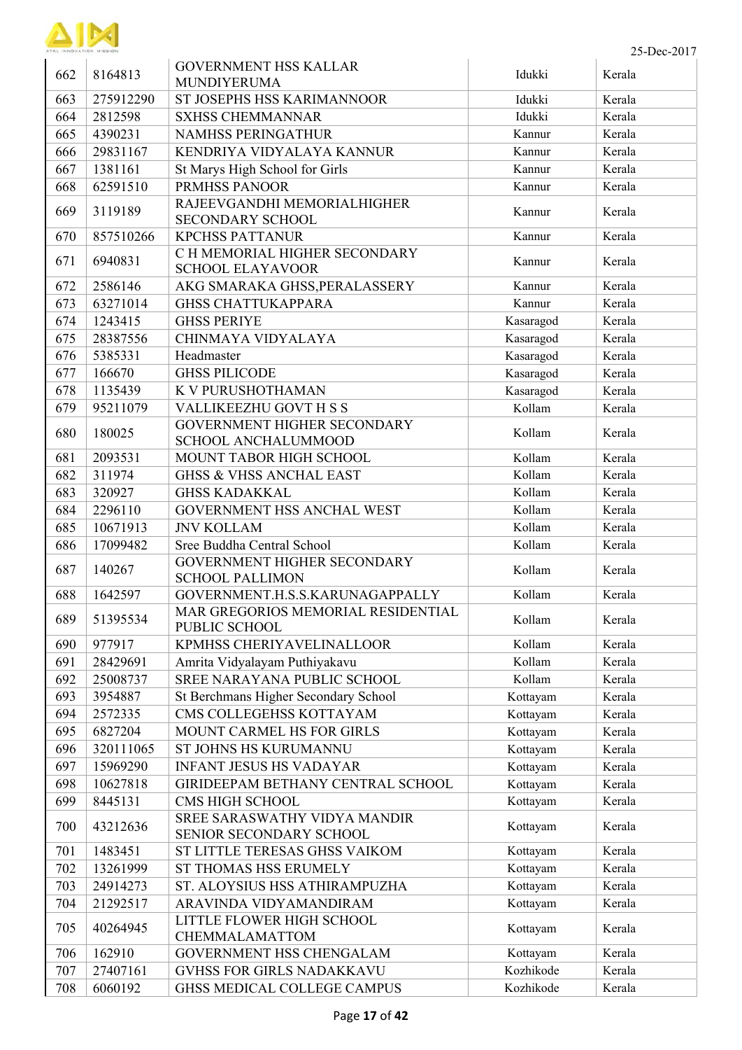| 662 | 8164813 | GOVERNMENT HSS KALLAR MUNDIYERUMA | Idukki | Kerala |
|---|---|---|---|---|
| 663 | 275912290 | ST JOSEPHS HSS KARIMANNOOR | Idukki | Kerala |
| 664 | 2812598 | SXHSS CHEMMANNAR | Idukki | Kerala |
| 665 | 4390231 | NAMHSS PERINGATHUR | Kannur | Kerala |
| 666 | 29831167 | KENDRIYA VIDYALAYA KANNUR | Kannur | Kerala |
| 667 | 1381161 | St Marys High School for Girls | Kannur | Kerala |
| 668 | 62591510 | PRMHSS PANOOR | Kannur | Kerala |
| 669 | 3119189 | RAJEEVGANDHI MEMORIALHIGHER SECONDARY SCHOOL | Kannur | Kerala |
| 670 | 857510266 | KPCHSS PATTANUR | Kannur | Kerala |
| 671 | 6940831 | C H MEMORIAL HIGHER SECONDARY SCHOOL ELAYAVOOR | Kannur | Kerala |
| 672 | 2586146 | AKG SMARAKA GHSS,PERALASSERY | Kannur | Kerala |
| 673 | 63271014 | GHSS CHATTUKAPPARA | Kannur | Kerala |
| 674 | 1243415 | GHSS PERIYE | Kasaragod | Kerala |
| 675 | 28387556 | CHINMAYA VIDYALAYA | Kasaragod | Kerala |
| 676 | 5385331 | Headmaster | Kasaragod | Kerala |
| 677 | 166670 | GHSS PILICODE | Kasaragod | Kerala |
| 678 | 1135439 | K V PURUSHOTHAMAN | Kasaragod | Kerala |
| 679 | 95211079 | VALLIKEEZHU GOVT H S S | Kollam | Kerala |
| 680 | 180025 | GOVERNMENT HIGHER SECONDARY SCHOOL ANCHALUMMOOD | Kollam | Kerala |
| 681 | 2093531 | MOUNT TABOR HIGH SCHOOL | Kollam | Kerala |
| 682 | 311974 | GHSS & VHSS ANCHAL EAST | Kollam | Kerala |
| 683 | 320927 | GHSS KADAKKAL | Kollam | Kerala |
| 684 | 2296110 | GOVERNMENT HSS ANCHAL WEST | Kollam | Kerala |
| 685 | 10671913 | JNV KOLLAM | Kollam | Kerala |
| 686 | 17099482 | Sree Buddha Central School | Kollam | Kerala |
| 687 | 140267 | GOVERNMENT HIGHER SECONDARY SCHOOL PALLIMON | Kollam | Kerala |
| 688 | 1642597 | GOVERNMENT.H.S.S.KARUNAGAPPALLY | Kollam | Kerala |
| 689 | 51395534 | MAR GREGORIOS MEMORIAL RESIDENTIAL PUBLIC SCHOOL | Kollam | Kerala |
| 690 | 977917 | KPMHSS CHERIYAVELINALLOOR | Kollam | Kerala |
| 691 | 28429691 | Amrita Vidyalayam Puthiyakavu | Kollam | Kerala |
| 692 | 25008737 | SREE NARAYANA PUBLIC SCHOOL | Kollam | Kerala |
| 693 | 3954887 | St Berchmans Higher Secondary School | Kottayam | Kerala |
| 694 | 2572335 | CMS COLLEGEHSS KOTTAYAM | Kottayam | Kerala |
| 695 | 6827204 | MOUNT CARMEL HS FOR GIRLS | Kottayam | Kerala |
| 696 | 320111065 | ST JOHNS HS KURUMANNU | Kottayam | Kerala |
| 697 | 15969290 | INFANT JESUS HS VADAYAR | Kottayam | Kerala |
| 698 | 10627818 | GIRIDEEPAM BETHANY CENTRAL SCHOOL | Kottayam | Kerala |
| 699 | 8445131 | CMS HIGH SCHOOL | Kottayam | Kerala |
| 700 | 43212636 | SREE SARASWATHY VIDYA MANDIR SENIOR SECONDARY SCHOOL | Kottayam | Kerala |
| 701 | 1483451 | ST LITTLE TERESAS GHSS VAIKOM | Kottayam | Kerala |
| 702 | 13261999 | ST THOMAS HSS ERUMELY | Kottayam | Kerala |
| 703 | 24914273 | ST. ALOYSIUS HSS ATHIRAMPUZHA | Kottayam | Kerala |
| 704 | 21292517 | ARAVINDA VIDYAMANDIRAM | Kottayam | Kerala |
| 705 | 40264945 | LITTLE FLOWER HIGH SCHOOL CHEMMALAMATTOM | Kottayam | Kerala |
| 706 | 162910 | GOVERNMENT HSS CHENGALAM | Kottayam | Kerala |
| 707 | 27407161 | GVHSS FOR GIRLS NADAKKAVU | Kozhikode | Kerala |
| 708 | 6060192 | GHSS MEDICAL COLLEGE CAMPUS | Kozhikode | Kerala |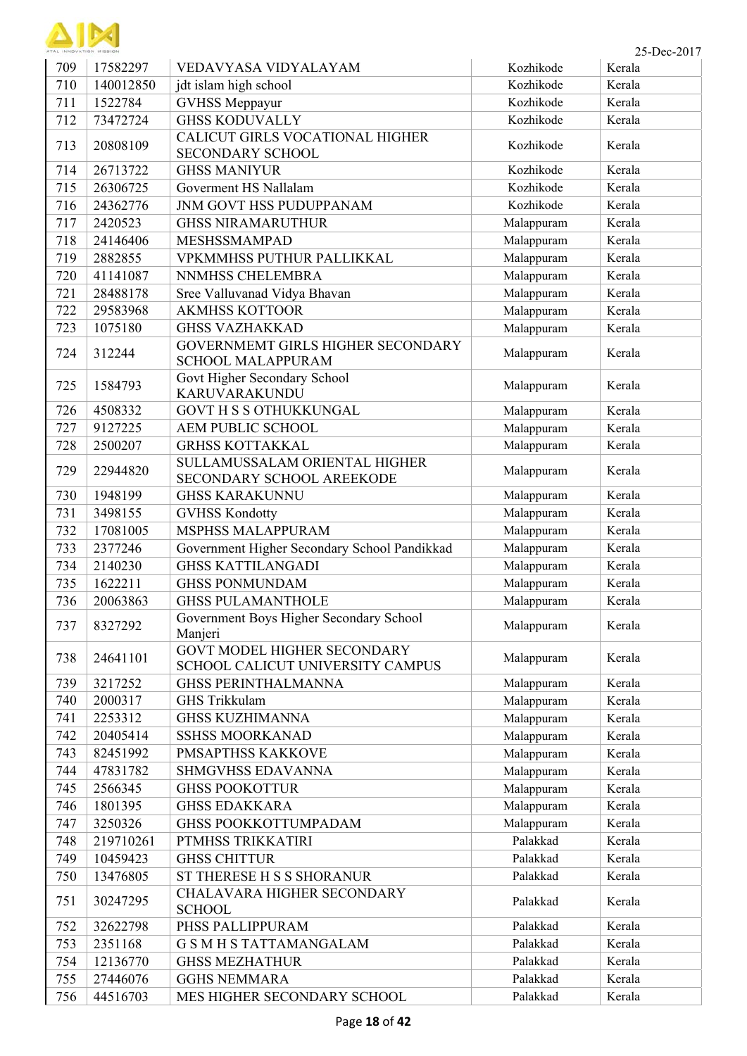25-Dec-2017

| 709 | 17582297 | VEDAVYASA VIDYALAYAM | Kozhikode | Kerala |
|---|---|---|---|---|
| 710 | 140012850 | jdt islam high school | Kozhikode | Kerala |
| 711 | 1522784 | GVHSS Meppayur | Kozhikode | Kerala |
| 712 | 73472724 | GHSS KODUVALLY | Kozhikode | Kerala |
| 713 | 20808109 | CALICUT GIRLS VOCATIONAL HIGHER SECONDARY SCHOOL | Kozhikode | Kerala |
| 714 | 26713722 | GHSS MANIYUR | Kozhikode | Kerala |
| 715 | 26306725 | Goverment HS Nallalam | Kozhikode | Kerala |
| 716 | 24362776 | JNM GOVT HSS PUDUPPANAM | Kozhikode | Kerala |
| 717 | 2420523 | GHSS NIRAMARUTHUR | Malappuram | Kerala |
| 718 | 24146406 | MESHSSMAMPAD | Malappuram | Kerala |
| 719 | 2882855 | VPKMMHSS PUTHUR PALLIKKAL | Malappuram | Kerala |
| 720 | 41141087 | NNMHSS CHELEMBRA | Malappuram | Kerala |
| 721 | 28488178 | Sree Valluvanad Vidya Bhavan | Malappuram | Kerala |
| 722 | 29583968 | AKMHSS KOTTOOR | Malappuram | Kerala |
| 723 | 1075180 | GHSS VAZHAKKAD | Malappuram | Kerala |
| 724 | 312244 | GOVERNMEMT GIRLS HIGHER SECONDARY SCHOOL MALAPPURAM | Malappuram | Kerala |
| 725 | 1584793 | Govt Higher Secondary School KARUVARAKUNDU | Malappuram | Kerala |
| 726 | 4508332 | GOVT H S S OTHUKKUNGAL | Malappuram | Kerala |
| 727 | 9127225 | AEM PUBLIC SCHOOL | Malappuram | Kerala |
| 728 | 2500207 | GRHSS KOTTAKKAL | Malappuram | Kerala |
| 729 | 22944820 | SULLAMUSSALAM ORIENTAL HIGHER SECONDARY SCHOOL AREEKODE | Malappuram | Kerala |
| 730 | 1948199 | GHSS KARAKUNNU | Malappuram | Kerala |
| 731 | 3498155 | GVHSS Kondotty | Malappuram | Kerala |
| 732 | 17081005 | MSPHSS MALAPPURAM | Malappuram | Kerala |
| 733 | 2377246 | Government Higher Secondary School Pandikkad | Malappuram | Kerala |
| 734 | 2140230 | GHSS KATTILANGADI | Malappuram | Kerala |
| 735 | 1622211 | GHSS PONMUNDAM | Malappuram | Kerala |
| 736 | 20063863 | GHSS PULAMANTHOLE | Malappuram | Kerala |
| 737 | 8327292 | Government Boys Higher Secondary School Manjeri | Malappuram | Kerala |
| 738 | 24641101 | GOVT MODEL HIGHER SECONDARY SCHOOL CALICUT UNIVERSITY CAMPUS | Malappuram | Kerala |
| 739 | 3217252 | GHSS PERINTHALMANNA | Malappuram | Kerala |
| 740 | 2000317 | GHS Trikkulam | Malappuram | Kerala |
| 741 | 2253312 | GHSS KUZHIMANNA | Malappuram | Kerala |
| 742 | 20405414 | SSHSS MOORKANAD | Malappuram | Kerala |
| 743 | 82451992 | PMSAPTHSS KAKKOVE | Malappuram | Kerala |
| 744 | 47831782 | SHMGVHSS EDAVANNA | Malappuram | Kerala |
| 745 | 2566345 | GHSS POOKOTTUR | Malappuram | Kerala |
| 746 | 1801395 | GHSS EDAKKARA | Malappuram | Kerala |
| 747 | 3250326 | GHSS POOKKOTTUMPADAM | Malappuram | Kerala |
| 748 | 219710261 | PTMHSS TRIKKATIRI | Palakkad | Kerala |
| 749 | 10459423 | GHSS CHITTUR | Palakkad | Kerala |
| 750 | 13476805 | ST THERESE H S S SHORANUR | Palakkad | Kerala |
| 751 | 30247295 | CHALAVARA HIGHER SECONDARY SCHOOL | Palakkad | Kerala |
| 752 | 32622798 | PHSS PALLIPPURAM | Palakkad | Kerala |
| 753 | 2351168 | G S M H S TATTAMANGALAM | Palakkad | Kerala |
| 754 | 12136770 | GHSS MEZHATHUR | Palakkad | Kerala |
| 755 | 27446076 | GGHS NEMMARA | Palakkad | Kerala |
| 756 | 44516703 | MES HIGHER SECONDARY SCHOOL | Palakkad | Kerala |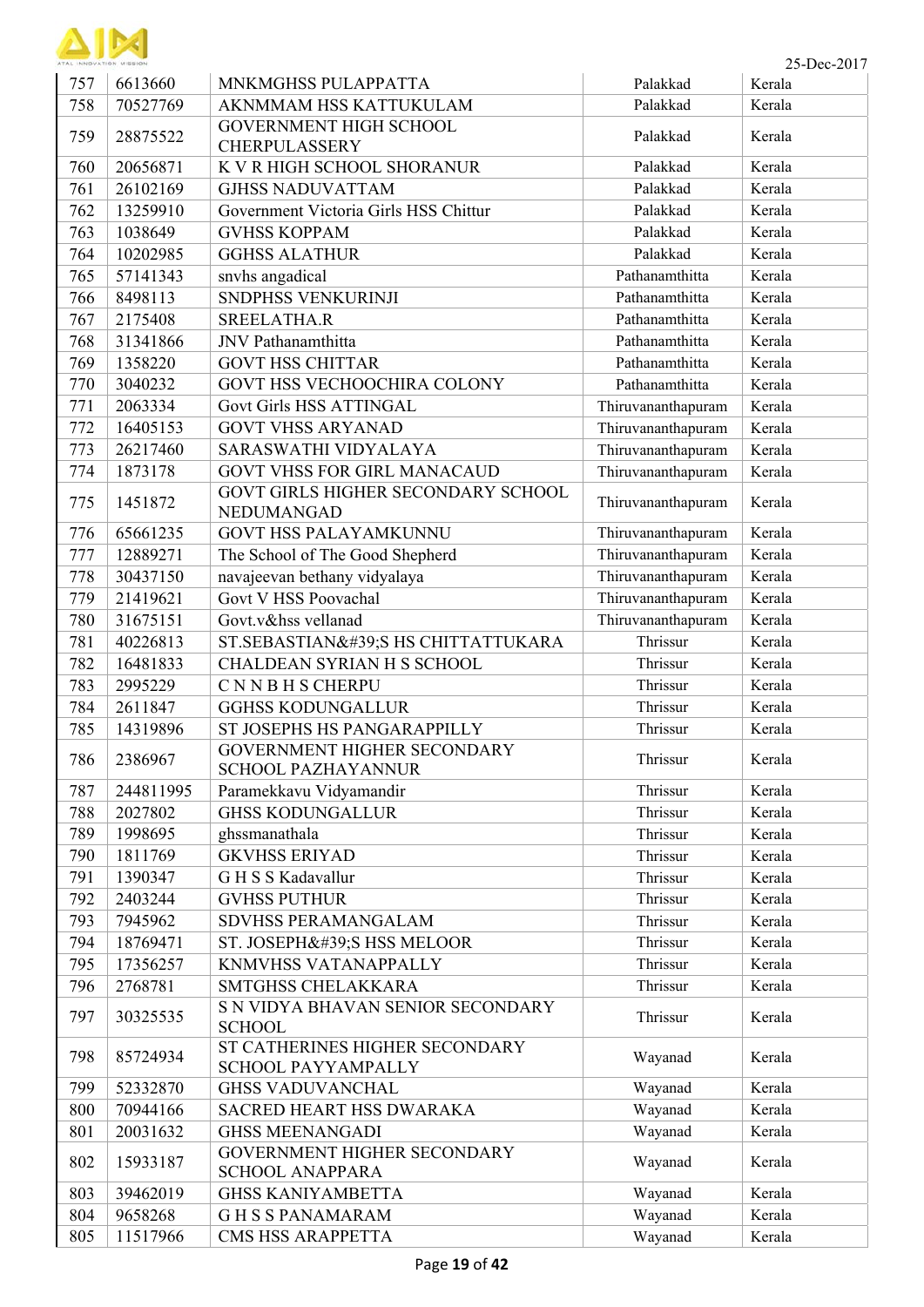| 757 | 6613660 | MNKMGHSS PULAPPATTA | Palakkad | Kerala |
|---|---|---|---|---|
| 758 | 70527769 | AKNMMAM HSS KATTUKULAM | Palakkad | Kerala |
| 759 | 28875522 | GOVERNMENT HIGH SCHOOL CHERPULASSERY | Palakkad | Kerala |
| 760 | 20656871 | K V R HIGH SCHOOL SHORANUR | Palakkad | Kerala |
| 761 | 26102169 | GJHSS NADUVATTAM | Palakkad | Kerala |
| 762 | 13259910 | Government Victoria Girls HSS Chittur | Palakkad | Kerala |
| 763 | 1038649 | GVHSS KOPPAM | Palakkad | Kerala |
| 764 | 10202985 | GGHSS ALATHUR | Palakkad | Kerala |
| 765 | 57141343 | snvhs angadical | Pathanamthitta | Kerala |
| 766 | 8498113 | SNDPHSS VENKURINJI | Pathanamthitta | Kerala |
| 767 | 2175408 | SREELATHA.R | Pathanamthitta | Kerala |
| 768 | 31341866 | JNV Pathanamthitta | Pathanamthitta | Kerala |
| 769 | 1358220 | GOVT HSS CHITTAR | Pathanamthitta | Kerala |
| 770 | 3040232 | GOVT HSS VECHOOCHIRA COLONY | Pathanamthitta | Kerala |
| 771 | 2063334 | Govt Girls HSS ATTINGAL | Thiruvananthapuram | Kerala |
| 772 | 16405153 | GOVT VHSS ARYANAD | Thiruvananthapuram | Kerala |
| 773 | 26217460 | SARASWATHI VIDYALAYA | Thiruvananthapuram | Kerala |
| 774 | 1873178 | GOVT VHSS FOR GIRL MANACAUD | Thiruvananthapuram | Kerala |
| 775 | 1451872 | GOVT GIRLS HIGHER SECONDARY SCHOOL NEDUMANGAD | Thiruvananthapuram | Kerala |
| 776 | 65661235 | GOVT HSS PALAYAMKUNNU | Thiruvananthapuram | Kerala |
| 777 | 12889271 | The School of The Good Shepherd | Thiruvananthapuram | Kerala |
| 778 | 30437150 | navajeevan bethany vidyalaya | Thiruvananthapuram | Kerala |
| 779 | 21419621 | Govt V HSS Poovachal | Thiruvananthapuram | Kerala |
| 780 | 31675151 | Govt.v&hss vellanad | Thiruvananthapuram | Kerala |
| 781 | 40226813 | ST.SEBASTIAN&#39;S HS CHITTATTUKARA | Thrissur | Kerala |
| 782 | 16481833 | CHALDEAN SYRIAN H S SCHOOL | Thrissur | Kerala |
| 783 | 2995229 | C N N B H S CHERPU | Thrissur | Kerala |
| 784 | 2611847 | GGHSS KODUNGALLUR | Thrissur | Kerala |
| 785 | 14319896 | ST JOSEPHS HS PANGARAPPILLY | Thrissur | Kerala |
| 786 | 2386967 | GOVERNMENT HIGHER SECONDARY SCHOOL PAZHAYANNUR | Thrissur | Kerala |
| 787 | 244811995 | Paramekkavu Vidyamandir | Thrissur | Kerala |
| 788 | 2027802 | GHSS KODUNGALLUR | Thrissur | Kerala |
| 789 | 1998695 | ghssmanathala | Thrissur | Kerala |
| 790 | 1811769 | GKVHSS ERIYAD | Thrissur | Kerala |
| 791 | 1390347 | G H S S Kadavallur | Thrissur | Kerala |
| 792 | 2403244 | GVHSS PUTHUR | Thrissur | Kerala |
| 793 | 7945962 | SDVHSS PERAMANGALAM | Thrissur | Kerala |
| 794 | 18769471 | ST. JOSEPH&#39;S HSS MELOOR | Thrissur | Kerala |
| 795 | 17356257 | KNMVHSS VATANAPPALLY | Thrissur | Kerala |
| 796 | 2768781 | SMTGHSS CHELAKKARA | Thrissur | Kerala |
| 797 | 30325535 | S N VIDYA BHAVAN SENIOR SECONDARY SCHOOL | Thrissur | Kerala |
| 798 | 85724934 | ST CATHERINES HIGHER SECONDARY SCHOOL PAYYAMPALLY | Wayanad | Kerala |
| 799 | 52332870 | GHSS VADUVANCHAL | Wayanad | Kerala |
| 800 | 70944166 | SACRED HEART HSS DWARAKA | Wayanad | Kerala |
| 801 | 20031632 | GHSS MEENANGADI | Wayanad | Kerala |
| 802 | 15933187 | GOVERNMENT HIGHER SECONDARY SCHOOL ANAPPARA | Wayanad | Kerala |
| 803 | 39462019 | GHSS KANIYAMBETTA | Wayanad | Kerala |
| 804 | 9658268 | G H S S PANAMARAM | Wayanad | Kerala |
| 805 | 11517966 | CMS HSS ARAPPETTA | Wayanad | Kerala |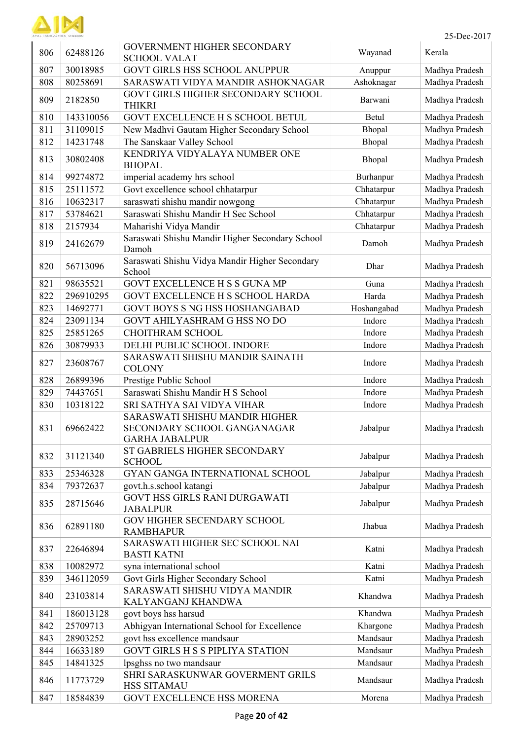| 806 | 62488126 | GOVERNMENT HIGHER SECONDARY SCHOOL VALAT | Wayanad | Kerala |
|---|---|---|---|---|
| 807 | 30018985 | GOVT GIRLS HSS SCHOOL ANUPPUR | Anuppur | Madhya Pradesh |
| 808 | 80258691 | SARASWATI VIDYA MANDIR ASHOKNAGAR | Ashoknagar | Madhya Pradesh |
| 809 | 2182850 | GOVT GIRLS HIGHER SECONDARY SCHOOL THIKRI | Barwani | Madhya Pradesh |
| 810 | 143310056 | GOVT EXCELLENCE H S SCHOOL BETUL | Betul | Madhya Pradesh |
| 811 | 31109015 | New Madhvi Gautam Higher Secondary School | Bhopal | Madhya Pradesh |
| 812 | 14231748 | The Sanskaar Valley School | Bhopal | Madhya Pradesh |
| 813 | 30802408 | KENDRIYA VIDYALAYA NUMBER ONE BHOPAL | Bhopal | Madhya Pradesh |
| 814 | 99274872 | imperial academy hrs school | Burhanpur | Madhya Pradesh |
| 815 | 25111572 | Govt excellence school chhatarpur | Chhatarpur | Madhya Pradesh |
| 816 | 10632317 | saraswati shishu mandir nowgong | Chhatarpur | Madhya Pradesh |
| 817 | 53784621 | Saraswati Shishu Mandir H Sec School | Chhatarpur | Madhya Pradesh |
| 818 | 2157934 | Maharishi Vidya Mandir | Chhatarpur | Madhya Pradesh |
| 819 | 24162679 | Saraswati Shishu Mandir Higher Secondary School Damoh | Damoh | Madhya Pradesh |
| 820 | 56713096 | Saraswati Shishu Vidya Mandir Higher Secondary School | Dhar | Madhya Pradesh |
| 821 | 98635521 | GOVT EXCELLENCE H S S GUNA MP | Guna | Madhya Pradesh |
| 822 | 296910295 | GOVT EXCELLENCE H S SCHOOL HARDA | Harda | Madhya Pradesh |
| 823 | 14692771 | GOVT BOYS S NG HSS HOSHANGABAD | Hoshangabad | Madhya Pradesh |
| 824 | 23091134 | GOVT AHILYASHRAM G HSS NO DO | Indore | Madhya Pradesh |
| 825 | 25851265 | CHOITHRAM SCHOOL | Indore | Madhya Pradesh |
| 826 | 30879933 | DELHI PUBLIC SCHOOL INDORE | Indore | Madhya Pradesh |
| 827 | 23608767 | SARASWATI SHISHU MANDIR SAINATH COLONY | Indore | Madhya Pradesh |
| 828 | 26899396 | Prestige Public School | Indore | Madhya Pradesh |
| 829 | 74437651 | Saraswati Shishu Mandir H S School | Indore | Madhya Pradesh |
| 830 | 10318122 | SRI SATHYA SAI VIDYA VIHAR | Indore | Madhya Pradesh |
| 831 | 69662422 | SARASWATI SHISHU MANDIR HIGHER SECONDARY SCHOOL GANGANAGAR GARHA JABALPUR | Jabalpur | Madhya Pradesh |
| 832 | 31121340 | ST GABRIELS HIGHER SECONDARY SCHOOL | Jabalpur | Madhya Pradesh |
| 833 | 25346328 | GYAN GANGA INTERNATIONAL SCHOOL | Jabalpur | Madhya Pradesh |
| 834 | 79372637 | govt.h.s.school katangi | Jabalpur | Madhya Pradesh |
| 835 | 28715646 | GOVT HSS GIRLS RANI DURGAWATI JABALPUR | Jabalpur | Madhya Pradesh |
| 836 | 62891180 | GOV HIGHER SECENDARY SCHOOL RAMBHAPUR | Jhabua | Madhya Pradesh |
| 837 | 22646894 | SARASWATI HIGHER SEC SCHOOL NAI BASTI KATNI | Katni | Madhya Pradesh |
| 838 | 10082972 | syna international school | Katni | Madhya Pradesh |
| 839 | 346112059 | Govt Girls Higher Secondary School | Katni | Madhya Pradesh |
| 840 | 23103814 | SARASWATI SHISHU VIDYA MANDIR KALYANGANJ KHANDWA | Khandwa | Madhya Pradesh |
| 841 | 186013128 | govt boys hss harsud | Khandwa | Madhya Pradesh |
| 842 | 25709713 | Abhigyan International School for Excellence | Khargone | Madhya Pradesh |
| 843 | 28903252 | govt hss excellence mandsaur | Mandsaur | Madhya Pradesh |
| 844 | 16633189 | GOVT GIRLS H S S PIPLIYA STATION | Mandsaur | Madhya Pradesh |
| 845 | 14841325 | lpsghss no two mandsaur | Mandsaur | Madhya Pradesh |
| 846 | 11773729 | SHRI SARASKUNWAR GOVERMENT GRILS HSS SITAMAU | Mandsaur | Madhya Pradesh |
| 847 | 18584839 | GOVT EXCELLENCE HSS MORENA | Morena | Madhya Pradesh |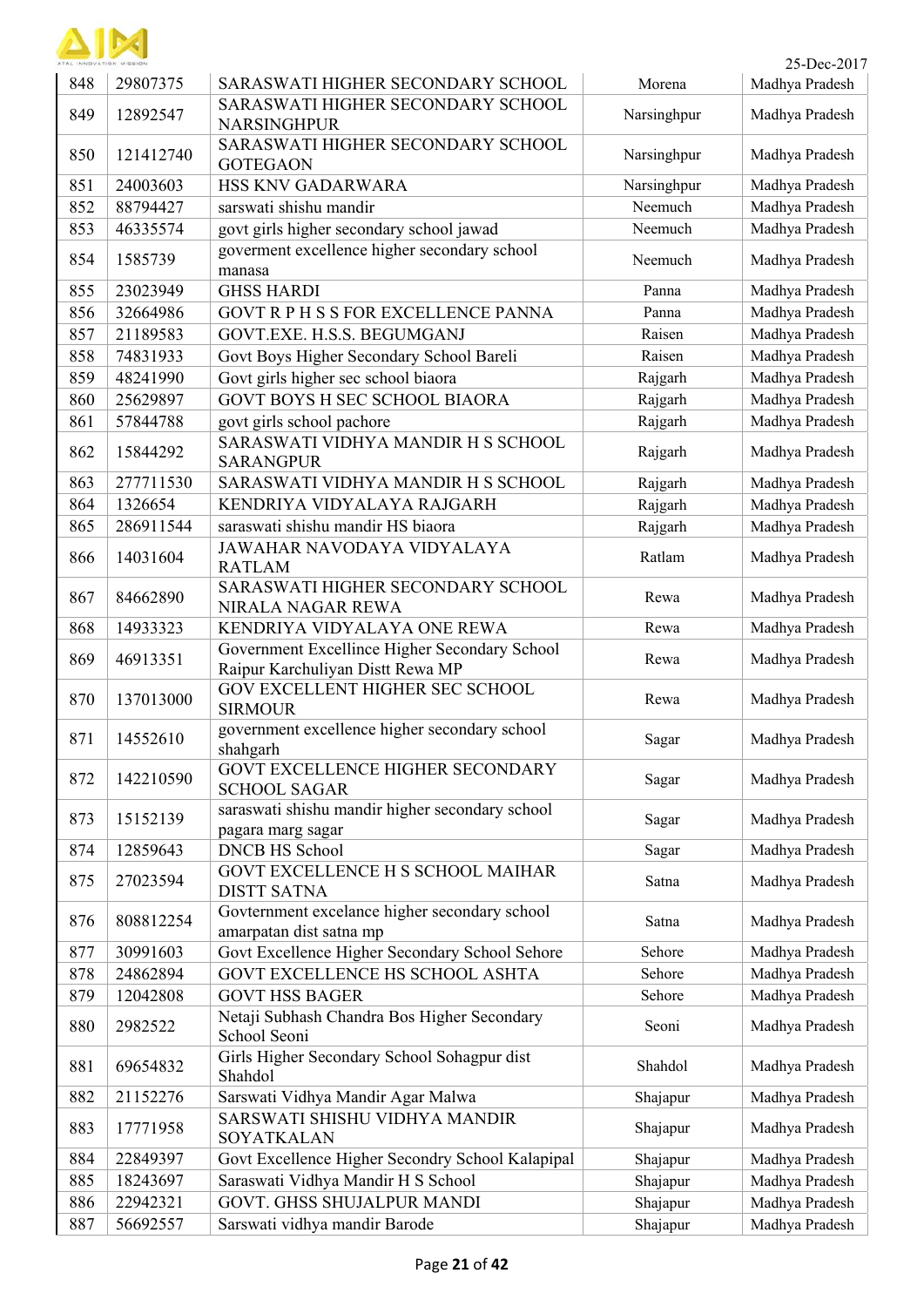| 848 | 29807375 | SARASWATI HIGHER SECONDARY SCHOOL | Morena | Madhya Pradesh |
|---|---|---|---|---|
| 849 | 12892547 | SARASWATI HIGHER SECONDARY SCHOOL NARSINGHPUR | Narsinghpur | Madhya Pradesh |
| 850 | 121412740 | SARASWATI HIGHER SECONDARY SCHOOL GOTEGAON | Narsinghpur | Madhya Pradesh |
| 851 | 24003603 | HSS KNV GADARWARA | Narsinghpur | Madhya Pradesh |
| 852 | 88794427 | sarswati shishu mandir | Neemuch | Madhya Pradesh |
| 853 | 46335574 | govt girls higher secondary school jawad | Neemuch | Madhya Pradesh |
| 854 | 1585739 | goverment excellence higher secondary school manasa | Neemuch | Madhya Pradesh |
| 855 | 23023949 | GHSS HARDI | Panna | Madhya Pradesh |
| 856 | 32664986 | GOVT R P H S S FOR EXCELLENCE PANNA | Panna | Madhya Pradesh |
| 857 | 21189583 | GOVT.EXE. H.S.S. BEGUMGANJ | Raisen | Madhya Pradesh |
| 858 | 74831933 | Govt Boys Higher Secondary School Bareli | Raisen | Madhya Pradesh |
| 859 | 48241990 | Govt girls higher sec school biaora | Rajgarh | Madhya Pradesh |
| 860 | 25629897 | GOVT BOYS H SEC SCHOOL BIAORA | Rajgarh | Madhya Pradesh |
| 861 | 57844788 | govt girls school pachore | Rajgarh | Madhya Pradesh |
| 862 | 15844292 | SARASWATI VIDHYA MANDIR H S SCHOOL SARANGPUR | Rajgarh | Madhya Pradesh |
| 863 | 277711530 | SARASWATI VIDHYA MANDIR H S SCHOOL | Rajgarh | Madhya Pradesh |
| 864 | 1326654 | KENDRIYA VIDYALAYA RAJGARH | Rajgarh | Madhya Pradesh |
| 865 | 286911544 | saraswati shishu mandir HS biaora | Rajgarh | Madhya Pradesh |
| 866 | 14031604 | JAWAHAR NAVODAYA VIDYALAYA RATLAM | Ratlam | Madhya Pradesh |
| 867 | 84662890 | SARASWATI HIGHER SECONDARY SCHOOL NIRALA NAGAR REWA | Rewa | Madhya Pradesh |
| 868 | 14933323 | KENDRIYA VIDYALAYA ONE REWA | Rewa | Madhya Pradesh |
| 869 | 46913351 | Government Excellince Higher Secondary School Raipur Karchuliyan Distt Rewa MP | Rewa | Madhya Pradesh |
| 870 | 137013000 | GOV EXCELLENT HIGHER SEC SCHOOL SIRMOUR | Rewa | Madhya Pradesh |
| 871 | 14552610 | government excellence higher secondary school shahgarh | Sagar | Madhya Pradesh |
| 872 | 142210590 | GOVT EXCELLENCE HIGHER SECONDARY SCHOOL SAGAR | Sagar | Madhya Pradesh |
| 873 | 15152139 | saraswati shishu mandir higher secondary school pagara marg sagar | Sagar | Madhya Pradesh |
| 874 | 12859643 | DNCB HS School | Sagar | Madhya Pradesh |
| 875 | 27023594 | GOVT EXCELLENCE H S SCHOOL MAIHAR DISTT SATNA | Satna | Madhya Pradesh |
| 876 | 808812254 | Govternment excelance higher secondary school amarpatan dist satna mp | Satna | Madhya Pradesh |
| 877 | 30991603 | Govt Excellence Higher Secondary School Sehore | Sehore | Madhya Pradesh |
| 878 | 24862894 | GOVT EXCELLENCE HS SCHOOL ASHTA | Sehore | Madhya Pradesh |
| 879 | 12042808 | GOVT HSS BAGER | Sehore | Madhya Pradesh |
| 880 | 2982522 | Netaji Subhash Chandra Bos Higher Secondary School Seoni | Seoni | Madhya Pradesh |
| 881 | 69654832 | Girls Higher Secondary School Sohagpur dist Shahdol | Shahdol | Madhya Pradesh |
| 882 | 21152276 | Sarswati Vidhya Mandir Agar Malwa | Shajapur | Madhya Pradesh |
| 883 | 17771958 | SARSWATI SHISHU VIDHYA MANDIR SOYATKALAN | Shajapur | Madhya Pradesh |
| 884 | 22849397 | Govt Excellence Higher Secondry School Kalapipal | Shajapur | Madhya Pradesh |
| 885 | 18243697 | Saraswati Vidhya Mandir H S School | Shajapur | Madhya Pradesh |
| 886 | 22942321 | GOVT. GHSS SHUJALPUR MANDI | Shajapur | Madhya Pradesh |
| 887 | 56692557 | Sarswati vidhya mandir Barode | Shajapur | Madhya Pradesh |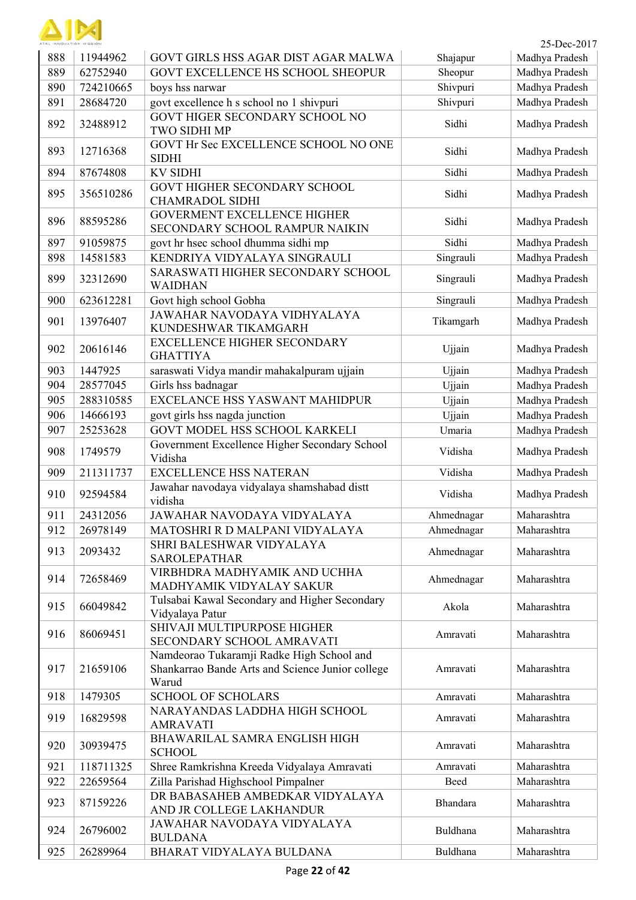25-Dec-2017

| | | | | |
|---|---|---|---|---|
| 888 | 11944962 | GOVT GIRLS HSS AGAR DIST AGAR MALWA | Shajapur | Madhya Pradesh |
| 889 | 62752940 | GOVT EXCELLENCE HS SCHOOL SHEOPUR | Sheopur | Madhya Pradesh |
| 890 | 724210665 | boys hss narwar | Shivpuri | Madhya Pradesh |
| 891 | 28684720 | govt excellence h s school no 1 shivpuri | Shivpuri | Madhya Pradesh |
| 892 | 32488912 | GOVT HIGER SECONDARY SCHOOL NO TWO SIDHI MP | Sidhi | Madhya Pradesh |
| 893 | 12716368 | GOVT Hr Sec EXCELLENCE SCHOOL NO ONE SIDHI | Sidhi | Madhya Pradesh |
| 894 | 87674808 | KV SIDHI | Sidhi | Madhya Pradesh |
| 895 | 356510286 | GOVT HIGHER SECONDARY SCHOOL CHAMRADOL SIDHI | Sidhi | Madhya Pradesh |
| 896 | 88595286 | GOVERMENT EXCELLENCE HIGHER SECONDARY SCHOOL RAMPUR NAIKIN | Sidhi | Madhya Pradesh |
| 897 | 91059875 | govt hr hsec school dhumma sidhi mp | Sidhi | Madhya Pradesh |
| 898 | 14581583 | KENDRIYA VIDYALAYA SINGRAULI | Singrauli | Madhya Pradesh |
| 899 | 32312690 | SARASWATI HIGHER SECONDARY SCHOOL WAIDHAN | Singrauli | Madhya Pradesh |
| 900 | 623612281 | Govt high school Gobha | Singrauli | Madhya Pradesh |
| 901 | 13976407 | JAWAHAR NAVODAYA VIDHYALAYA KUNDESHWAR TIKAMGARH | Tikamgarh | Madhya Pradesh |
| 902 | 20616146 | EXCELLENCE HIGHER SECONDARY GHATTIYA | Ujjain | Madhya Pradesh |
| 903 | 1447925 | saraswati Vidya mandir mahakalpuram ujjain | Ujjain | Madhya Pradesh |
| 904 | 28577045 | Girls hss badnagar | Ujjain | Madhya Pradesh |
| 905 | 288310585 | EXCELANCE HSS YASWANT MAHIDPUR | Ujjain | Madhya Pradesh |
| 906 | 14666193 | govt girls hss nagda junction | Ujjain | Madhya Pradesh |
| 907 | 25253628 | GOVT MODEL HSS SCHOOL KARKELI | Umaria | Madhya Pradesh |
| 908 | 1749579 | Government Excellence Higher Secondary School Vidisha | Vidisha | Madhya Pradesh |
| 909 | 211311737 | EXCELLENCE HSS NATERAN | Vidisha | Madhya Pradesh |
| 910 | 92594584 | Jawahar navodaya vidyalaya shamshabad distt vidisha | Vidisha | Madhya Pradesh |
| 911 | 24312056 | JAWAHAR NAVODAYA VIDYALAYA | Ahmednagar | Maharashtra |
| 912 | 26978149 | MATOSHRI R D MALPANI VIDYALAYA | Ahmednagar | Maharashtra |
| 913 | 2093432 | SHRI BALESHWAR VIDYALAYA SAROLEPATHAR | Ahmednagar | Maharashtra |
| 914 | 72658469 | VIRBHDRA MADHYAMIK AND UCHHA MADHYAMIK VIDYALAY SAKUR | Ahmednagar | Maharashtra |
| 915 | 66049842 | Tulsabai Kawal Secondary and Higher Secondary Vidyalaya Patur | Akola | Maharashtra |
| 916 | 86069451 | SHIVAJI MULTIPURPOSE HIGHER SECONDARY SCHOOL AMRAVATI | Amravati | Maharashtra |
| 917 | 21659106 | Namdeorao Tukaramji Radke High School and Shankarrao Bande Arts and Science Junior college Warud | Amravati | Maharashtra |
| 918 | 1479305 | SCHOOL OF SCHOLARS | Amravati | Maharashtra |
| 919 | 16829598 | NARAYANDAS LADDHA HIGH SCHOOL AMRAVATI | Amravati | Maharashtra |
| 920 | 30939475 | BHAWARILAL SAMRA ENGLISH HIGH SCHOOL | Amravati | Maharashtra |
| 921 | 118711325 | Shree Ramkrishna Kreeda Vidyalaya Amravati | Amravati | Maharashtra |
| 922 | 22659564 | Zilla Parishad Highschool Pimpalner | Beed | Maharashtra |
| 923 | 87159226 | DR BABASAHEB AMBEDKAR VIDYALAYA AND JR COLLEGE LAKHANDUR | Bhandara | Maharashtra |
| 924 | 26796002 | JAWAHAR NAVODAYA VIDYALAYA BULDANA | Buldhana | Maharashtra |
| 925 | 26289964 | BHARAT VIDYALAYA BULDANA | Buldhana | Maharashtra |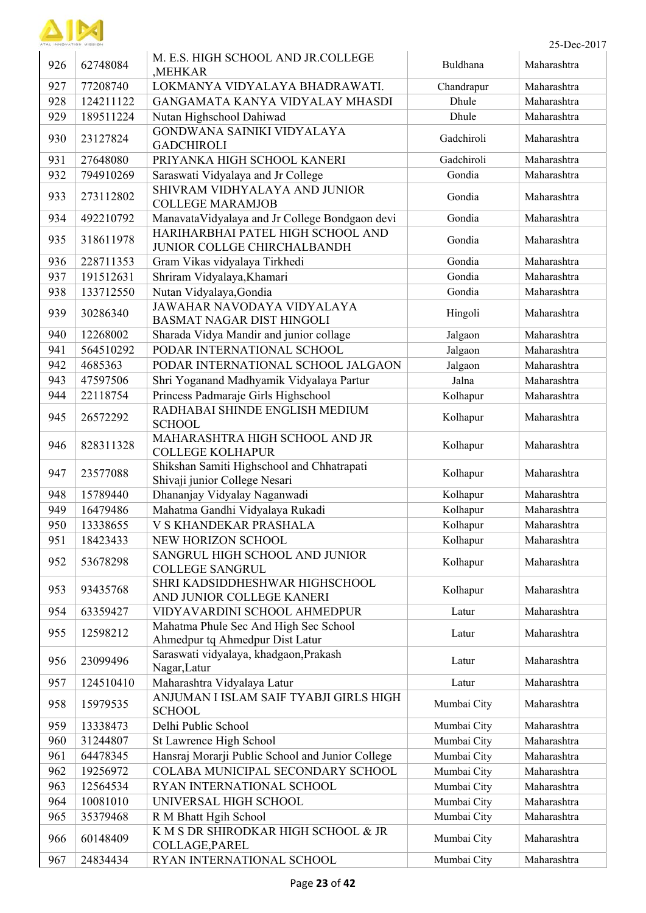25-Dec-2017

| 926 | 62748084 | M. E.S. HIGH SCHOOL AND JR.COLLEGE ,MEHKAR | Buldhana | Maharashtra |
|---|---|---|---|---|
| 927 | 77208740 | LOKMANYA VIDYALAYA BHADRAWATI. | Chandrapur | Maharashtra |
| 928 | 124211122 | GANGAMATA KANYA VIDYALAY MHASDI | Dhule | Maharashtra |
| 929 | 189511224 | Nutan Highschool Dahiwad | Dhule | Maharashtra |
| 930 | 23127824 | GONDWANA SAINIKI VIDYALAYA GADCHIROLI | Gadchiroli | Maharashtra |
| 931 | 27648080 | PRIYANKA HIGH SCHOOL KANERI | Gadchiroli | Maharashtra |
| 932 | 794910269 | Saraswati Vidyalaya and Jr College | Gondia | Maharashtra |
| 933 | 273112802 | SHIVRAM VIDHYALAYA AND JUNIOR COLLEGE MARAMJOB | Gondia | Maharashtra |
| 934 | 492210792 | ManavataVidyalaya and Jr College Bondgaon devi | Gondia | Maharashtra |
| 935 | 318611978 | HARIHARBHAI PATEL HIGH SCHOOL AND JUNIOR COLLGE CHIRCHALBANDH | Gondia | Maharashtra |
| 936 | 228711353 | Gram Vikas vidyalaya Tirkhedi | Gondia | Maharashtra |
| 937 | 191512631 | Shriram Vidyalaya,Khamari | Gondia | Maharashtra |
| 938 | 133712550 | Nutan Vidyalaya,Gondia | Gondia | Maharashtra |
| 939 | 30286340 | JAWAHAR NAVODAYA VIDYALAYA BASMAT NAGAR DIST HINGOLI | Hingoli | Maharashtra |
| 940 | 12268002 | Sharada Vidya Mandir and junior collage | Jalgaon | Maharashtra |
| 941 | 564510292 | PODAR INTERNATIONAL SCHOOL | Jalgaon | Maharashtra |
| 942 | 4685363 | PODAR INTERNATIONAL SCHOOL JALGAON | Jalgaon | Maharashtra |
| 943 | 47597506 | Shri Yoganand Madhyamik Vidyalaya Partur | Jalna | Maharashtra |
| 944 | 22118754 | Princess Padmaraje Girls Highschool | Kolhapur | Maharashtra |
| 945 | 26572292 | RADHABAI SHINDE ENGLISH MEDIUM SCHOOL | Kolhapur | Maharashtra |
| 946 | 828311328 | MAHARASHTRA HIGH SCHOOL AND JR COLLEGE KOLHAPUR | Kolhapur | Maharashtra |
| 947 | 23577088 | Shikshan Samiti Highschool and Chhatrapati Shivaji junior College Nesari | Kolhapur | Maharashtra |
| 948 | 15789440 | Dhananjay Vidyalay Naganwadi | Kolhapur | Maharashtra |
| 949 | 16479486 | Mahatma Gandhi Vidyalaya Rukadi | Kolhapur | Maharashtra |
| 950 | 13338655 | V S KHANDEKAR PRASHALA | Kolhapur | Maharashtra |
| 951 | 18423433 | NEW HORIZON SCHOOL | Kolhapur | Maharashtra |
| 952 | 53678298 | SANGRUL HIGH SCHOOL AND JUNIOR COLLEGE SANGRUL | Kolhapur | Maharashtra |
| 953 | 93435768 | SHRI KADSIDDHESHWAR HIGHSCHOOL AND JUNIOR COLLEGE KANERI | Kolhapur | Maharashtra |
| 954 | 63359427 | VIDYAVARDINI SCHOOL AHMEDPUR | Latur | Maharashtra |
| 955 | 12598212 | Mahatma Phule Sec And High Sec School Ahmedpur tq Ahmedpur Dist Latur | Latur | Maharashtra |
| 956 | 23099496 | Saraswati vidyalaya, khadgaon,Prakash Nagar,Latur | Latur | Maharashtra |
| 957 | 124510410 | Maharashtra Vidyalaya Latur | Latur | Maharashtra |
| 958 | 15979535 | ANJUMAN I ISLAM SAIF TYABJI GIRLS HIGH SCHOOL | Mumbai City | Maharashtra |
| 959 | 13338473 | Delhi Public School | Mumbai City | Maharashtra |
| 960 | 31244807 | St Lawrence High School | Mumbai City | Maharashtra |
| 961 | 64478345 | Hansraj Morarji Public School and Junior College | Mumbai City | Maharashtra |
| 962 | 19256972 | COLABA MUNICIPAL SECONDARY SCHOOL | Mumbai City | Maharashtra |
| 963 | 12564534 | RYAN INTERNATIONAL SCHOOL | Mumbai City | Maharashtra |
| 964 | 10081010 | UNIVERSAL HIGH SCHOOL | Mumbai City | Maharashtra |
| 965 | 35379468 | R M Bhatt Hgih School | Mumbai City | Maharashtra |
| 966 | 60148409 | K M S DR SHIRODKAR HIGH SCHOOL & JR COLLAGE,PAREL | Mumbai City | Maharashtra |
| 967 | 24834434 | RYAN INTERNATIONAL SCHOOL | Mumbai City | Maharashtra |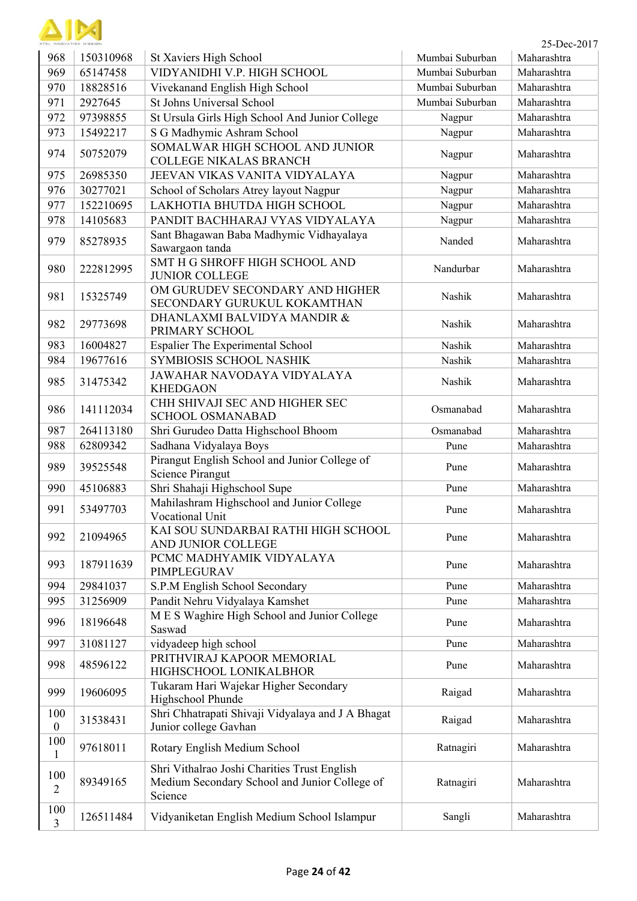| 968 | 150310968 | St Xaviers High School | Mumbai Suburban | Maharashtra |
|---|---|---|---|---|
| 969 | 65147458 | VIDYANIDHI V.P. HIGH SCHOOL | Mumbai Suburban | Maharashtra |
| 970 | 18828516 | Vivekanand English High School | Mumbai Suburban | Maharashtra |
| 971 | 2927645 | St Johns Universal School | Mumbai Suburban | Maharashtra |
| 972 | 97398855 | St Ursula Girls High School And Junior College | Nagpur | Maharashtra |
| 973 | 15492217 | S G Madhymic Ashram School | Nagpur | Maharashtra |
| 974 | 50752079 | SOMALWAR HIGH SCHOOL AND JUNIOR COLLEGE NIKALAS BRANCH | Nagpur | Maharashtra |
| 975 | 26985350 | JEEVAN VIKAS VANITA VIDYALAYA | Nagpur | Maharashtra |
| 976 | 30277021 | School of Scholars Atrey layout Nagpur | Nagpur | Maharashtra |
| 977 | 152210695 | LAKHOTIA BHUTDA HIGH SCHOOL | Nagpur | Maharashtra |
| 978 | 14105683 | PANDIT BACHHARAJ VYAS VIDYALAYA | Nagpur | Maharashtra |
| 979 | 85278935 | Sant Bhagawan Baba Madhymic Vidhayalaya Sawargaon tanda | Nanded | Maharashtra |
| 980 | 222812995 | SMT H G SHROFF HIGH SCHOOL AND JUNIOR COLLEGE | Nandurbar | Maharashtra |
| 981 | 15325749 | OM GURUDEV SECONDARY AND HIGHER SECONDARY GURUKUL KOKAMTHAN | Nashik | Maharashtra |
| 982 | 29773698 | DHANLAXMI BALVIDYA MANDIR & PRIMARY SCHOOL | Nashik | Maharashtra |
| 983 | 16004827 | Espalier The Experimental School | Nashik | Maharashtra |
| 984 | 19677616 | SYMBIOSIS SCHOOL NASHIK | Nashik | Maharashtra |
| 985 | 31475342 | JAWAHAR NAVODAYA VIDYALAYA KHEDGAON | Nashik | Maharashtra |
| 986 | 141112034 | CHH SHIVAJI SEC AND HIGHER SEC SCHOOL OSMANABAD | Osmanabad | Maharashtra |
| 987 | 264113180 | Shri Gurudeo Datta Highschool Bhoom | Osmanabad | Maharashtra |
| 988 | 62809342 | Sadhana Vidyalaya Boys | Pune | Maharashtra |
| 989 | 39525548 | Pirangut English School and Junior College of Science Pirangut | Pune | Maharashtra |
| 990 | 45106883 | Shri Shahaji Highschool Supe | Pune | Maharashtra |
| 991 | 53497703 | Mahilashram Highschool and Junior College Vocational Unit | Pune | Maharashtra |
| 992 | 21094965 | KAI SOU SUNDARBAI RATHI HIGH SCHOOL AND JUNIOR COLLEGE | Pune | Maharashtra |
| 993 | 187911639 | PCMC MADHYAMIK VIDYALAYA PIMPLEGURAV | Pune | Maharashtra |
| 994 | 29841037 | S.P.M English School Secondary | Pune | Maharashtra |
| 995 | 31256909 | Pandit Nehru Vidyalaya Kamshet | Pune | Maharashtra |
| 996 | 18196648 | M E S Waghire High School and Junior College Saswad | Pune | Maharashtra |
| 997 | 31081127 | vidyadeep high school | Pune | Maharashtra |
| 998 | 48596122 | PRITHVIRAJ KAPOOR MEMORIAL HIGHSCHOOL LONIKALBHOR | Pune | Maharashtra |
| 999 | 19606095 | Tukaram Hari Wajekar Higher Secondary Highschool Phunde | Raigad | Maharashtra |
| 1000 | 31538431 | Shri Chhatrapati Shivaji Vidyalaya and J A Bhagat Junior college Gavhan | Raigad | Maharashtra |
| 1001 | 97618011 | Rotary English Medium School | Ratnagiri | Maharashtra |
| 1002 | 89349165 | Shri Vithalrao Joshi Charities Trust English Medium Secondary School and Junior College of Science | Ratnagiri | Maharashtra |
| 1003 | 126511484 | Vidyaniketan English Medium School Islampur | Sangli | Maharashtra |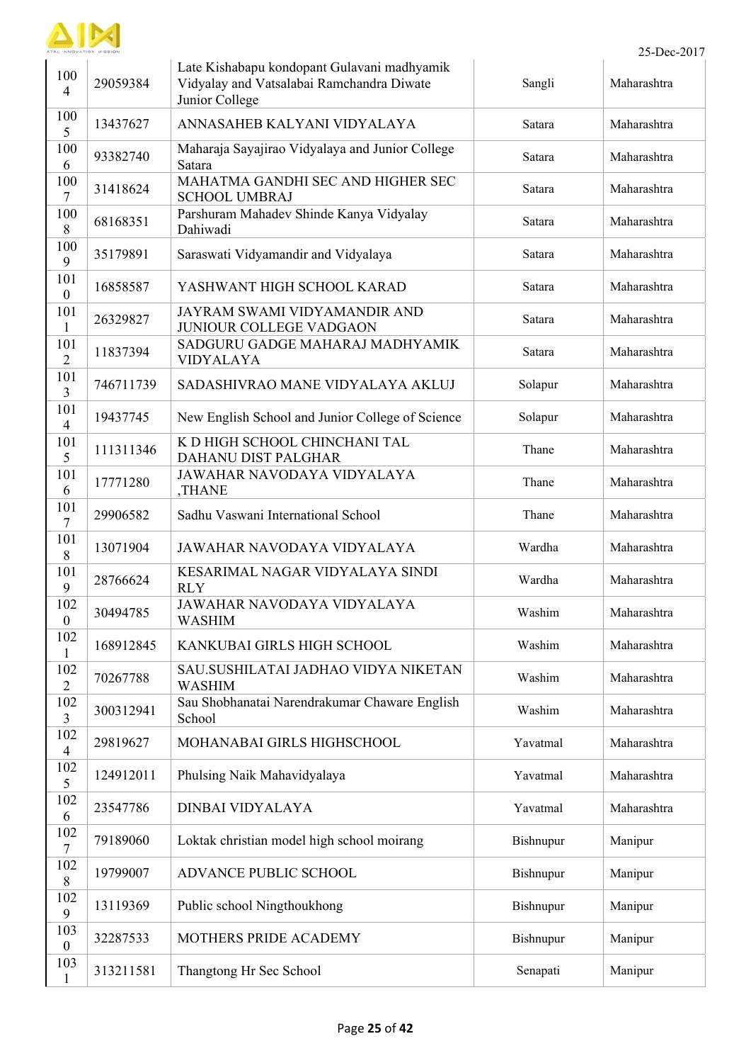| 1004 | 29059384 | Late Kishabapu kondopant Gulavani madhyamik Vidyalay and Vatsalabai Ramchandra Diwate Junior College | Sangli | Maharashtra |
|---|---|---|---|---|
| 1005 | 13437627 | ANNASAHEB KALYANI VIDYALAYA | Satara | Maharashtra |
| 1006 | 93382740 | Maharaja Sayajirao Vidyalaya and Junior College Satara | Satara | Maharashtra |
| 1007 | 31418624 | MAHATMA GANDHI SEC AND HIGHER SEC SCHOOL UMBRAJ | Satara | Maharashtra |
| 1008 | 68168351 | Parshuram Mahadev Shinde Kanya Vidyalay Dahiwadi | Satara | Maharashtra |
| 1009 | 35179891 | Saraswati Vidyamandir and Vidyalaya | Satara | Maharashtra |
| 1010 | 16858587 | YASHWANT HIGH SCHOOL KARAD | Satara | Maharashtra |
| 1011 | 26329827 | JAYRAM SWAMI VIDYAMANDIR AND JUNIOUR COLLEGE VADGAON | Satara | Maharashtra |
| 1012 | 11837394 | SADGURU GADGE MAHARAJ MADHYAMIK VIDYALAYA | Satara | Maharashtra |
| 1013 | 746711739 | SADASHIVRAO MANE VIDYALAYA AKLUJ | Solapur | Maharashtra |
| 1014 | 19437745 | New English School and Junior College of Science | Solapur | Maharashtra |
| 1015 | 111311346 | K D HIGH SCHOOL CHINCHANI TAL DAHANU DIST PALGHAR | Thane | Maharashtra |
| 1016 | 17771280 | JAWAHAR NAVODAYA VIDYALAYA ,THANE | Thane | Maharashtra |
| 1017 | 29906582 | Sadhu Vaswani International School | Thane | Maharashtra |
| 1018 | 13071904 | JAWAHAR NAVODAYA VIDYALAYA | Wardha | Maharashtra |
| 1019 | 28766624 | KESARIMAL NAGAR VIDYALAYA SINDI RLY | Wardha | Maharashtra |
| 1020 | 30494785 | JAWAHAR NAVODAYA VIDYALAYA WASHIM | Washim | Maharashtra |
| 1021 | 168912845 | KANKUBAI GIRLS HIGH SCHOOL | Washim | Maharashtra |
| 1022 | 70267788 | SAU.SUSHILATAI JADHAO VIDYA NIKETAN WASHIM | Washim | Maharashtra |
| 1023 | 300312941 | Sau Shobhanatai Narendrakumar Chaware English School | Washim | Maharashtra |
| 1024 | 29819627 | MOHANABAI GIRLS HIGHSCHOOL | Yavatmal | Maharashtra |
| 1025 | 124912011 | Phulsing Naik Mahavidyalaya | Yavatmal | Maharashtra |
| 1026 | 23547786 | DINBAI VIDYALAYA | Yavatmal | Maharashtra |
| 1027 | 79189060 | Loktak christian model high school moirang | Bishnupur | Manipur |
| 1028 | 19799007 | ADVANCE PUBLIC SCHOOL | Bishnupur | Manipur |
| 1029 | 13119369 | Public school Ningthoukhong | Bishnupur | Manipur |
| 1030 | 32287533 | MOTHERS PRIDE ACADEMY | Bishnupur | Manipur |
| 1031 | 313211581 | Thangtong Hr Sec School | Senapati | Manipur |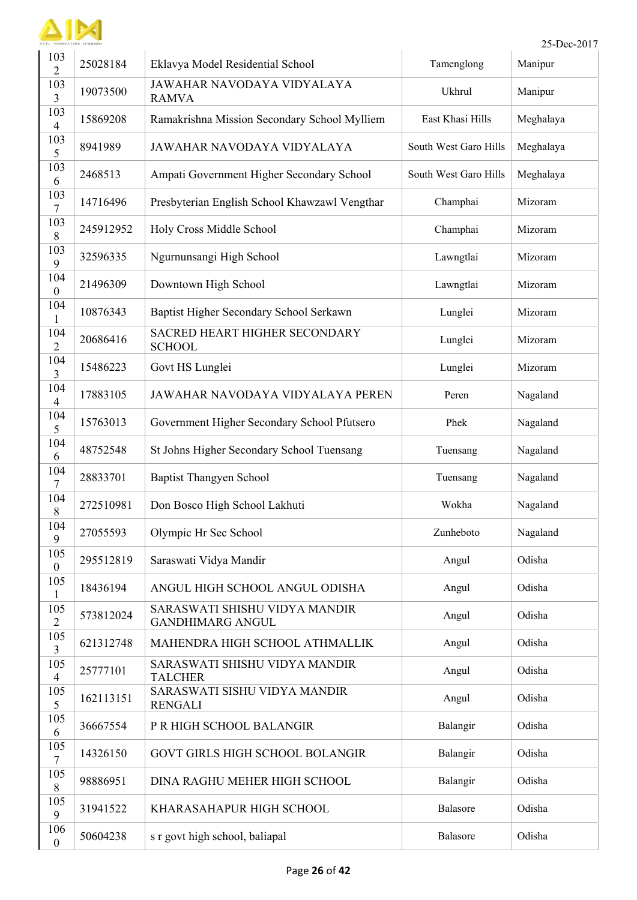| 1032 | 25028184 | Eklavya Model Residential School | Tamenglong | Manipur |
|---|---|---|---|---|
| 1033 | 19073500 | JAWAHAR NAVODAYA VIDYALAYA RAMVA | Ukhrul | Manipur |
| 1034 | 15869208 | Ramakrishna Mission Secondary School Mylliem | East Khasi Hills | Meghalaya |
| 1035 | 8941989 | JAWAHAR NAVODAYA VIDYALAYA | South West Garo Hills | Meghalaya |
| 1036 | 2468513 | Ampati Government Higher Secondary School | South West Garo Hills | Meghalaya |
| 1037 | 14716496 | Presbyterian English School Khawzawl Vengthar | Champhai | Mizoram |
| 1038 | 245912952 | Holy Cross Middle School | Champhai | Mizoram |
| 1039 | 32596335 | Ngurnunsangi High School | Lawngtlai | Mizoram |
| 1040 | 21496309 | Downtown High School | Lawngtlai | Mizoram |
| 1041 | 10876343 | Baptist Higher Secondary School Serkawn | Lunglei | Mizoram |
| 1042 | 20686416 | SACRED HEART HIGHER SECONDARY SCHOOL | Lunglei | Mizoram |
| 1043 | 15486223 | Govt HS Lunglei | Lunglei | Mizoram |
| 1044 | 17883105 | JAWAHAR NAVODAYA VIDYALAYA PEREN | Peren | Nagaland |
| 1045 | 15763013 | Government Higher Secondary School Pfutsero | Phek | Nagaland |
| 1046 | 48752548 | St Johns Higher Secondary School Tuensang | Tuensang | Nagaland |
| 1047 | 28833701 | Baptist Thangyen School | Tuensang | Nagaland |
| 1048 | 272510981 | Don Bosco High School Lakhuti | Wokha | Nagaland |
| 1049 | 27055593 | Olympic Hr Sec School | Zunheboto | Nagaland |
| 1050 | 295512819 | Saraswati Vidya Mandir | Angul | Odisha |
| 1051 | 18436194 | ANGUL HIGH SCHOOL ANGUL ODISHA | Angul | Odisha |
| 1052 | 573812024 | SARASWATI SHISHU VIDYA MANDIR GANDHIMARG ANGUL | Angul | Odisha |
| 1053 | 621312748 | MAHENDRA HIGH SCHOOL ATHMALLIK | Angul | Odisha |
| 1054 | 25777101 | SARASWATI SHISHU VIDYA MANDIR TALCHER | Angul | Odisha |
| 1055 | 162113151 | SARASWATI SISHU VIDYA MANDIR RENGALI | Angul | Odisha |
| 1056 | 36667554 | P R HIGH SCHOOL BALANGIR | Balangir | Odisha |
| 1057 | 14326150 | GOVT GIRLS HIGH SCHOOL BOLANGIR | Balangir | Odisha |
| 1058 | 98886951 | DINA RAGHU MEHER HIGH SCHOOL | Balangir | Odisha |
| 1059 | 31941522 | KHARASAHAPUR HIGH SCHOOL | Balasore | Odisha |
| 1060 | 50604238 | s r govt high school, baliapal | Balasore | Odisha |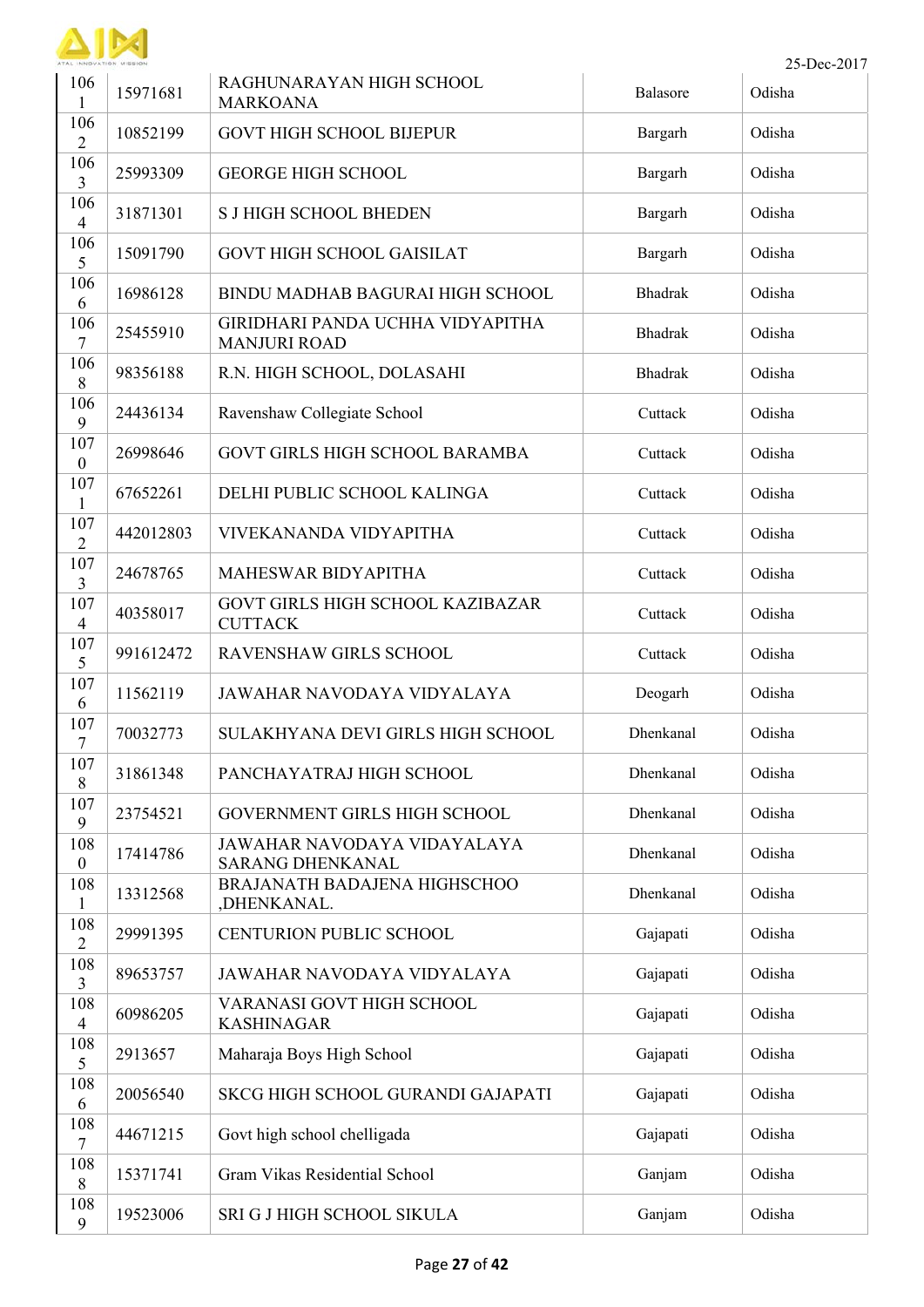| 1061 | 15971681 | RAGHUNARAYAN HIGH SCHOOL MARKOANA | Balasore | Odisha |
|---|---|---|---|---|
| 1062 | 10852199 | GOVT HIGH SCHOOL BIJEPUR | Bargarh | Odisha |
| 1063 | 25993309 | GEORGE HIGH SCHOOL | Bargarh | Odisha |
| 1064 | 31871301 | S J HIGH SCHOOL BHEDEN | Bargarh | Odisha |
| 1065 | 15091790 | GOVT HIGH SCHOOL GAISILAT | Bargarh | Odisha |
| 1066 | 16986128 | BINDU MADHAB BAGURAI HIGH SCHOOL | Bhadrak | Odisha |
| 1067 | 25455910 | GIRIDHARI PANDA UCHHA VIDYAPITHA MANJURI ROAD | Bhadrak | Odisha |
| 1068 | 98356188 | R.N. HIGH SCHOOL, DOLASAHI | Bhadrak | Odisha |
| 1069 | 24436134 | Ravenshaw Collegiate School | Cuttack | Odisha |
| 1070 | 26998646 | GOVT GIRLS HIGH SCHOOL BARAMBA | Cuttack | Odisha |
| 1071 | 67652261 | DELHI PUBLIC SCHOOL KALINGA | Cuttack | Odisha |
| 1072 | 442012803 | VIVEKANANDA VIDYAPITHA | Cuttack | Odisha |
| 1073 | 24678765 | MAHESWAR BIDYAPITHA | Cuttack | Odisha |
| 1074 | 40358017 | GOVT GIRLS HIGH SCHOOL KAZIBAZAR CUTTACK | Cuttack | Odisha |
| 1075 | 991612472 | RAVENSHAW GIRLS SCHOOL | Cuttack | Odisha |
| 1076 | 11562119 | JAWAHAR NAVODAYA VIDYALAYA | Deogarh | Odisha |
| 1077 | 70032773 | SULAKHYANA DEVI GIRLS HIGH SCHOOL | Dhenkanal | Odisha |
| 1078 | 31861348 | PANCHAYATRAJ HIGH SCHOOL | Dhenkanal | Odisha |
| 1079 | 23754521 | GOVERNMENT GIRLS HIGH SCHOOL | Dhenkanal | Odisha |
| 1080 | 17414786 | JAWAHAR NAVODAYA VIDAYALAYA SARANG DHENKANAL | Dhenkanal | Odisha |
| 1081 | 13312568 | BRAJANATH BADAJENA HIGHSCHOO ,DHENKANAL. | Dhenkanal | Odisha |
| 1082 | 29991395 | CENTURION PUBLIC SCHOOL | Gajapati | Odisha |
| 1083 | 89653757 | JAWAHAR NAVODAYA VIDYALAYA | Gajapati | Odisha |
| 1084 | 60986205 | VARANASI GOVT HIGH SCHOOL KASHINAGAR | Gajapati | Odisha |
| 1085 | 2913657 | Maharaja Boys High School | Gajapati | Odisha |
| 1086 | 20056540 | SKCG HIGH SCHOOL GURANDI GAJAPATI | Gajapati | Odisha |
| 1087 | 44671215 | Govt high school chelligada | Gajapati | Odisha |
| 1088 | 15371741 | Gram Vikas Residential School | Ganjam | Odisha |
| 1089 | 19523006 | SRI G J HIGH SCHOOL SIKULA | Ganjam | Odisha |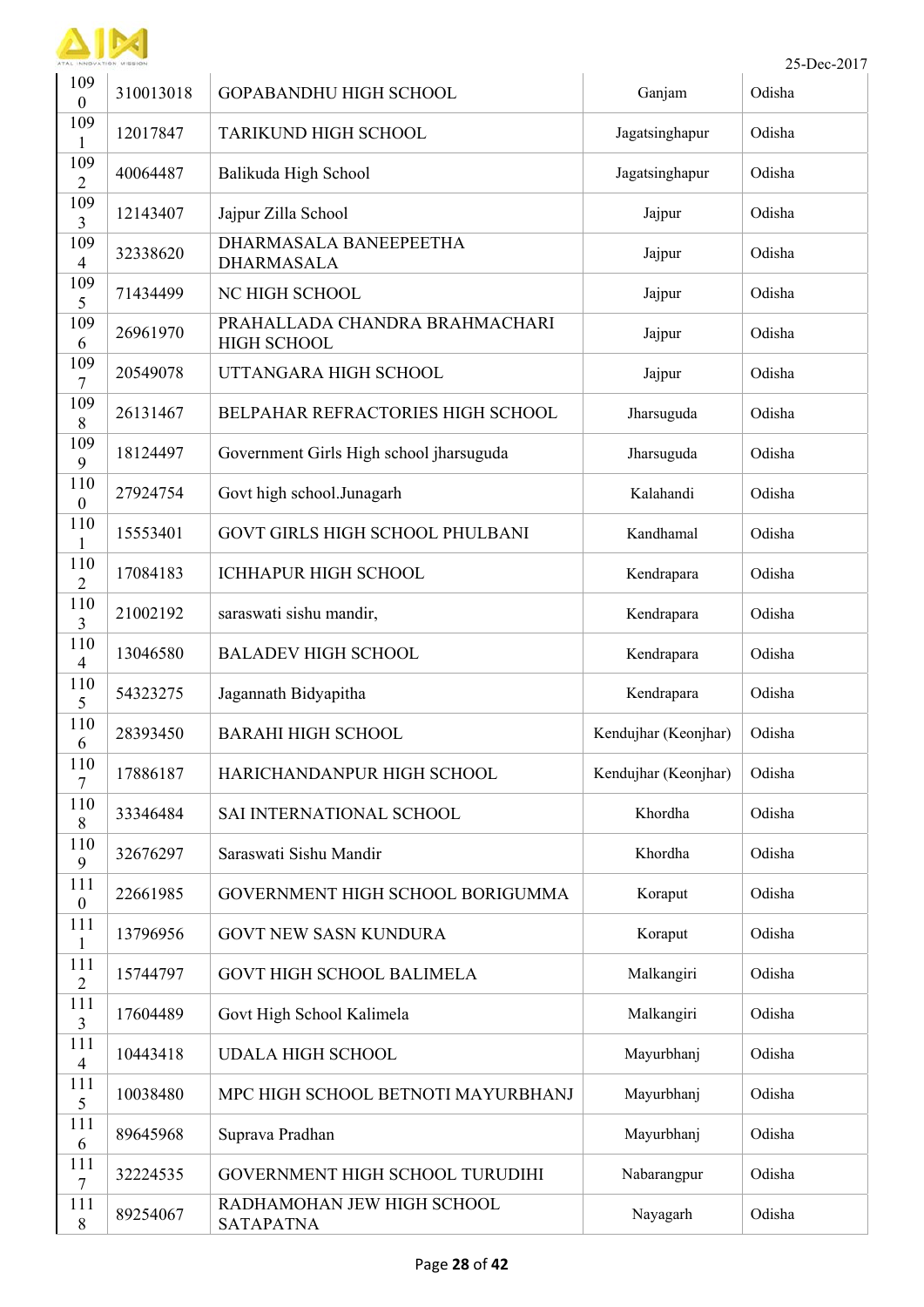| 1090 | 310013018 | GOPABANDHU HIGH SCHOOL | Ganjam | Odisha |
|---|---|---|---|---|
| 1091 | 12017847 | TARIKUND HIGH SCHOOL | Jagatsinghapur | Odisha |
| 1092 | 40064487 | Balikuda High School | Jagatsinghapur | Odisha |
| 1093 | 12143407 | Jajpur Zilla School | Jajpur | Odisha |
| 1094 | 32338620 | DHARMASALA BANEEPEETHA DHARMASALA | Jajpur | Odisha |
| 1095 | 71434499 | NC HIGH SCHOOL | Jajpur | Odisha |
| 1096 | 26961970 | PRAHALLADA CHANDRA BRAHMACHARI HIGH SCHOOL | Jajpur | Odisha |
| 1097 | 20549078 | UTTANGARA HIGH SCHOOL | Jajpur | Odisha |
| 1098 | 26131467 | BELPAHAR REFRACTORIES HIGH SCHOOL | Jharsuguda | Odisha |
| 1099 | 18124497 | Government Girls High school jharsuguda | Jharsuguda | Odisha |
| 1100 | 27924754 | Govt high school.Junagarh | Kalahandi | Odisha |
| 1101 | 15553401 | GOVT GIRLS HIGH SCHOOL PHULBANI | Kandhamal | Odisha |
| 1102 | 17084183 | ICHHAPUR HIGH SCHOOL | Kendrapara | Odisha |
| 1103 | 21002192 | saraswati sishu mandir, | Kendrapara | Odisha |
| 1104 | 13046580 | BALADEV HIGH SCHOOL | Kendrapara | Odisha |
| 1105 | 54323275 | Jagannath Bidyapitha | Kendrapara | Odisha |
| 1106 | 28393450 | BARAHI HIGH SCHOOL | Kendujhar (Keonjhar) | Odisha |
| 1107 | 17886187 | HARICHANDANPUR HIGH SCHOOL | Kendujhar (Keonjhar) | Odisha |
| 1108 | 33346484 | SAI INTERNATIONAL SCHOOL | Khordha | Odisha |
| 1109 | 32676297 | Saraswati Sishu Mandir | Khordha | Odisha |
| 1110 | 22661985 | GOVERNMENT HIGH SCHOOL BORIGUMMA | Koraput | Odisha |
| 1111 | 13796956 | GOVT NEW SASN KUNDURA | Koraput | Odisha |
| 1112 | 15744797 | GOVT HIGH SCHOOL BALIMELA | Malkangiri | Odisha |
| 1113 | 17604489 | Govt High School Kalimela | Malkangiri | Odisha |
| 1114 | 10443418 | UDALA HIGH SCHOOL | Mayurbhanj | Odisha |
| 1115 | 10038480 | MPC HIGH SCHOOL BETNOTI MAYURBHANJ | Mayurbhanj | Odisha |
| 1116 | 89645968 | Suprava Pradhan | Mayurbhanj | Odisha |
| 1117 | 32224535 | GOVERNMENT HIGH SCHOOL TURUDIHI | Nabarangpur | Odisha |
| 1118 | 89254067 | RADHAMOHAN JEW HIGH SCHOOL SATAPATNA | Nayagarh | Odisha |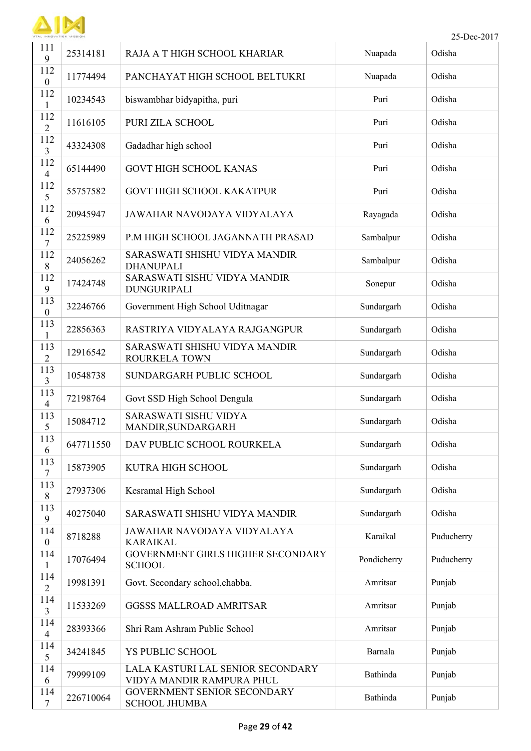| 1119 | 25314181 | RAJA A T HIGH SCHOOL KHARIAR | Nuapada | Odisha |
|---|---|---|---|---|
| 1120 | 11774494 | PANCHAYAT HIGH SCHOOL BELTUKRI | Nuapada | Odisha |
| 1121 | 10234543 | biswambhar bidyapitha, puri | Puri | Odisha |
| 1122 | 11616105 | PURI ZILA SCHOOL | Puri | Odisha |
| 1123 | 43324308 | Gadadhar high school | Puri | Odisha |
| 1124 | 65144490 | GOVT HIGH SCHOOL KANAS | Puri | Odisha |
| 1125 | 55757582 | GOVT HIGH SCHOOL KAKATPUR | Puri | Odisha |
| 1126 | 20945947 | JAWAHAR NAVODAYA VIDYALAYA | Rayagada | Odisha |
| 1127 | 25225989 | P.M HIGH SCHOOL JAGANNATH PRASAD | Sambalpur | Odisha |
| 1128 | 24056262 | SARASWATI SHISHU VIDYA MANDIR DHANUPALI | Sambalpur | Odisha |
| 1129 | 17424748 | SARASWATI SISHU VIDYA MANDIR DUNGURIPALI | Sonepur | Odisha |
| 1130 | 32246766 | Government High School Uditnagar | Sundargarh | Odisha |
| 1131 | 22856363 | RASTRIYA VIDYALAYA RAJGANGPUR | Sundargarh | Odisha |
| 1132 | 12916542 | SARASWATI SHISHU VIDYA MANDIR ROURKELA TOWN | Sundargarh | Odisha |
| 1133 | 10548738 | SUNDARGARH PUBLIC SCHOOL | Sundargarh | Odisha |
| 1134 | 72198764 | Govt SSD High School Dengula | Sundargarh | Odisha |
| 1135 | 15084712 | SARASWATI SISHU VIDYA MANDIR,SUNDARGARH | Sundargarh | Odisha |
| 1136 | 647711550 | DAV PUBLIC SCHOOL ROURKELA | Sundargarh | Odisha |
| 1137 | 15873905 | KUTRA HIGH SCHOOL | Sundargarh | Odisha |
| 1138 | 27937306 | Kesramal High School | Sundargarh | Odisha |
| 1139 | 40275040 | SARASWATI SHISHU VIDYA MANDIR | Sundargarh | Odisha |
| 1140 | 8718288 | JAWAHAR NAVODAYA VIDYALAYA KARAIKAL | Karaikal | Puducherry |
| 1141 | 17076494 | GOVERNMENT GIRLS HIGHER SECONDARY SCHOOL | Pondicherry | Puducherry |
| 1142 | 19981391 | Govt. Secondary school,chabba. | Amritsar | Punjab |
| 1143 | 11533269 | GGSSS MALLROAD AMRITSAR | Amritsar | Punjab |
| 1144 | 28393366 | Shri Ram Ashram Public School | Amritsar | Punjab |
| 1145 | 34241845 | YS PUBLIC SCHOOL | Barnala | Punjab |
| 1146 | 79999109 | LALA KASTURI LAL SENIOR SECONDARY VIDYA MANDIR RAMPURA PHUL | Bathinda | Punjab |
| 1147 | 226710064 | GOVERNMENT SENIOR SECONDARY SCHOOL JHUMBA | Bathinda | Punjab |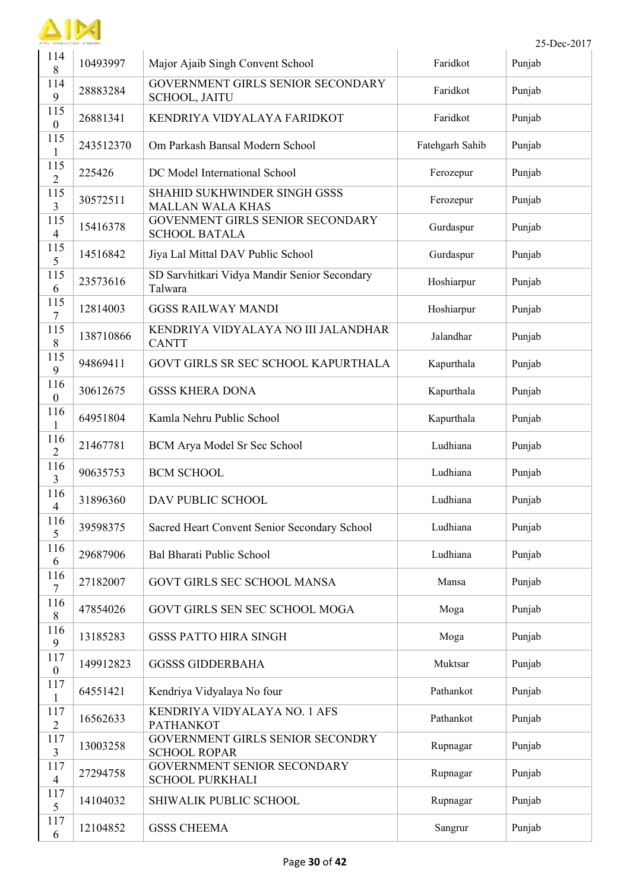| 1148 | 10493997 | Major Ajaib Singh Convent School | Faridkot | Punjab |
|---|---|---|---|---|
| 1149 | 28883284 | GOVERNMENT GIRLS SENIOR SECONDARY SCHOOL, JAITU | Faridkot | Punjab |
| 1150 | 26881341 | KENDRIYA VIDYALAYA FARIDKOT | Faridkot | Punjab |
| 1151 | 243512370 | Om Parkash Bansal Modern School | Fatehgarh Sahib | Punjab |
| 1152 | 225426 | DC Model International School | Ferozepur | Punjab |
| 1153 | 30572511 | SHAHID SUKHWINDER SINGH GSSS MALLAN WALA KHAS | Ferozepur | Punjab |
| 1154 | 15416378 | GOVENMENT GIRLS SENIOR SECONDARY SCHOOL BATALA | Gurdaspur | Punjab |
| 1155 | 14516842 | Jiya Lal Mittal DAV Public School | Gurdaspur | Punjab |
| 1156 | 23573616 | SD Sarvhitkari Vidya Mandir Senior Secondary Talwara | Hoshiarpur | Punjab |
| 1157 | 12814003 | GGSS RAILWAY MANDI | Hoshiarpur | Punjab |
| 1158 | 138710866 | KENDRIYA VIDYALAYA NO III JALANDHAR CANTT | Jalandhar | Punjab |
| 1159 | 94869411 | GOVT GIRLS SR SEC SCHOOL KAPURTHALA | Kapurthala | Punjab |
| 1160 | 30612675 | GSSS KHERA DONA | Kapurthala | Punjab |
| 1161 | 64951804 | Kamla Nehru Public School | Kapurthala | Punjab |
| 1162 | 21467781 | BCM Arya Model Sr Sec School | Ludhiana | Punjab |
| 1163 | 90635753 | BCM SCHOOL | Ludhiana | Punjab |
| 1164 | 31896360 | DAV PUBLIC SCHOOL | Ludhiana | Punjab |
| 1165 | 39598375 | Sacred Heart Convent Senior Secondary School | Ludhiana | Punjab |
| 1166 | 29687906 | Bal Bharati Public School | Ludhiana | Punjab |
| 1167 | 27182007 | GOVT GIRLS SEC SCHOOL MANSA | Mansa | Punjab |
| 1168 | 47854026 | GOVT GIRLS SEN SEC SCHOOL MOGA | Moga | Punjab |
| 1169 | 13185283 | GSSS PATTO HIRA SINGH | Moga | Punjab |
| 1170 | 149912823 | GGSSS GIDDERBAHA | Muktsar | Punjab |
| 1171 | 64551421 | Kendriya Vidyalaya No four | Pathankot | Punjab |
| 1172 | 16562633 | KENDRIYA VIDYALAYA NO. 1 AFS PATHANKOT | Pathankot | Punjab |
| 1173 | 13003258 | GOVERNMENT GIRLS SENIOR SECONDRY SCHOOL ROPAR | Rupnagar | Punjab |
| 1174 | 27294758 | GOVERNMENT SENIOR SECONDARY SCHOOL PURKHALI | Rupnagar | Punjab |
| 1175 | 14104032 | SHIWALIK PUBLIC SCHOOL | Rupnagar | Punjab |
| 1176 | 12104852 | GSSS CHEEMA | Sangrur | Punjab |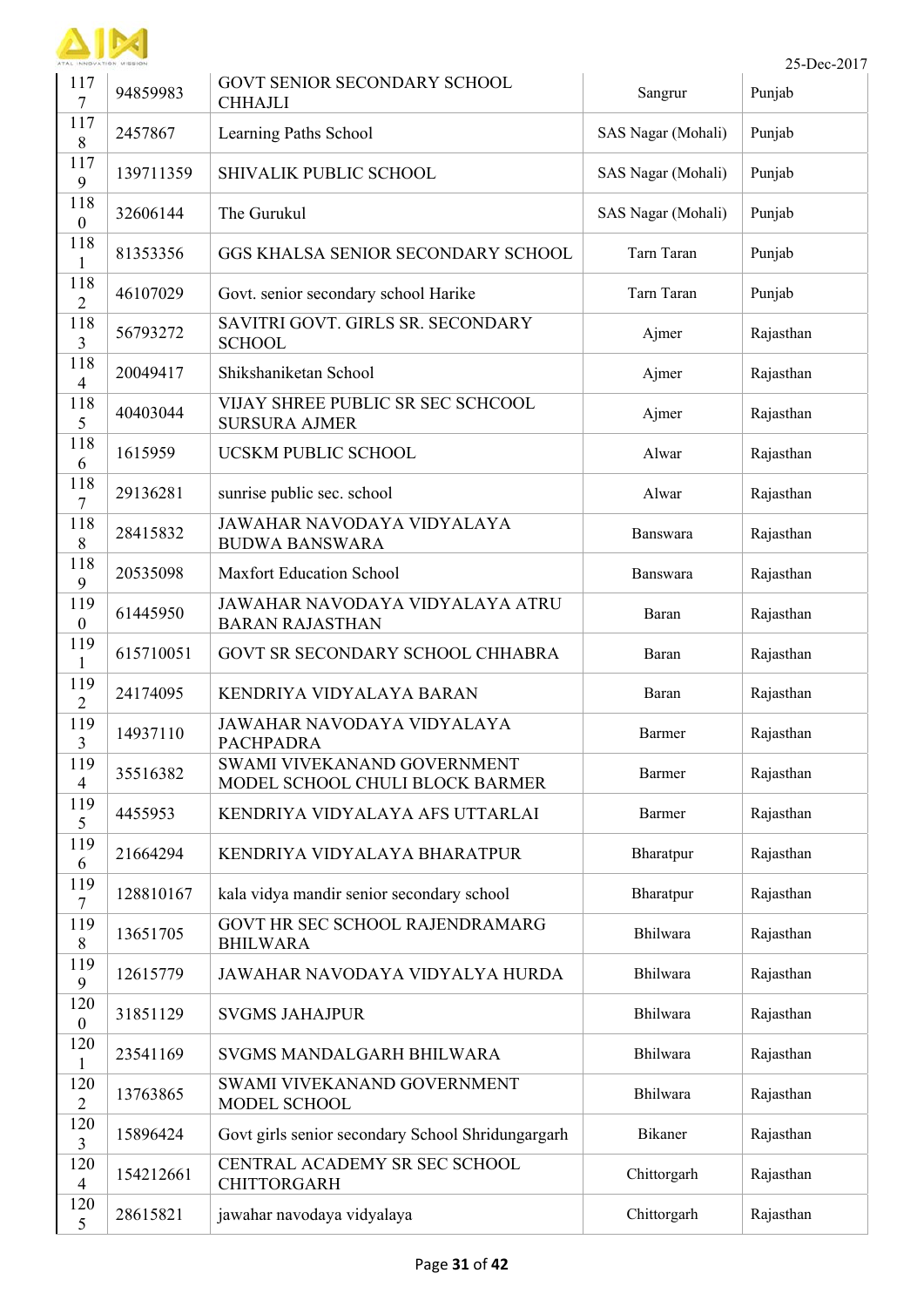| | | | | |
|---|---|---|---|---|
| 1177 | 94859983 | GOVT SENIOR SECONDARY SCHOOL CHHAJLI | Sangrur | Punjab |
| 1178 | 2457867 | Learning Paths School | SAS Nagar (Mohali) | Punjab |
| 1179 | 139711359 | SHIVALIK PUBLIC SCHOOL | SAS Nagar (Mohali) | Punjab |
| 1180 | 32606144 | The Gurukul | SAS Nagar (Mohali) | Punjab |
| 1181 | 81353356 | GGS KHALSA SENIOR SECONDARY SCHOOL | Tarn Taran | Punjab |
| 1182 | 46107029 | Govt. senior secondary school Harike | Tarn Taran | Punjab |
| 1183 | 56793272 | SAVITRI GOVT. GIRLS SR. SECONDARY SCHOOL | Ajmer | Rajasthan |
| 1184 | 20049417 | Shikshaniketan School | Ajmer | Rajasthan |
| 1185 | 40403044 | VIJAY SHREE PUBLIC SR SEC SCHCOOL SURSURA AJMER | Ajmer | Rajasthan |
| 1186 | 1615959 | UCSKM PUBLIC SCHOOL | Alwar | Rajasthan |
| 1187 | 29136281 | sunrise public sec. school | Alwar | Rajasthan |
| 1188 | 28415832 | JAWAHAR NAVODAYA VIDYALAYA BUDWA BANSWARA | Banswara | Rajasthan |
| 1189 | 20535098 | Maxfort Education School | Banswara | Rajasthan |
| 1190 | 61445950 | JAWAHAR NAVODAYA VIDYALAYA ATRU BARAN RAJASTHAN | Baran | Rajasthan |
| 1191 | 615710051 | GOVT SR SECONDARY SCHOOL CHHABRA | Baran | Rajasthan |
| 1192 | 24174095 | KENDRIYA VIDYALAYA BARAN | Baran | Rajasthan |
| 1193 | 14937110 | JAWAHAR NAVODAYA VIDYALAYA PACHPADRA | Barmer | Rajasthan |
| 1194 | 35516382 | SWAMI VIVEKANAND GOVERNMENT MODEL SCHOOL CHULI BLOCK BARMER | Barmer | Rajasthan |
| 1195 | 4455953 | KENDRIYA VIDYALAYA AFS UTTARLAI | Barmer | Rajasthan |
| 1196 | 21664294 | KENDRIYA VIDYALAYA BHARATPUR | Bharatpur | Rajasthan |
| 1197 | 128810167 | kala vidya mandir senior secondary school | Bharatpur | Rajasthan |
| 1198 | 13651705 | GOVT HR SEC SCHOOL RAJENDRAMARG BHILWARA | Bhilwara | Rajasthan |
| 1199 | 12615779 | JAWAHAR NAVODAYA VIDYALYA HURDA | Bhilwara | Rajasthan |
| 1200 | 31851129 | SVGMS JAHAJPUR | Bhilwara | Rajasthan |
| 1201 | 23541169 | SVGMS MANDALGARH BHILWARA | Bhilwara | Rajasthan |
| 1202 | 13763865 | SWAMI VIVEKANAND GOVERNMENT MODEL SCHOOL | Bhilwara | Rajasthan |
| 1203 | 15896424 | Govt girls senior secondary School Shridungargarh | Bikaner | Rajasthan |
| 1204 | 154212661 | CENTRAL ACADEMY SR SEC SCHOOL CHITTORGARH | Chittorgarh | Rajasthan |
| 1205 | 28615821 | jawahar navodaya vidyalaya | Chittorgarh | Rajasthan |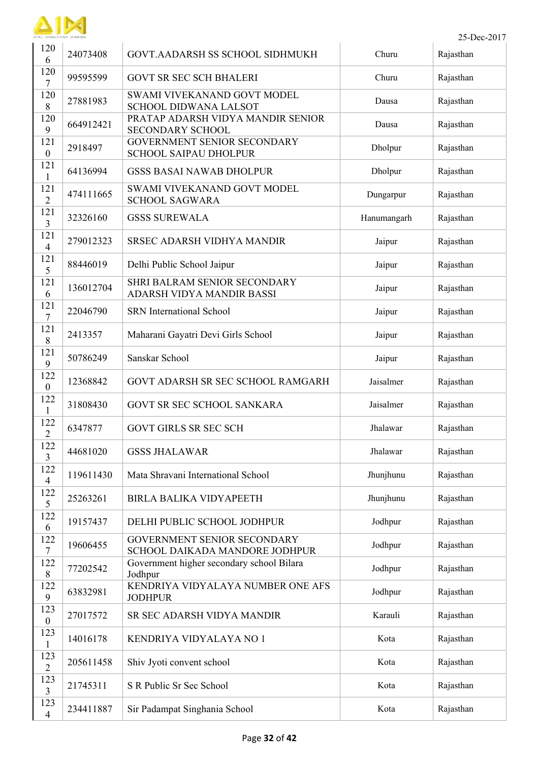| 1206 | 24073408 | GOVT.AADARSH SS SCHOOL SIDHMUKH | Churu | Rajasthan |
|---|---|---|---|---|
| 1207 | 99595599 | GOVT SR SEC SCH BHALERI | Churu | Rajasthan |
| 1208 | 27881983 | SWAMI VIVEKANAND GOVT MODEL SCHOOL DIDWANA LALSOT | Dausa | Rajasthan |
| 1209 | 664912421 | PRATAP ADARSH VIDYA MANDIR SENIOR SECONDARY SCHOOL | Dausa | Rajasthan |
| 1210 | 2918497 | GOVERNMENT SENIOR SECONDARY SCHOOL SAIPAU DHOLPUR | Dholpur | Rajasthan |
| 1211 | 64136994 | GSSS BASAI NAWAB DHOLPUR | Dholpur | Rajasthan |
| 1212 | 474111665 | SWAMI VIVEKANAND GOVT MODEL SCHOOL SAGWARA | Dungarpur | Rajasthan |
| 1213 | 32326160 | GSSS SUREWALA | Hanumangarh | Rajasthan |
| 1214 | 279012323 | SRSEC ADARSH VIDHYA MANDIR | Jaipur | Rajasthan |
| 1215 | 88446019 | Delhi Public School Jaipur | Jaipur | Rajasthan |
| 1216 | 136012704 | SHRI BALRAM SENIOR SECONDARY ADARSH VIDYA MANDIR BASSI | Jaipur | Rajasthan |
| 1217 | 22046790 | SRN International School | Jaipur | Rajasthan |
| 1218 | 2413357 | Maharani Gayatri Devi Girls School | Jaipur | Rajasthan |
| 1219 | 50786249 | Sanskar School | Jaipur | Rajasthan |
| 1220 | 12368842 | GOVT ADARSH SR SEC SCHOOL RAMGARH | Jaisalmer | Rajasthan |
| 1221 | 31808430 | GOVT SR SEC SCHOOL SANKARA | Jaisalmer | Rajasthan |
| 1222 | 6347877 | GOVT GIRLS SR SEC SCH | Jhalawar | Rajasthan |
| 1223 | 44681020 | GSSS JHALAWAR | Jhalawar | Rajasthan |
| 1224 | 119611430 | Mata Shravani International School | Jhunjhunu | Rajasthan |
| 1225 | 25263261 | BIRLA BALIKA VIDYAPEETH | Jhunjhunu | Rajasthan |
| 1226 | 19157437 | DELHI PUBLIC SCHOOL JODHPUR | Jodhpur | Rajasthan |
| 1227 | 19606455 | GOVERNMENT SENIOR SECONDARY SCHOOL DAIKADA MANDORE JODHPUR | Jodhpur | Rajasthan |
| 1228 | 77202542 | Government higher secondary school Bilara Jodhpur | Jodhpur | Rajasthan |
| 1229 | 63832981 | KENDRIYA VIDYALAYA NUMBER ONE AFS JODHPUR | Jodhpur | Rajasthan |
| 1230 | 27017572 | SR SEC ADARSH VIDYA MANDIR | Karauli | Rajasthan |
| 1231 | 14016178 | KENDRIYA VIDYALAYA NO 1 | Kota | Rajasthan |
| 1232 | 205611458 | Shiv Jyoti convent school | Kota | Rajasthan |
| 1233 | 21745311 | S R Public Sr Sec School | Kota | Rajasthan |
| 1234 | 234411887 | Sir Padampat Singhania School | Kota | Rajasthan |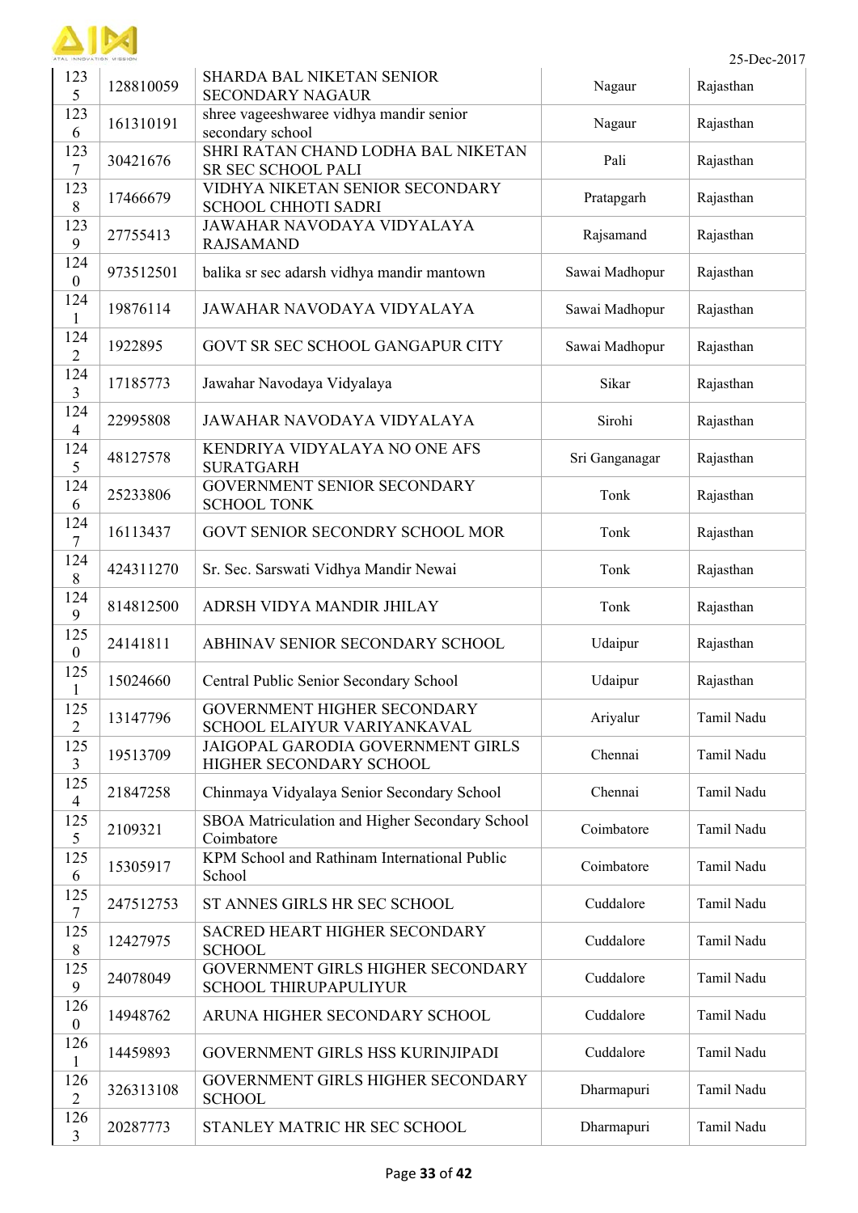| 1235 | 128810059 | SHARDA BAL NIKETAN SENIOR SECONDARY NAGAUR | Nagaur | Rajasthan |
|---|---|---|---|---|
| 1236 | 161310191 | shree vageeshwaree vidhya mandir senior secondary school | Nagaur | Rajasthan |
| 1237 | 30421676 | SHRI RATAN CHAND LODHA BAL NIKETAN SR SEC SCHOOL PALI | Pali | Rajasthan |
| 1238 | 17466679 | VIDHYA NIKETAN SENIOR SECONDARY SCHOOL CHHOTI SADRI | Pratapgarh | Rajasthan |
| 1239 | 27755413 | JAWAHAR NAVODAYA VIDYALAYA RAJSAMAND | Rajsamand | Rajasthan |
| 1240 | 973512501 | balika sr sec adarsh vidhya mandir mantown | Sawai Madhopur | Rajasthan |
| 1241 | 19876114 | JAWAHAR NAVODAYA VIDYALAYA | Sawai Madhopur | Rajasthan |
| 1242 | 1922895 | GOVT SR SEC SCHOOL GANGAPUR CITY | Sawai Madhopur | Rajasthan |
| 1243 | 17185773 | Jawahar Navodaya Vidyalaya | Sikar | Rajasthan |
| 1244 | 22995808 | JAWAHAR NAVODAYA VIDYALAYA | Sirohi | Rajasthan |
| 1245 | 48127578 | KENDRIYA VIDYALAYA NO ONE AFS SURATGARH | Sri Ganganagar | Rajasthan |
| 1246 | 25233806 | GOVERNMENT SENIOR SECONDARY SCHOOL TONK | Tonk | Rajasthan |
| 1247 | 16113437 | GOVT SENIOR SECONDRY SCHOOL MOR | Tonk | Rajasthan |
| 1248 | 424311270 | Sr. Sec. Sarswati Vidhya Mandir Newai | Tonk | Rajasthan |
| 1249 | 814812500 | ADRSH VIDYA MANDIR JHILAY | Tonk | Rajasthan |
| 1250 | 24141811 | ABHINAV SENIOR SECONDARY SCHOOL | Udaipur | Rajasthan |
| 1251 | 15024660 | Central Public Senior Secondary School | Udaipur | Rajasthan |
| 1252 | 13147796 | GOVERNMENT HIGHER SECONDARY SCHOOL ELAIYUR VARIYANKAVAL | Ariyalur | Tamil Nadu |
| 1253 | 19513709 | JAIGOPAL GARODIA GOVERNMENT GIRLS HIGHER SECONDARY SCHOOL | Chennai | Tamil Nadu |
| 1254 | 21847258 | Chinmaya Vidyalaya Senior Secondary School | Chennai | Tamil Nadu |
| 1255 | 2109321 | SBOA Matriculation and Higher Secondary School Coimbatore | Coimbatore | Tamil Nadu |
| 1256 | 15305917 | KPM School and Rathinam International Public School | Coimbatore | Tamil Nadu |
| 1257 | 247512753 | ST ANNES GIRLS HR SEC SCHOOL | Cuddalore | Tamil Nadu |
| 1258 | 12427975 | SACRED HEART HIGHER SECONDARY SCHOOL | Cuddalore | Tamil Nadu |
| 1259 | 24078049 | GOVERNMENT GIRLS HIGHER SECONDARY SCHOOL THIRUPAPULIYUR | Cuddalore | Tamil Nadu |
| 1260 | 14948762 | ARUNA HIGHER SECONDARY SCHOOL | Cuddalore | Tamil Nadu |
| 1261 | 14459893 | GOVERNMENT GIRLS HSS KURINJIPADI | Cuddalore | Tamil Nadu |
| 1262 | 326313108 | GOVERNMENT GIRLS HIGHER SECONDARY SCHOOL | Dharmapuri | Tamil Nadu |
| 1263 | 20287773 | STANLEY MATRIC HR SEC SCHOOL | Dharmapuri | Tamil Nadu |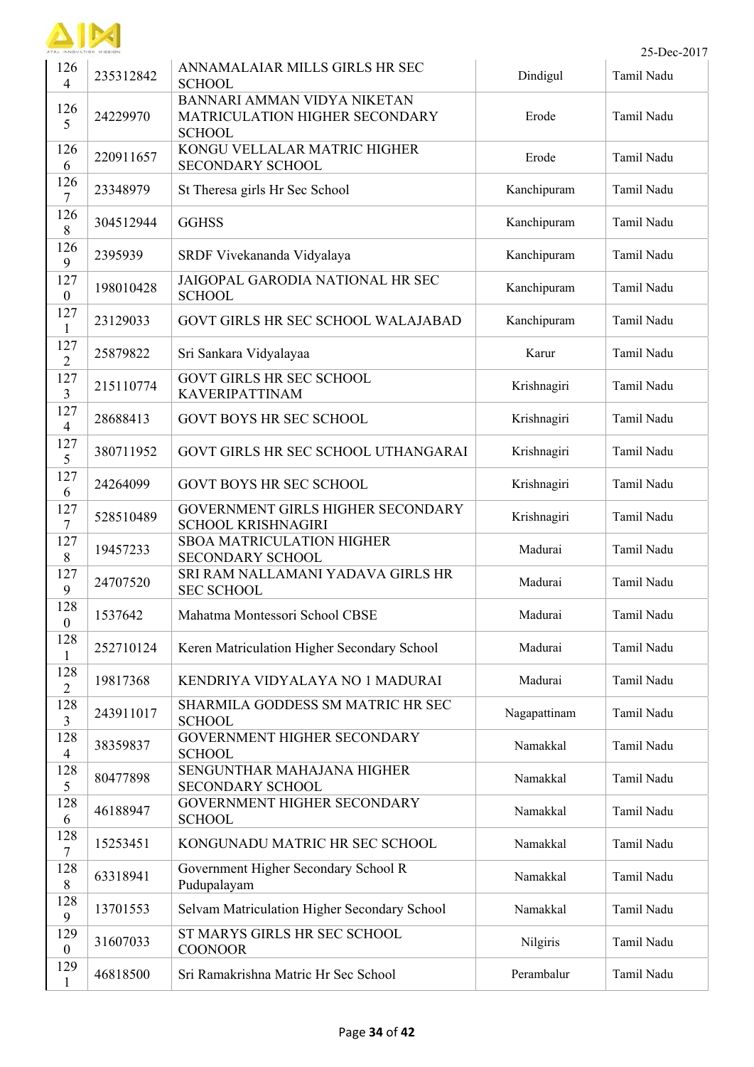| 1264 | 235312842 | ANNAMALAIAR MILLS GIRLS HR SEC SCHOOL | Dindigul | Tamil Nadu |
|---|---|---|---|---|
| 1265 | 24229970 | BANNARI AMMAN VIDYA NIKETAN MATRICULATION HIGHER SECONDARY SCHOOL | Erode | Tamil Nadu |
| 1266 | 220911657 | KONGU VELLALAR MATRIC HIGHER SECONDARY SCHOOL | Erode | Tamil Nadu |
| 1267 | 23348979 | St Theresa girls Hr Sec School | Kanchipuram | Tamil Nadu |
| 1268 | 304512944 | GGHSS | Kanchipuram | Tamil Nadu |
| 1269 | 2395939 | SRDF Vivekananda Vidyalaya | Kanchipuram | Tamil Nadu |
| 1270 | 198010428 | JAIGOPAL GARODIA NATIONAL HR SEC SCHOOL | Kanchipuram | Tamil Nadu |
| 1271 | 23129033 | GOVT GIRLS HR SEC SCHOOL WALAJABAD | Kanchipuram | Tamil Nadu |
| 1272 | 25879822 | Sri Sankara Vidyalayaa | Karur | Tamil Nadu |
| 1273 | 215110774 | GOVT GIRLS HR SEC SCHOOL KAVERIPATTINAM | Krishnagiri | Tamil Nadu |
| 1274 | 28688413 | GOVT BOYS HR SEC SCHOOL | Krishnagiri | Tamil Nadu |
| 1275 | 380711952 | GOVT GIRLS HR SEC SCHOOL UTHANGARAI | Krishnagiri | Tamil Nadu |
| 1276 | 24264099 | GOVT BOYS HR SEC SCHOOL | Krishnagiri | Tamil Nadu |
| 1277 | 528510489 | GOVERNMENT GIRLS HIGHER SECONDARY SCHOOL KRISHNAGIRI | Krishnagiri | Tamil Nadu |
| 1278 | 19457233 | SBOA MATRICULATION HIGHER SECONDARY SCHOOL | Madurai | Tamil Nadu |
| 1279 | 24707520 | SRI RAM NALLAMANI YADAVA GIRLS HR SEC SCHOOL | Madurai | Tamil Nadu |
| 1280 | 1537642 | Mahatma Montessori School CBSE | Madurai | Tamil Nadu |
| 1281 | 252710124 | Keren Matriculation Higher Secondary School | Madurai | Tamil Nadu |
| 1282 | 19817368 | KENDRIYA VIDYALAYA NO 1 MADURAI | Madurai | Tamil Nadu |
| 1283 | 243911017 | SHARMILA GODDESS SM MATRIC HR SEC SCHOOL | Nagapattinam | Tamil Nadu |
| 1284 | 38359837 | GOVERNMENT HIGHER SECONDARY SCHOOL | Namakkal | Tamil Nadu |
| 1285 | 80477898 | SENGUNTHAR MAHAJANA HIGHER SECONDARY SCHOOL | Namakkal | Tamil Nadu |
| 1286 | 46188947 | GOVERNMENT HIGHER SECONDARY SCHOOL | Namakkal | Tamil Nadu |
| 1287 | 15253451 | KONGUNADU MATRIC HR SEC SCHOOL | Namakkal | Tamil Nadu |
| 1288 | 63318941 | Government Higher Secondary School R Pudupalayam | Namakkal | Tamil Nadu |
| 1289 | 13701553 | Selvam Matriculation Higher Secondary School | Namakkal | Tamil Nadu |
| 1290 | 31607033 | ST MARYS GIRLS HR SEC SCHOOL COONOOR | Nilgiris | Tamil Nadu |
| 1291 | 46818500 | Sri Ramakrishna Matric Hr Sec School | Perambalur | Tamil Nadu |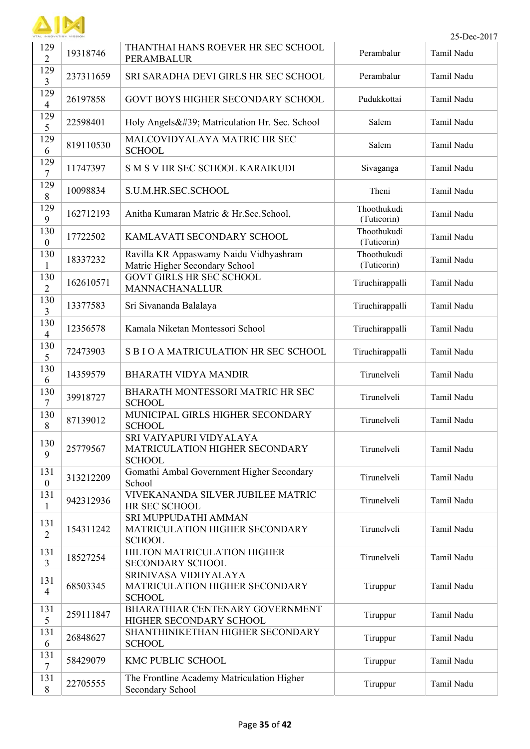| 1292 | 19318746 | THANTHAI HANS ROEVER HR SEC SCHOOL PERAMBALUR | Perambalur | Tamil Nadu |
|---|---|---|---|---|
| 1293 | 237311659 | SRI SARADHA DEVI GIRLS HR SEC SCHOOL | Perambalur | Tamil Nadu |
| 1294 | 26197858 | GOVT BOYS HIGHER SECONDARY SCHOOL | Pudukkottai | Tamil Nadu |
| 1295 | 22598401 | Holy Angels&#39; Matriculation Hr. Sec. School | Salem | Tamil Nadu |
| 1296 | 819110530 | MALCOVIDYALAYA MATRIC HR SEC SCHOOL | Salem | Tamil Nadu |
| 1297 | 11747397 | S M S V HR SEC SCHOOL KARAIKUDI | Sivaganga | Tamil Nadu |
| 1298 | 10098834 | S.U.M.HR.SEC.SCHOOL | Theni | Tamil Nadu |
| 1299 | 162712193 | Anitha Kumaran Matric & Hr.Sec.School, | Thoothukudi (Tuticorin) | Tamil Nadu |
| 1300 | 17722502 | KAMLAVATI SECONDARY SCHOOL | Thoothukudi (Tuticorin) | Tamil Nadu |
| 1301 | 18337232 | Ravilla KR Appaswamy Naidu Vidhyashram Matric Higher Secondary School | Thoothukudi (Tuticorin) | Tamil Nadu |
| 1302 | 162610571 | GOVT GIRLS HR SEC SCHOOL MANNACHANALLUR | Tiruchirappalli | Tamil Nadu |
| 1303 | 13377583 | Sri Sivananda Balalaya | Tiruchirappalli | Tamil Nadu |
| 1304 | 12356578 | Kamala Niketan Montessori School | Tiruchirappalli | Tamil Nadu |
| 1305 | 72473903 | S B I O A MATRICULATION HR SEC SCHOOL | Tiruchirappalli | Tamil Nadu |
| 1306 | 14359579 | BHARATH VIDYA MANDIR | Tirunelveli | Tamil Nadu |
| 1307 | 39918727 | BHARATH MONTESSORI MATRIC HR SEC SCHOOL | Tirunelveli | Tamil Nadu |
| 1308 | 87139012 | MUNICIPAL GIRLS HIGHER SECONDARY SCHOOL | Tirunelveli | Tamil Nadu |
| 1309 | 25779567 | SRI VAIYAPURI VIDYALAYA MATRICULATION HIGHER SECONDARY SCHOOL | Tirunelveli | Tamil Nadu |
| 1310 | 313212209 | Gomathi Ambal Government Higher Secondary School | Tirunelveli | Tamil Nadu |
| 1311 | 942312936 | VIVEKANANDA SILVER JUBILEE MATRIC HR SEC SCHOOL | Tirunelveli | Tamil Nadu |
| 1312 | 154311242 | SRI MUPPUDATHI AMMAN MATRICULATION HIGHER SECONDARY SCHOOL | Tirunelveli | Tamil Nadu |
| 1313 | 18527254 | HILTON MATRICULATION HIGHER SECONDARY SCHOOL | Tirunelveli | Tamil Nadu |
| 1314 | 68503345 | SRINIVASA VIDHYALAYA MATRICULATION HIGHER SECONDARY SCHOOL | Tiruppur | Tamil Nadu |
| 1315 | 259111847 | BHARATHIAR CENTENARY GOVERNMENT HIGHER SECONDARY SCHOOL | Tiruppur | Tamil Nadu |
| 1316 | 26848627 | SHANTHINIKETHAN HIGHER SECONDARY SCHOOL | Tiruppur | Tamil Nadu |
| 1317 | 58429079 | KMC PUBLIC SCHOOL | Tiruppur | Tamil Nadu |
| 1318 | 22705555 | The Frontline Academy Matriculation Higher Secondary School | Tiruppur | Tamil Nadu |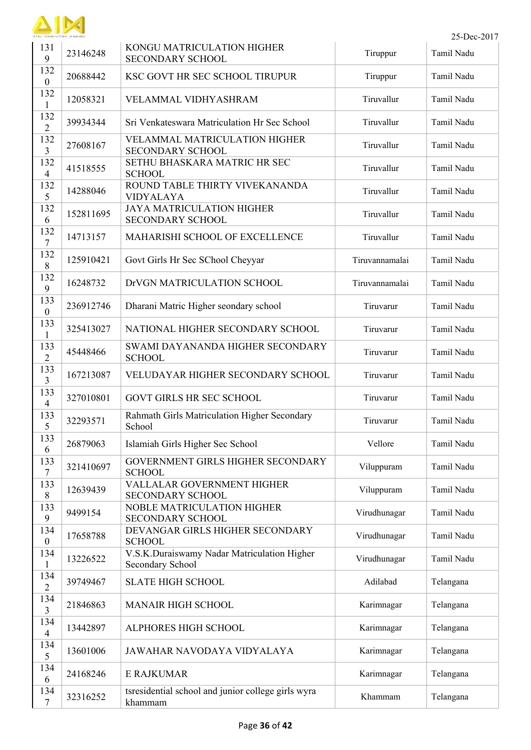| 1319 | 23146248 | KONGU MATRICULATION HIGHER SECONDARY SCHOOL | Tiruppur | Tamil Nadu |
|---|---|---|---|---|
| 1320 | 20688442 | KSC GOVT HR SEC SCHOOL TIRUPUR | Tiruppur | Tamil Nadu |
| 1321 | 12058321 | VELAMMAL VIDHYASHRAM | Tiruvallur | Tamil Nadu |
| 1322 | 39934344 | Sri Venkateswara Matriculation Hr Sec School | Tiruvallur | Tamil Nadu |
| 1323 | 27608167 | VELAMMAL MATRICULATION HIGHER SECONDARY SCHOOL | Tiruvallur | Tamil Nadu |
| 1324 | 41518555 | SETHU BHASKARA MATRIC HR SEC SCHOOL | Tiruvallur | Tamil Nadu |
| 1325 | 14288046 | ROUND TABLE THIRTY VIVEKANANDA VIDYALAYA | Tiruvallur | Tamil Nadu |
| 1326 | 152811695 | JAYA MATRICULATION HIGHER SECONDARY SCHOOL | Tiruvallur | Tamil Nadu |
| 1327 | 14713157 | MAHARISHI SCHOOL OF EXCELLENCE | Tiruvallur | Tamil Nadu |
| 1328 | 125910421 | Govt Girls Hr Sec SChool Cheyyar | Tiruvannamalai | Tamil Nadu |
| 1329 | 16248732 | DrVGN MATRICULATION SCHOOL | Tiruvannamalai | Tamil Nadu |
| 1330 | 236912746 | Dharani Matric Higher seondary school | Tiruvarur | Tamil Nadu |
| 1331 | 325413027 | NATIONAL HIGHER SECONDARY SCHOOL | Tiruvarur | Tamil Nadu |
| 1332 | 45448466 | SWAMI DAYANANDA HIGHER SECONDARY SCHOOL | Tiruvarur | Tamil Nadu |
| 1333 | 167213087 | VELUDAYAR HIGHER SECONDARY SCHOOL | Tiruvarur | Tamil Nadu |
| 1334 | 327010801 | GOVT GIRLS HR SEC SCHOOL | Tiruvarur | Tamil Nadu |
| 1335 | 32293571 | Rahmath Girls Matriculation Higher Secondary School | Tiruvarur | Tamil Nadu |
| 1336 | 26879063 | Islamiah Girls Higher Sec School | Vellore | Tamil Nadu |
| 1337 | 321410697 | GOVERNMENT GIRLS HIGHER SECONDARY SCHOOL | Viluppuram | Tamil Nadu |
| 1338 | 12639439 | VALLALAR GOVERNMENT HIGHER SECONDARY SCHOOL | Viluppuram | Tamil Nadu |
| 1339 | 9499154 | NOBLE MATRICULATION HIGHER SECONDARY SCHOOL | Virudhunagar | Tamil Nadu |
| 1340 | 17658788 | DEVANGAR GIRLS HIGHER SECONDARY SCHOOL | Virudhunagar | Tamil Nadu |
| 1341 | 13226522 | V.S.K.Duraiswamy Nadar Matriculation Higher Secondary School | Virudhunagar | Tamil Nadu |
| 1342 | 39749467 | SLATE HIGH SCHOOL | Adilabad | Telangana |
| 1343 | 21846863 | MANAIR HIGH SCHOOL | Karimnagar | Telangana |
| 1344 | 13442897 | ALPHORES HIGH SCHOOL | Karimnagar | Telangana |
| 1345 | 13601006 | JAWAHAR NAVODAYA VIDYALAYA | Karimnagar | Telangana |
| 1346 | 24168246 | E RAJKUMAR | Karimnagar | Telangana |
| 1347 | 32316252 | tsresidential school and junior college girls wyra khammam | Khammam | Telangana |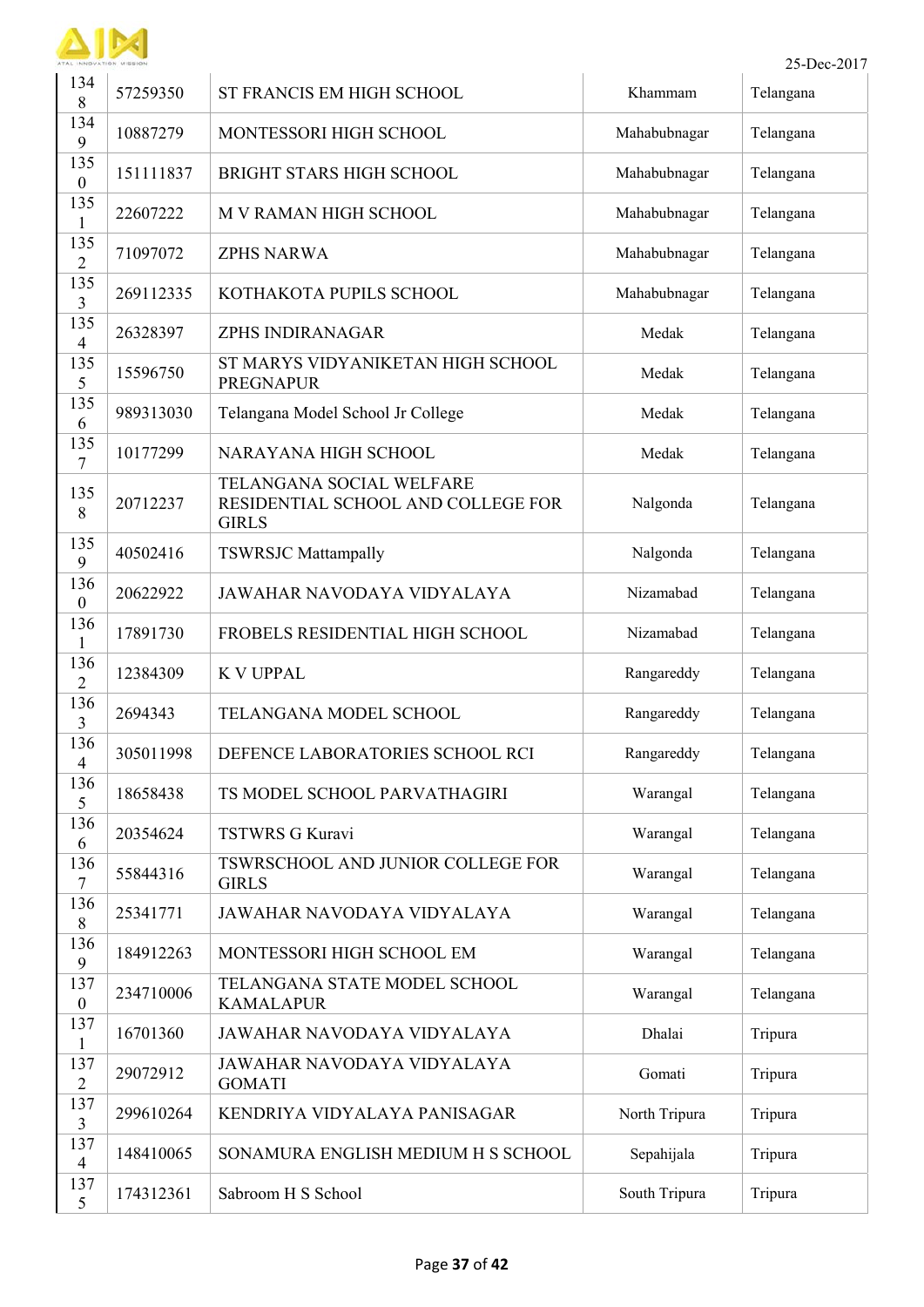| 1348 | 57259350 | ST FRANCIS EM HIGH SCHOOL | Khammam | Telangana |
|---|---|---|---|---|
| 1349 | 10887279 | MONTESSORI HIGH SCHOOL | Mahabubnagar | Telangana |
| 1350 | 151111837 | BRIGHT STARS HIGH SCHOOL | Mahabubnagar | Telangana |
| 1351 | 22607222 | M V RAMAN HIGH SCHOOL | Mahabubnagar | Telangana |
| 1352 | 71097072 | ZPHS NARWA | Mahabubnagar | Telangana |
| 1353 | 269112335 | KOTHAKOTA PUPILS SCHOOL | Mahabubnagar | Telangana |
| 1354 | 26328397 | ZPHS INDIRANAGAR | Medak | Telangana |
| 1355 | 15596750 | ST MARYS VIDYANIKETAN HIGH SCHOOL PREGNAPUR | Medak | Telangana |
| 1356 | 989313030 | Telangana Model School Jr College | Medak | Telangana |
| 1357 | 10177299 | NARAYANA HIGH SCHOOL | Medak | Telangana |
| 1358 | 20712237 | TELANGANA SOCIAL WELFARE RESIDENTIAL SCHOOL AND COLLEGE FOR GIRLS | Nalgonda | Telangana |
| 1359 | 40502416 | TSWRSJC Mattampally | Nalgonda | Telangana |
| 1360 | 20622922 | JAWAHAR NAVODAYA VIDYALAYA | Nizamabad | Telangana |
| 1361 | 17891730 | FROBELS RESIDENTIAL HIGH SCHOOL | Nizamabad | Telangana |
| 1362 | 12384309 | K V UPPAL | Rangareddy | Telangana |
| 1363 | 2694343 | TELANGANA MODEL SCHOOL | Rangareddy | Telangana |
| 1364 | 305011998 | DEFENCE LABORATORIES SCHOOL RCI | Rangareddy | Telangana |
| 1365 | 18658438 | TS MODEL SCHOOL PARVATHAGIRI | Warangal | Telangana |
| 1366 | 20354624 | TSTWRS G Kuravi | Warangal | Telangana |
| 1367 | 55844316 | TSWRSCHOOL AND JUNIOR COLLEGE FOR GIRLS | Warangal | Telangana |
| 1368 | 25341771 | JAWAHAR NAVODAYA VIDYALAYA | Warangal | Telangana |
| 1369 | 184912263 | MONTESSORI HIGH SCHOOL EM | Warangal | Telangana |
| 1370 | 234710006 | TELANGANA STATE MODEL SCHOOL KAMALAPUR | Warangal | Telangana |
| 1371 | 16701360 | JAWAHAR NAVODAYA VIDYALAYA | Dhalai | Tripura |
| 1372 | 29072912 | JAWAHAR NAVODAYA VIDYALAYA GOMATI | Gomati | Tripura |
| 1373 | 299610264 | KENDRIYA VIDYALAYA PANISAGAR | North Tripura | Tripura |
| 1374 | 148410065 | SONAMURA ENGLISH MEDIUM H S SCHOOL | Sepahijala | Tripura |
| 1375 | 174312361 | Sabroom H S School | South Tripura | Tripura |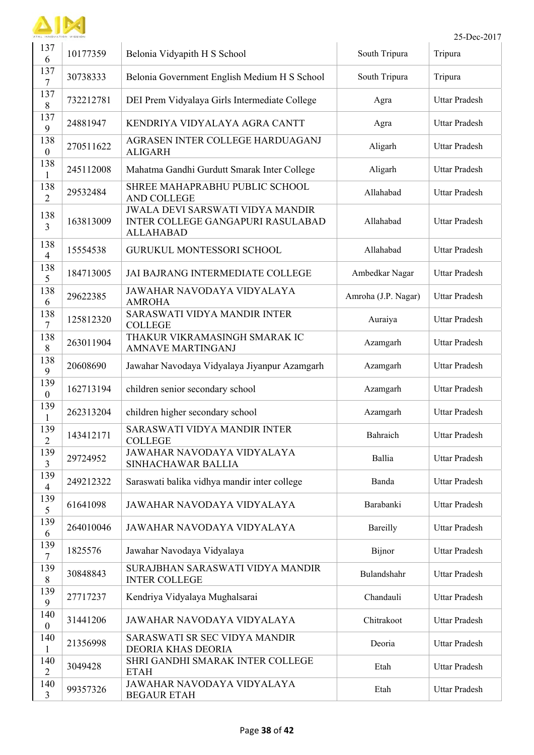| | | | | |
|---|---|---|---|---|
| 1376 | 10177359 | Belonia Vidyapith H S School | South Tripura | Tripura |
| 1377 | 30738333 | Belonia Government English Medium H S School | South Tripura | Tripura |
| 1378 | 732212781 | DEI Prem Vidyalaya Girls Intermediate College | Agra | Uttar Pradesh |
| 1379 | 24881947 | KENDRIYA VIDYALAYA AGRA CANTT | Agra | Uttar Pradesh |
| 1380 | 270511622 | AGRASEN INTER COLLEGE HARDUAGANJ ALIGARH | Aligarh | Uttar Pradesh |
| 1381 | 245112008 | Mahatma Gandhi Gurdutt Smarak Inter College | Aligarh | Uttar Pradesh |
| 1382 | 29532484 | SHREE MAHAPRABHU PUBLIC SCHOOL AND COLLEGE | Allahabad | Uttar Pradesh |
| 1383 | 163813009 | JWALA DEVI SARSWATI VIDYA MANDIR INTER COLLEGE GANGAPURI RASULABAD ALLAHABAD | Allahabad | Uttar Pradesh |
| 1384 | 15554538 | GURUKUL MONTESSORI SCHOOL | Allahabad | Uttar Pradesh |
| 1385 | 184713005 | JAI BAJRANG INTERMEDIATE COLLEGE | Ambedkar Nagar | Uttar Pradesh |
| 1386 | 29622385 | JAWAHAR NAVODAYA VIDYALAYA AMROHA | Amroha (J.P. Nagar) | Uttar Pradesh |
| 1387 | 125812320 | SARASWATI VIDYA MANDIR INTER COLLEGE | Auraiya | Uttar Pradesh |
| 1388 | 263011904 | THAKUR VIKRAMASINGH SMARAK IC AMNAVE MARTINGANJ | Azamgarh | Uttar Pradesh |
| 1389 | 20608690 | Jawahar Navodaya Vidyalaya Jiyanpur Azamgarh | Azamgarh | Uttar Pradesh |
| 1390 | 162713194 | children senior secondary school | Azamgarh | Uttar Pradesh |
| 1391 | 262313204 | children higher secondary school | Azamgarh | Uttar Pradesh |
| 1392 | 143412171 | SARASWATI VIDYA MANDIR INTER COLLEGE | Bahraich | Uttar Pradesh |
| 1393 | 29724952 | JAWAHAR NAVODAYA VIDYALAYA SINHACHAWAR BALLIA | Ballia | Uttar Pradesh |
| 1394 | 249212322 | Saraswati balika vidhya mandir inter college | Banda | Uttar Pradesh |
| 1395 | 61641098 | JAWAHAR NAVODAYA VIDYALAYA | Barabanki | Uttar Pradesh |
| 1396 | 264010046 | JAWAHAR NAVODAYA VIDYALAYA | Bareilly | Uttar Pradesh |
| 1397 | 1825576 | Jawahar Navodaya Vidyalaya | Bijnor | Uttar Pradesh |
| 1398 | 30848843 | SURAJBHAN SARASWATI VIDYA MANDIR INTER COLLEGE | Bulandshahr | Uttar Pradesh |
| 1399 | 27717237 | Kendriya Vidyalaya Mughalsarai | Chandauli | Uttar Pradesh |
| 1400 | 31441206 | JAWAHAR NAVODAYA VIDYALAYA | Chitrakoot | Uttar Pradesh |
| 1401 | 21356998 | SARASWATI SR SEC VIDYA MANDIR DEORIA KHAS DEORIA | Deoria | Uttar Pradesh |
| 1402 | 3049428 | SHRI GANDHI SMARAK INTER COLLEGE ETAH | Etah | Uttar Pradesh |
| 1403 | 99357326 | JAWAHAR NAVODAYA VIDYALAYA BEGAUR ETAH | Etah | Uttar Pradesh |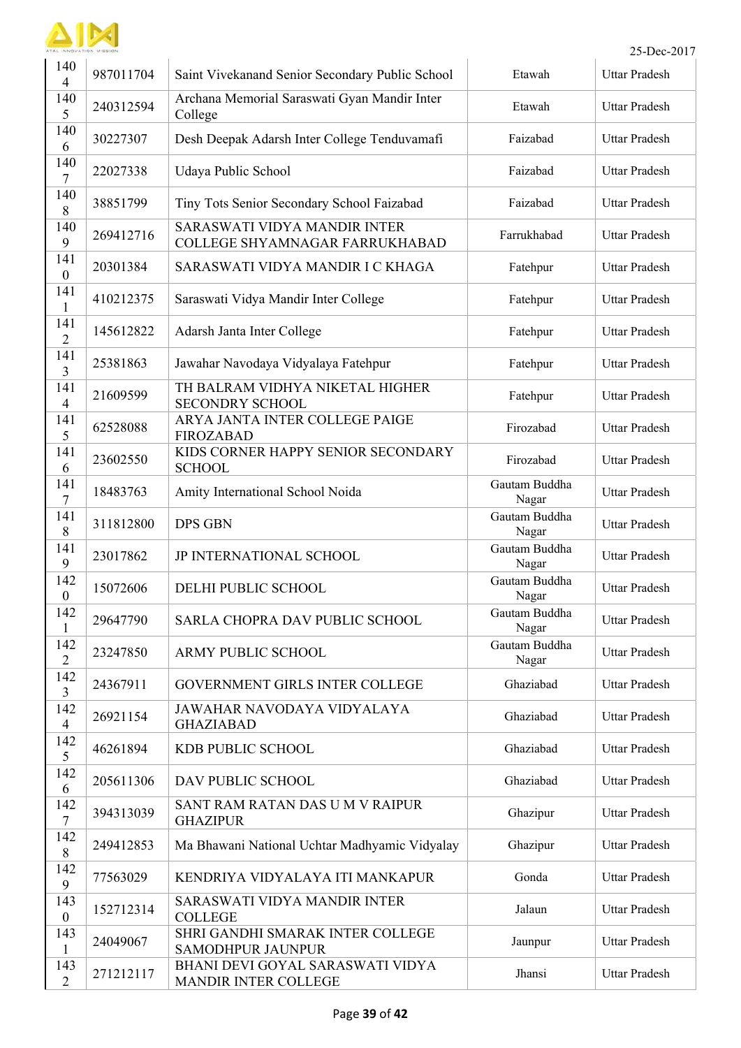| 1404 | 987011704 | Saint Vivekanand Senior Secondary Public School | Etawah | Uttar Pradesh |
|---|---|---|---|---|
| 1405 | 240312594 | Archana Memorial Saraswati Gyan Mandir Inter College | Etawah | Uttar Pradesh |
| 1406 | 30227307 | Desh Deepak Adarsh Inter College Tenduvamafi | Faizabad | Uttar Pradesh |
| 1407 | 22027338 | Udaya Public School | Faizabad | Uttar Pradesh |
| 1408 | 38851799 | Tiny Tots Senior Secondary School Faizabad | Faizabad | Uttar Pradesh |
| 1409 | 269412716 | SARASWATI VIDYA MANDIR INTER COLLEGE SHYAMNAGAR FARRUKHABAD | Farrukhabad | Uttar Pradesh |
| 1410 | 20301384 | SARASWATI VIDYA MANDIR I C KHAGA | Fatehpur | Uttar Pradesh |
| 1411 | 410212375 | Saraswati Vidya Mandir Inter College | Fatehpur | Uttar Pradesh |
| 1412 | 145612822 | Adarsh Janta Inter College | Fatehpur | Uttar Pradesh |
| 1413 | 25381863 | Jawahar Navodaya Vidyalaya Fatehpur | Fatehpur | Uttar Pradesh |
| 1414 | 21609599 | TH BALRAM VIDHYA NIKETAL HIGHER SECONDRY SCHOOL | Fatehpur | Uttar Pradesh |
| 1415 | 62528088 | ARYA JANTA INTER COLLEGE PAIGE FIROZABAD | Firozabad | Uttar Pradesh |
| 1416 | 23602550 | KIDS CORNER HAPPY SENIOR SECONDARY SCHOOL | Firozabad | Uttar Pradesh |
| 1417 | 18483763 | Amity International School Noida | Gautam Buddha Nagar | Uttar Pradesh |
| 1418 | 311812800 | DPS GBN | Gautam Buddha Nagar | Uttar Pradesh |
| 1419 | 23017862 | JP INTERNATIONAL SCHOOL | Gautam Buddha Nagar | Uttar Pradesh |
| 1420 | 15072606 | DELHI PUBLIC SCHOOL | Gautam Buddha Nagar | Uttar Pradesh |
| 1421 | 29647790 | SARLA CHOPRA DAV PUBLIC SCHOOL | Gautam Buddha Nagar | Uttar Pradesh |
| 1422 | 23247850 | ARMY PUBLIC SCHOOL | Gautam Buddha Nagar | Uttar Pradesh |
| 1423 | 24367911 | GOVERNMENT GIRLS INTER COLLEGE | Ghaziabad | Uttar Pradesh |
| 1424 | 26921154 | JAWAHAR NAVODAYA VIDYALAYA GHAZIABAD | Ghaziabad | Uttar Pradesh |
| 1425 | 46261894 | KDB PUBLIC SCHOOL | Ghaziabad | Uttar Pradesh |
| 1426 | 205611306 | DAV PUBLIC SCHOOL | Ghaziabad | Uttar Pradesh |
| 1427 | 394313039 | SANT RAM RATAN DAS U M V RAIPUR GHAZIPUR | Ghazipur | Uttar Pradesh |
| 1428 | 249412853 | Ma Bhawani National Uchtar Madhyamic Vidyalay | Ghazipur | Uttar Pradesh |
| 1429 | 77563029 | KENDRIYA VIDYALAYA ITI MANKAPUR | Gonda | Uttar Pradesh |
| 1430 | 152712314 | SARASWATI VIDYA MANDIR INTER COLLEGE | Jalaun | Uttar Pradesh |
| 1431 | 24049067 | SHRI GANDHI SMARAK INTER COLLEGE SAMODHPUR JAUNPUR | Jaunpur | Uttar Pradesh |
| 1432 | 271212117 | BHANI DEVI GOYAL SARASWATI VIDYA MANDIR INTER COLLEGE | Jhansi | Uttar Pradesh |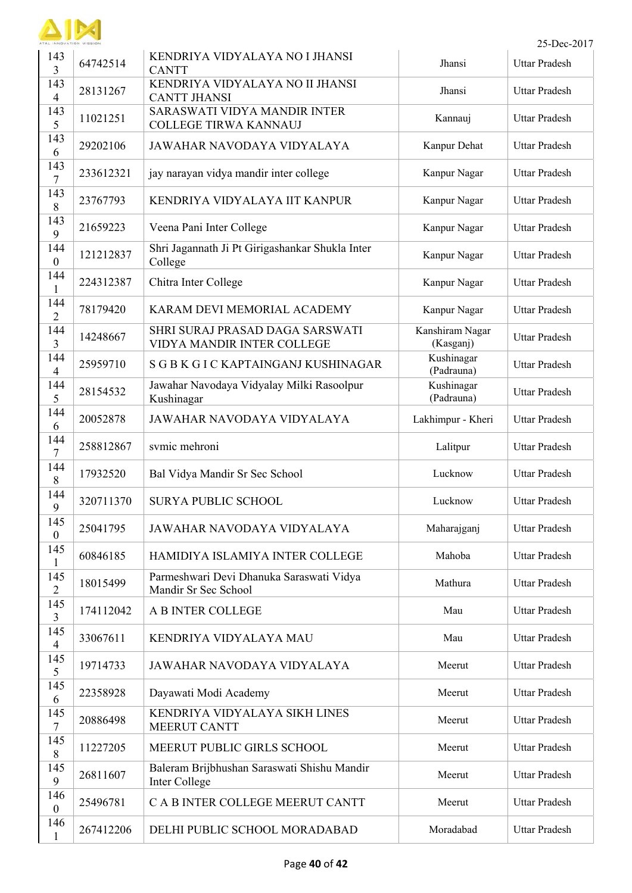| 1433 | 64742514 | KENDRIYA VIDYALAYA NO I JHANSI CANTT | Jhansi | Uttar Pradesh |
|---|---|---|---|---|
| 1434 | 28131267 | KENDRIYA VIDYALAYA NO II JHANSI CANTT JHANSI | Jhansi | Uttar Pradesh |
| 1435 | 11021251 | SARASWATI VIDYA MANDIR INTER COLLEGE TIRWA KANNAUJ | Kannauj | Uttar Pradesh |
| 1436 | 29202106 | JAWAHAR NAVODAYA VIDYALAYA | Kanpur Dehat | Uttar Pradesh |
| 1437 | 233612321 | jay narayan vidya mandir inter college | Kanpur Nagar | Uttar Pradesh |
| 1438 | 23767793 | KENDRIYA VIDYALAYA IIT KANPUR | Kanpur Nagar | Uttar Pradesh |
| 1439 | 21659223 | Veena Pani Inter College | Kanpur Nagar | Uttar Pradesh |
| 1440 | 121212837 | Shri Jagannath Ji Pt Girigashankar Shukla Inter College | Kanpur Nagar | Uttar Pradesh |
| 1441 | 224312387 | Chitra Inter College | Kanpur Nagar | Uttar Pradesh |
| 1442 | 78179420 | KARAM DEVI MEMORIAL ACADEMY | Kanpur Nagar | Uttar Pradesh |
| 1443 | 14248667 | SHRI SURAJ PRASAD DAGA SARSWATI VIDYA MANDIR INTER COLLEGE | Kanshiram Nagar (Kasganj) | Uttar Pradesh |
| 1444 | 25959710 | S G B K G I C KAPTAINGANJ KUSHINAGAR | Kushinagar (Padrauna) | Uttar Pradesh |
| 1445 | 28154532 | Jawahar Navodaya Vidyalay Milki Rasoolpur Kushinagar | Kushinagar (Padrauna) | Uttar Pradesh |
| 1446 | 20052878 | JAWAHAR NAVODAYA VIDYALAYA | Lakhimpur - Kheri | Uttar Pradesh |
| 1447 | 258812867 | svmic mehroni | Lalitpur | Uttar Pradesh |
| 1448 | 17932520 | Bal Vidya Mandir Sr Sec School | Lucknow | Uttar Pradesh |
| 1449 | 320711370 | SURYA PUBLIC SCHOOL | Lucknow | Uttar Pradesh |
| 1450 | 25041795 | JAWAHAR NAVODAYA VIDYALAYA | Maharajganj | Uttar Pradesh |
| 1451 | 60846185 | HAMIDIYA ISLAMIYA INTER COLLEGE | Mahoba | Uttar Pradesh |
| 1452 | 18015499 | Parmeshwari Devi Dhanuka Saraswati Vidya Mandir Sr Sec School | Mathura | Uttar Pradesh |
| 1453 | 174112042 | A B INTER COLLEGE | Mau | Uttar Pradesh |
| 1454 | 33067611 | KENDRIYA VIDYALAYA MAU | Mau | Uttar Pradesh |
| 1455 | 19714733 | JAWAHAR NAVODAYA VIDYALAYA | Meerut | Uttar Pradesh |
| 1456 | 22358928 | Dayawati Modi Academy | Meerut | Uttar Pradesh |
| 1457 | 20886498 | KENDRIYA VIDYALAYA SIKH LINES MEERUT CANTT | Meerut | Uttar Pradesh |
| 1458 | 11227205 | MEERUT PUBLIC GIRLS SCHOOL | Meerut | Uttar Pradesh |
| 1459 | 26811607 | Baleram Brijbhushan Saraswati Shishu Mandir Inter College | Meerut | Uttar Pradesh |
| 1460 | 25496781 | C A B INTER COLLEGE MEERUT CANTT | Meerut | Uttar Pradesh |
| 1461 | 267412206 | DELHI PUBLIC SCHOOL MORADABAD | Moradabad | Uttar Pradesh |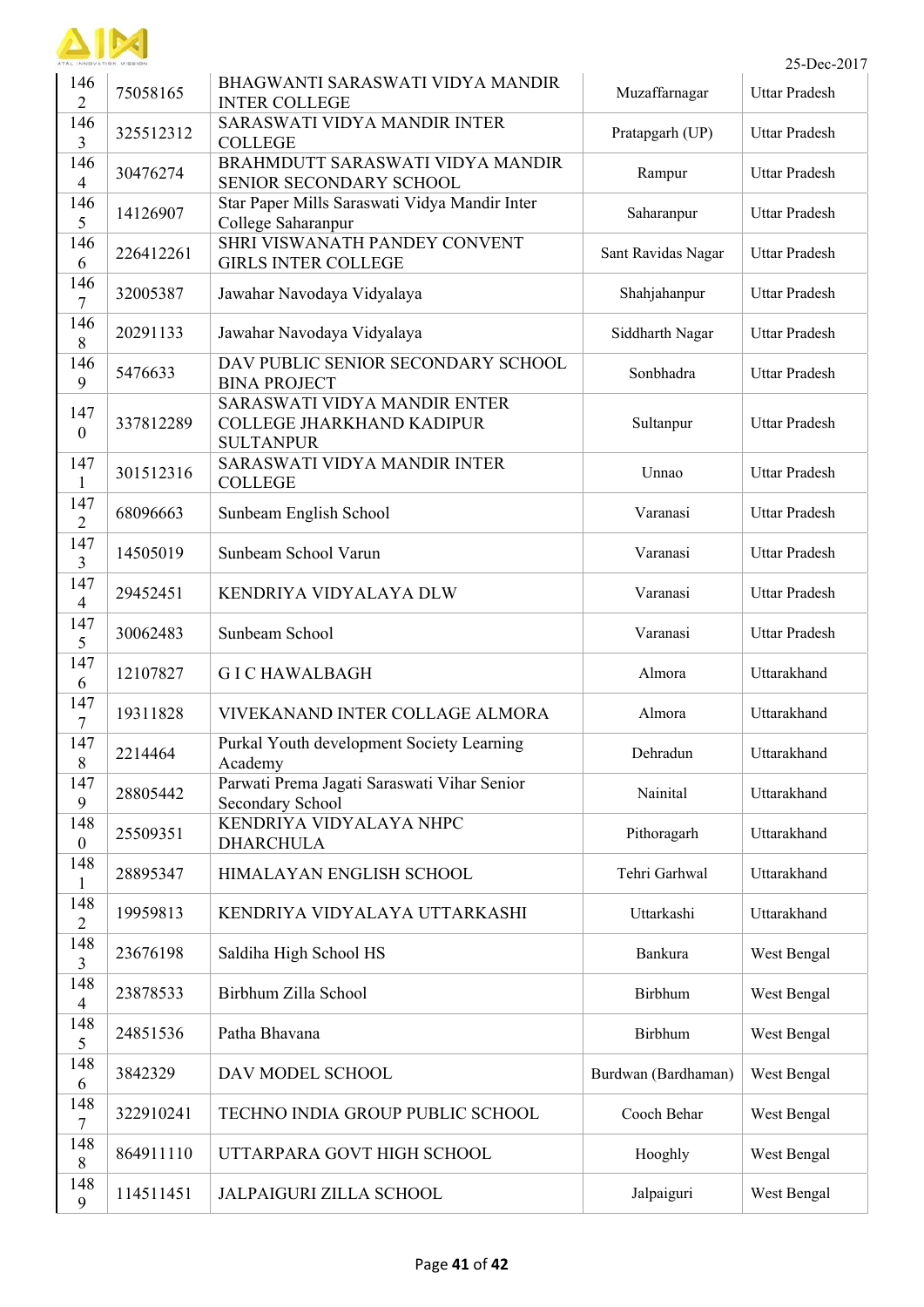| 1462 | 75058165 | BHAGWANTI SARASWATI VIDYA MANDIR INTER COLLEGE | Muzaffarnagar | Uttar Pradesh |
|---|---|---|---|---|
| 1463 | 325512312 | SARASWATI VIDYA MANDIR INTER COLLEGE | Pratapgarh (UP) | Uttar Pradesh |
| 1464 | 30476274 | BRAHMDUTT SARASWATI VIDYA MANDIR SENIOR SECONDARY SCHOOL | Rampur | Uttar Pradesh |
| 1465 | 14126907 | Star Paper Mills Saraswati Vidya Mandir Inter College Saharanpur | Saharanpur | Uttar Pradesh |
| 1466 | 226412261 | SHRI VISWANATH PANDEY CONVENT GIRLS INTER COLLEGE | Sant Ravidas Nagar | Uttar Pradesh |
| 1467 | 32005387 | Jawahar Navodaya Vidyalaya | Shahjahanpur | Uttar Pradesh |
| 1468 | 20291133 | Jawahar Navodaya Vidyalaya | Siddharth Nagar | Uttar Pradesh |
| 1469 | 5476633 | DAV PUBLIC SENIOR SECONDARY SCHOOL BINA PROJECT | Sonbhadra | Uttar Pradesh |
| 1470 | 337812289 | SARASWATI VIDYA MANDIR ENTER COLLEGE JHARKHAND KADIPUR SULTANPUR | Sultanpur | Uttar Pradesh |
| 1471 | 301512316 | SARASWATI VIDYA MANDIR INTER COLLEGE | Unnao | Uttar Pradesh |
| 1472 | 68096663 | Sunbeam English School | Varanasi | Uttar Pradesh |
| 1473 | 14505019 | Sunbeam School Varun | Varanasi | Uttar Pradesh |
| 1474 | 29452451 | KENDRIYA VIDYALAYA DLW | Varanasi | Uttar Pradesh |
| 1475 | 30062483 | Sunbeam School | Varanasi | Uttar Pradesh |
| 1476 | 12107827 | G I C HAWALBAGH | Almora | Uttarakhand |
| 1477 | 19311828 | VIVEKANAND INTER COLLAGE ALMORA | Almora | Uttarakhand |
| 1478 | 2214464 | Purkal Youth development Society Learning Academy | Dehradun | Uttarakhand |
| 1479 | 28805442 | Parwati Prema Jagati Saraswati Vihar Senior Secondary School | Nainital | Uttarakhand |
| 1480 | 25509351 | KENDRIYA VIDYALAYA NHPC DHARCHULA | Pithoragarh | Uttarakhand |
| 1481 | 28895347 | HIMALAYAN ENGLISH SCHOOL | Tehri Garhwal | Uttarakhand |
| 1482 | 19959813 | KENDRIYA VIDYALAYA UTTARKASHI | Uttarkashi | Uttarakhand |
| 1483 | 23676198 | Saldiha High School HS | Bankura | West Bengal |
| 1484 | 23878533 | Birbhum Zilla School | Birbhum | West Bengal |
| 1485 | 24851536 | Patha Bhavana | Birbhum | West Bengal |
| 1486 | 3842329 | DAV MODEL SCHOOL | Burdwan (Bardhaman) | West Bengal |
| 1487 | 322910241 | TECHNO INDIA GROUP PUBLIC SCHOOL | Cooch Behar | West Bengal |
| 1488 | 864911110 | UTTARPARA GOVT HIGH SCHOOL | Hooghly | West Bengal |
| 1489 | 114511451 | JALPAIGURI ZILLA SCHOOL | Jalpaiguri | West Bengal |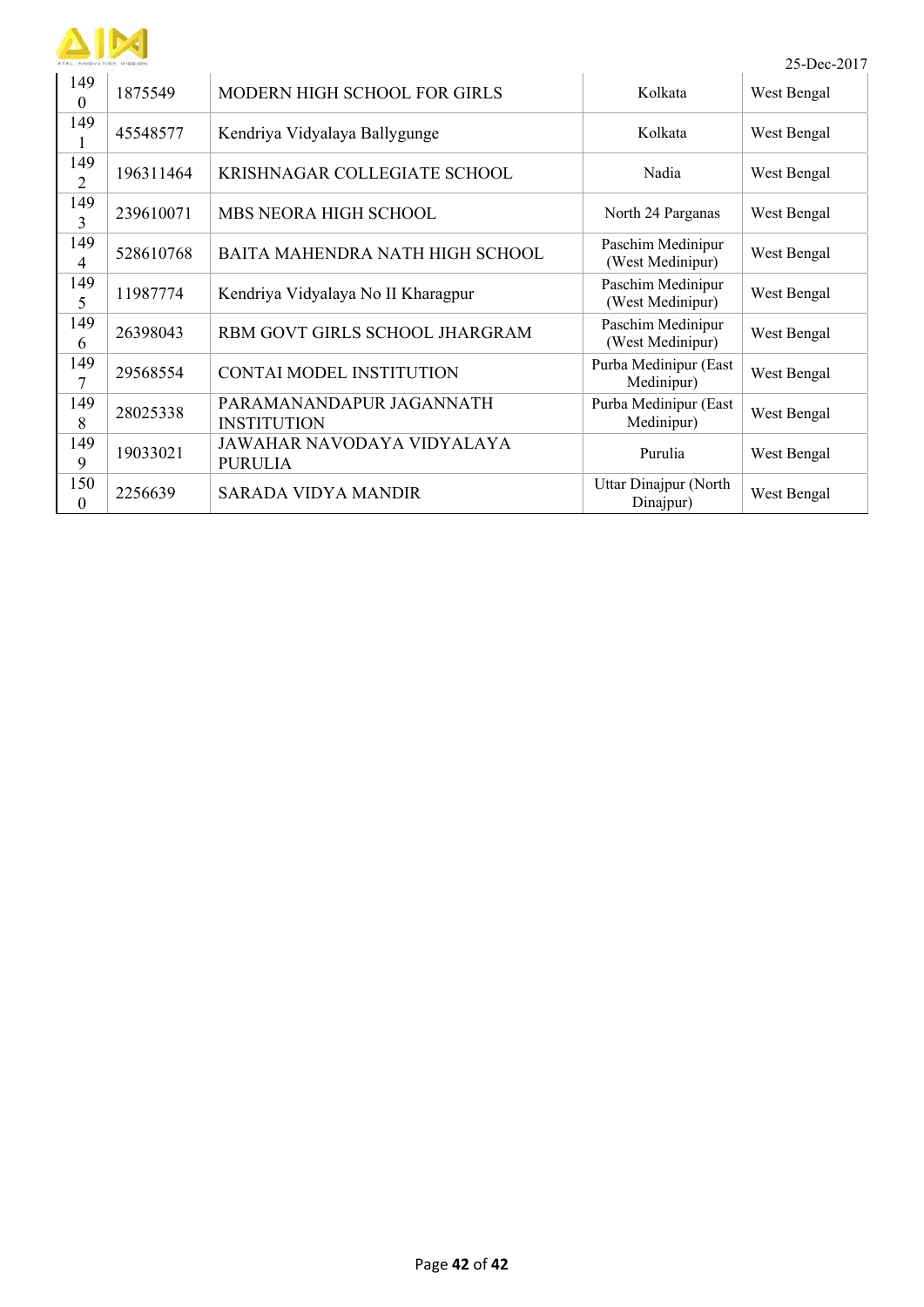| | | | | |
|---|---|---|---|---|
| 1490 | 1875549 | MODERN HIGH SCHOOL FOR GIRLS | Kolkata | West Bengal |
| 1491 | 45548577 | Kendriya Vidyalaya Ballygunge | Kolkata | West Bengal |
| 1492 | 196311464 | KRISHNAGAR COLLEGIATE SCHOOL | Nadia | West Bengal |
| 1493 | 239610071 | MBS NEORA HIGH SCHOOL | North 24 Parganas | West Bengal |
| 1494 | 528610768 | BAITA MAHENDRA NATH HIGH SCHOOL | Paschim Medinipur (West Medinipur) | West Bengal |
| 1495 | 11987774 | Kendriya Vidyalaya No II Kharagpur | Paschim Medinipur (West Medinipur) | West Bengal |
| 1496 | 26398043 | RBM GOVT GIRLS SCHOOL JHARGRAM | Paschim Medinipur (West Medinipur) | West Bengal |
| 1497 | 29568554 | CONTAI MODEL INSTITUTION | Purba Medinipur (East Medinipur) | West Bengal |
| 1498 | 28025338 | PARAMANANDAPUR JAGANNATH INSTITUTION | Purba Medinipur (East Medinipur) | West Bengal |
| 1499 | 19033021 | JAWAHAR NAVODAYA VIDYALAYA PURULIA | Purulia | West Bengal |
| 1500 | 2256639 | SARADA VIDYA MANDIR | Uttar Dinajpur (North Dinajpur) | West Bengal |